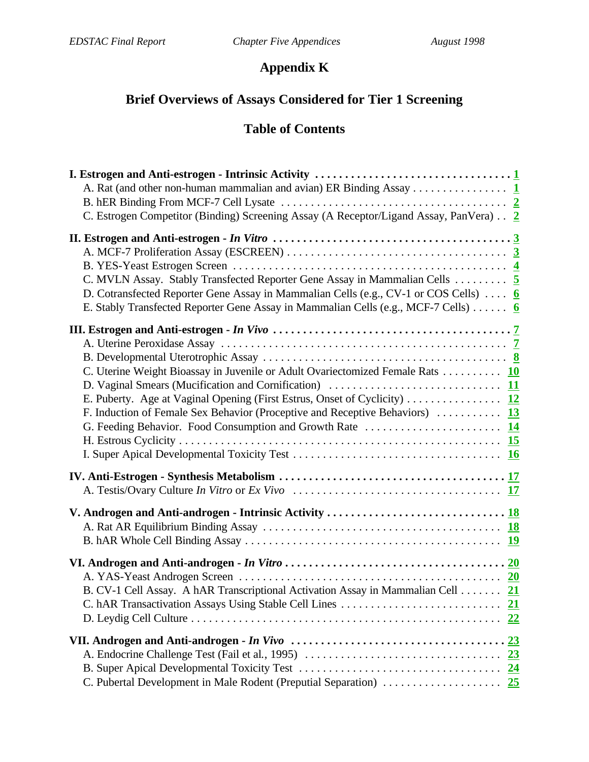# Appendix K

## Brief Overviews of Assays Considered for Tier 1 Screening

## Table of Contents

**I. Estrogen and Anti-estrogen - Intrinsic Activity** ..... 1
- A. Rat (and other non-human mammalian and avian) ER Binding Assay ..... 1
- B. hER Binding From MCF-7 Cell Lysate ..... 2
- C. Estrogen Competitor (Binding) Screening Assay (A Receptor/Ligand Assay, PanVera) ..... 2

**II. Estrogen and Anti-estrogen - *In Vitro*** ..... 3
- A. MCF-7 Proliferation Assay (ESCREEN) ..... 3
- B. YES-Yeast Estrogen Screen ..... 4
- C. MVLN Assay. Stably Transfected Reporter Gene Assay in Mammalian Cells ..... 5
- D. Cotransfected Reporter Gene Assay in Mammalian Cells (e.g., CV-1 or COS Cells) ..... 6
- E. Stably Transfected Reporter Gene Assay in Mammalian Cells (e.g., MCF-7 Cells) ..... 6

**III. Estrogen and Anti-estrogen - *In Vivo*** ..... 7
- A. Uterine Peroxidase Assay ..... 7
- B. Developmental Uterotrophic Assay ..... 8
- C. Uterine Weight Bioassay in Juvenile or Adult Ovariectomized Female Rats ..... 10
- D. Vaginal Smears (Mucification and Cornification) ..... 11
- E. Puberty. Age at Vaginal Opening (First Estrus, Onset of Cyclicity) ..... 12
- F. Induction of Female Sex Behavior (Proceptive and Receptive Behaviors) ..... 13
- G. Feeding Behavior. Food Consumption and Growth Rate ..... 14
- H. Estrous Cyclicity ..... 15
- I. Super Apical Developmental Toxicity Test ..... 16

**IV. Anti-Estrogen - Synthesis Metabolism** ..... 17
- A. Testis/Ovary Culture *In Vitro* or *Ex Vivo* ..... 17

**V. Androgen and Anti-androgen - Intrinsic Activity** ..... 18
- A. Rat AR Equilibrium Binding Assay ..... 18
- B. hAR Whole Cell Binding Assay ..... 19

**VI. Androgen and Anti-androgen - *In Vitro*** ..... 20
- A. YAS-Yeast Androgen Screen ..... 20
- B. CV-1 Cell Assay. A hAR Transcriptional Activation Assay in Mammalian Cell ..... 21
- C. hAR Transactivation Assays Using Stable Cell Lines ..... 21
- D. Leydig Cell Culture ..... 22

**VII. Androgen and Anti-androgen - *In Vivo*** ..... 23
- A. Endocrine Challenge Test (Fail et al., 1995) ..... 23
- B. Super Apical Developmental Toxicity Test ..... 24
- C. Pubertal Development in Male Rodent (Preputial Separation) ..... 25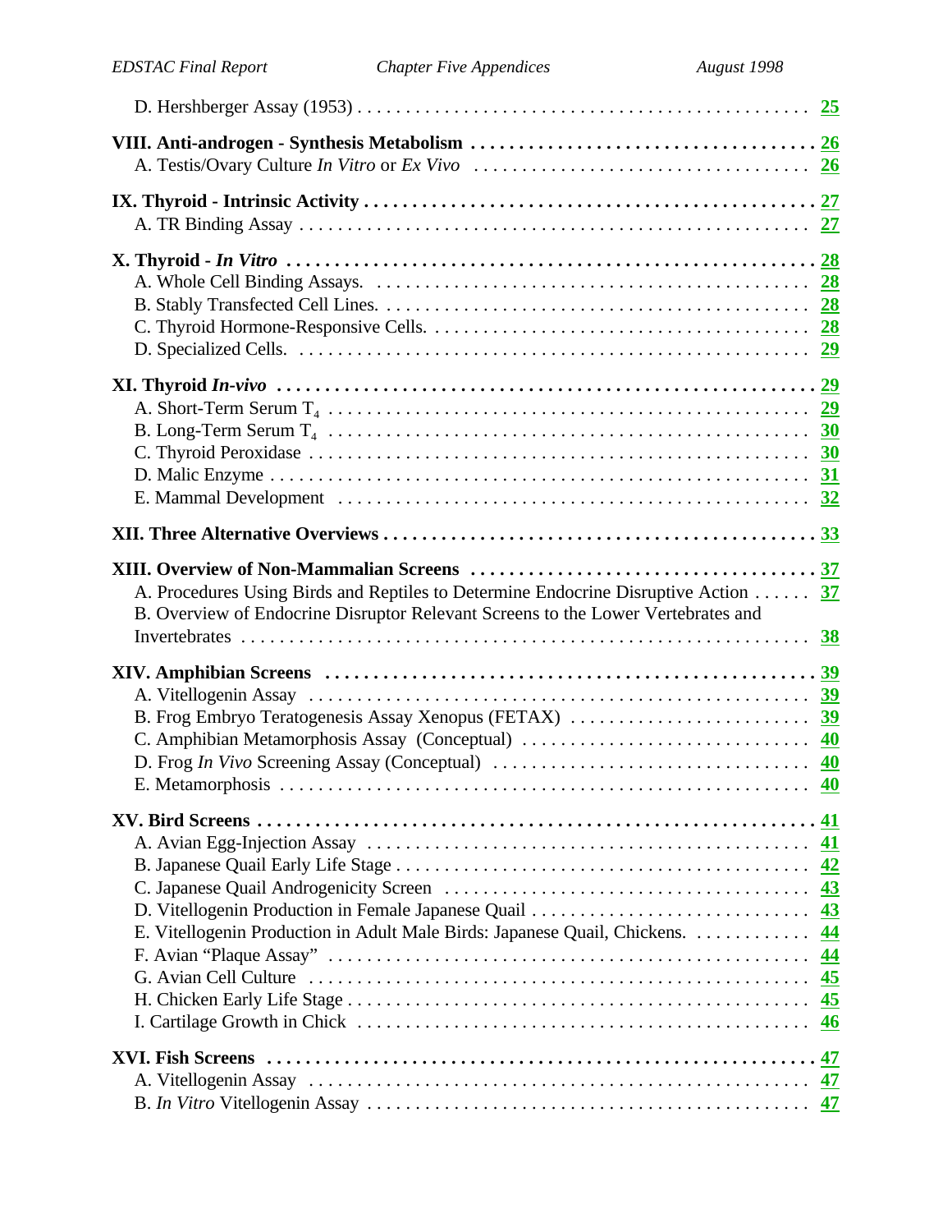D. Hershberger Assay (1953) . . . . . . . . . . . . . . . . . . . . . . . . . . . . . . . . . . . . . . . . . . . . . . . . . 25

**VIII. Anti-androgen - Synthesis Metabolism . . . . . . . . . . . . . . . . . . . . . . . . . . . . . . . . . . . 26**

A. Testis/Ovary Culture *In Vitro* or *Ex Vivo* . . . . . . . . . . . . . . . . . . . . . . . . . . . . . . . . . . . 26

**IX. Thyroid - Intrinsic Activity . . . . . . . . . . . . . . . . . . . . . . . . . . . . . . . . . . . . . . . . . . . . . . 27**

A. TR Binding Assay . . . . . . . . . . . . . . . . . . . . . . . . . . . . . . . . . . . . . . . . . . . . . . . . . . . . 27

**X. Thyroid - *In Vitro* . . . . . . . . . . . . . . . . . . . . . . . . . . . . . . . . . . . . . . . . . . . . . . . . . . . . 28**

A. Whole Cell Binding Assays. . . . . . . . . . . . . . . . . . . . . . . . . . . . . . . . . . . . . . . . . . . . . . 28

B. Stably Transfected Cell Lines. . . . . . . . . . . . . . . . . . . . . . . . . . . . . . . . . . . . . . . . . . . . . 28

C. Thyroid Hormone-Responsive Cells. . . . . . . . . . . . . . . . . . . . . . . . . . . . . . . . . . . . . . . . 28

D. Specialized Cells. . . . . . . . . . . . . . . . . . . . . . . . . . . . . . . . . . . . . . . . . . . . . . . . . . . . . 29

**XI. Thyroid *In-vivo* . . . . . . . . . . . . . . . . . . . . . . . . . . . . . . . . . . . . . . . . . . . . . . . . . . . . . 29**

A. Short-Term Serum $T_4$ . . . . . . . . . . . . . . . . . . . . . . . . . . . . . . . . . . . . . . . . . . . . . . . . 29

B. Long-Term Serum $T_4$ . . . . . . . . . . . . . . . . . . . . . . . . . . . . . . . . . . . . . . . . . . . . . . . . . 30

C. Thyroid Peroxidase . . . . . . . . . . . . . . . . . . . . . . . . . . . . . . . . . . . . . . . . . . . . . . . . . . . 30

D. Malic Enzyme . . . . . . . . . . . . . . . . . . . . . . . . . . . . . . . . . . . . . . . . . . . . . . . . . . . . . . . 31

E. Mammal Development . . . . . . . . . . . . . . . . . . . . . . . . . . . . . . . . . . . . . . . . . . . . . . . . . 32

**XII. Three Alternative Overviews . . . . . . . . . . . . . . . . . . . . . . . . . . . . . . . . . . . . . . . . . . . . 33**

**XIII. Overview of Non-Mammalian Screens . . . . . . . . . . . . . . . . . . . . . . . . . . . . . . . . . . . . 37**

A. Procedures Using Birds and Reptiles to Determine Endocrine Disruptive Action . . . . . . 37

B. Overview of Endocrine Disruptor Relevant Screens to the Lower Vertebrates and Invertebrates . . . . . . . . . . . . . . . . . . . . . . . . . . . . . . . . . . . . . . . . . . . . . . . . . . . . . . . . . . 38

**XIV. Amphibian Screens . . . . . . . . . . . . . . . . . . . . . . . . . . . . . . . . . . . . . . . . . . . . . . . . . . 39**

A. Vitellogenin Assay . . . . . . . . . . . . . . . . . . . . . . . . . . . . . . . . . . . . . . . . . . . . . . . . . . . . 39

B. Frog Embryo Teratogenesis Assay Xenopus (FETAX) . . . . . . . . . . . . . . . . . . . . . . . . . 39

C. Amphibian Metamorphosis Assay (Conceptual) . . . . . . . . . . . . . . . . . . . . . . . . . . . . . . 40

D. Frog *In Vivo* Screening Assay (Conceptual) . . . . . . . . . . . . . . . . . . . . . . . . . . . . . . . . 40

E. Metamorphosis . . . . . . . . . . . . . . . . . . . . . . . . . . . . . . . . . . . . . . . . . . . . . . . . . . . . . . . 40

**XV. Bird Screens . . . . . . . . . . . . . . . . . . . . . . . . . . . . . . . . . . . . . . . . . . . . . . . . . . . . . . . . . 41**

A. Avian Egg-Injection Assay . . . . . . . . . . . . . . . . . . . . . . . . . . . . . . . . . . . . . . . . . . . . . . 41

B. Japanese Quail Early Life Stage . . . . . . . . . . . . . . . . . . . . . . . . . . . . . . . . . . . . . . . . . . 42

C. Japanese Quail Androgenicity Screen . . . . . . . . . . . . . . . . . . . . . . . . . . . . . . . . . . . . . . 43

D. Vitellogenin Production in Female Japanese Quail . . . . . . . . . . . . . . . . . . . . . . . . . . . . 43

E. Vitellogenin Production in Adult Male Birds: Japanese Quail, Chickens. . . . . . . . . . . . 44

F. Avian "Plaque Assay" . . . . . . . . . . . . . . . . . . . . . . . . . . . . . . . . . . . . . . . . . . . . . . . . . . 44

G. Avian Cell Culture . . . . . . . . . . . . . . . . . . . . . . . . . . . . . . . . . . . . . . . . . . . . . . . . . . . . . 45

H. Chicken Early Life Stage . . . . . . . . . . . . . . . . . . . . . . . . . . . . . . . . . . . . . . . . . . . . . . . . 45

I. Cartilage Growth in Chick . . . . . . . . . . . . . . . . . . . . . . . . . . . . . . . . . . . . . . . . . . . . . . . 46

**XVI. Fish Screens . . . . . . . . . . . . . . . . . . . . . . . . . . . . . . . . . . . . . . . . . . . . . . . . . . . . . . . . 47**

A. Vitellogenin Assay . . . . . . . . . . . . . . . . . . . . . . . . . . . . . . . . . . . . . . . . . . . . . . . . . . . . 47

B. *In Vitro* Vitellogenin Assay . . . . . . . . . . . . . . . . . . . . . . . . . . . . . . . . . . . . . . . . . . . . . 47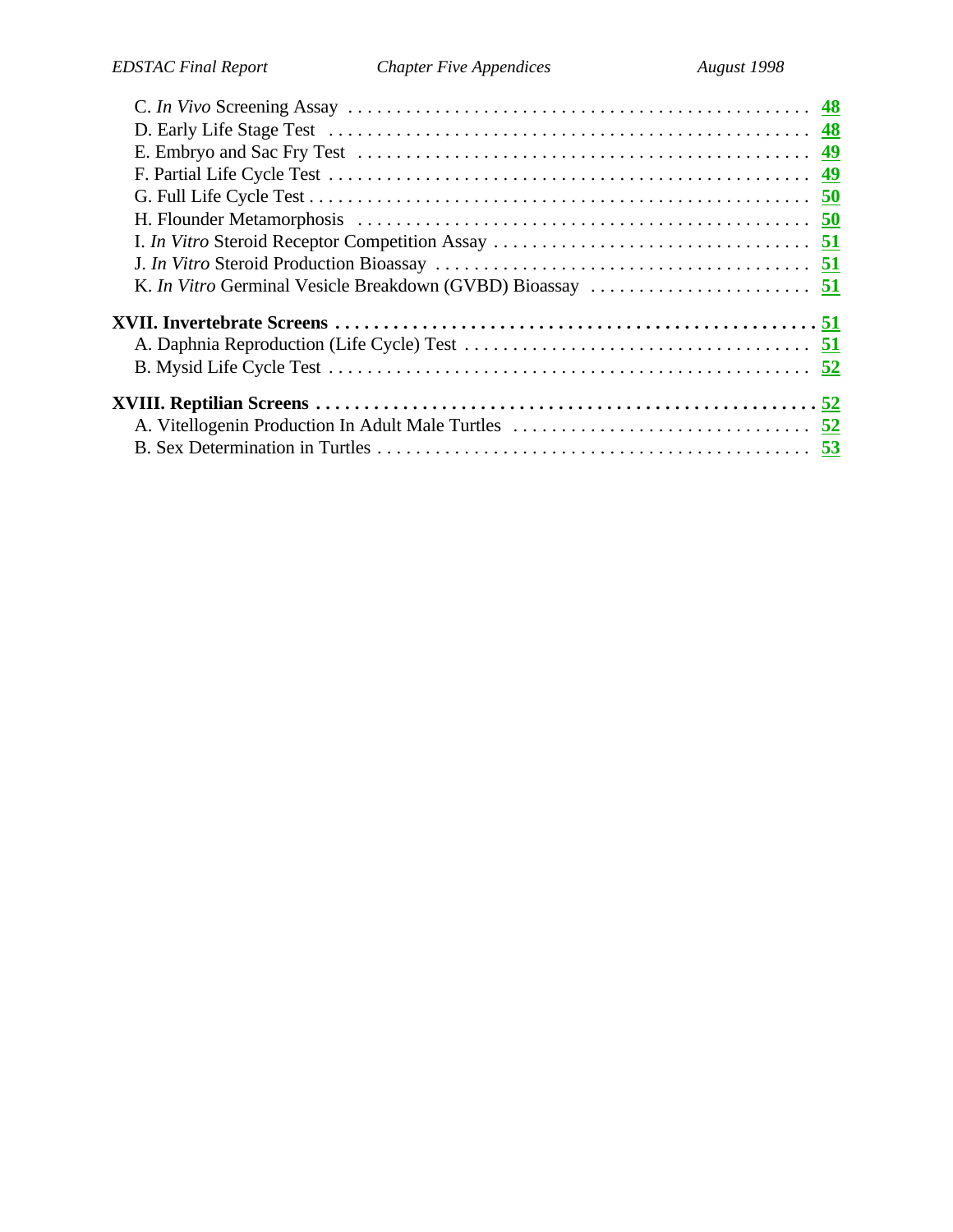C. *In Vivo* Screening Assay . . . . . . . . . . . . . . . . . . . . . . . . . . . . . . . . . . . . . . . . . . . . . . . . . . 48
D. Early Life Stage Test . . . . . . . . . . . . . . . . . . . . . . . . . . . . . . . . . . . . . . . . . . . . . . . . . . . . . 48
E. Embryo and Sac Fry Test . . . . . . . . . . . . . . . . . . . . . . . . . . . . . . . . . . . . . . . . . . . . . . . . . . 49
F. Partial Life Cycle Test . . . . . . . . . . . . . . . . . . . . . . . . . . . . . . . . . . . . . . . . . . . . . . . . . . . . . 49
G. Full Life Cycle Test . . . . . . . . . . . . . . . . . . . . . . . . . . . . . . . . . . . . . . . . . . . . . . . . . . . . . . . 50
H. Flounder Metamorphosis . . . . . . . . . . . . . . . . . . . . . . . . . . . . . . . . . . . . . . . . . . . . . . . . . . 50
I. *In Vitro* Steroid Receptor Competition Assay . . . . . . . . . . . . . . . . . . . . . . . . . . . . . . . . . 51
J. *In Vitro* Steroid Production Bioassay . . . . . . . . . . . . . . . . . . . . . . . . . . . . . . . . . . . . . . . . 51
K. *In Vitro* Germinal Vesicle Breakdown (GVBD) Bioassay . . . . . . . . . . . . . . . . . . . . . . . 51

**XVII. Invertebrate Screens . . . . . . . . . . . . . . . . . . . . . . . . . . . . . . . . . . . . . . . . . . . . . . . . . . 51**
A. Daphnia Reproduction (Life Cycle) Test . . . . . . . . . . . . . . . . . . . . . . . . . . . . . . . . . . . . . 51
B. Mysid Life Cycle Test . . . . . . . . . . . . . . . . . . . . . . . . . . . . . . . . . . . . . . . . . . . . . . . . . . . . 52

**XVIII. Reptilian Screens . . . . . . . . . . . . . . . . . . . . . . . . . . . . . . . . . . . . . . . . . . . . . . . . . . . 52**
A. Vitellogenin Production In Adult Male Turtles . . . . . . . . . . . . . . . . . . . . . . . . . . . . . . . . 52
B. Sex Determination in Turtles . . . . . . . . . . . . . . . . . . . . . . . . . . . . . . . . . . . . . . . . . . . . . . . 53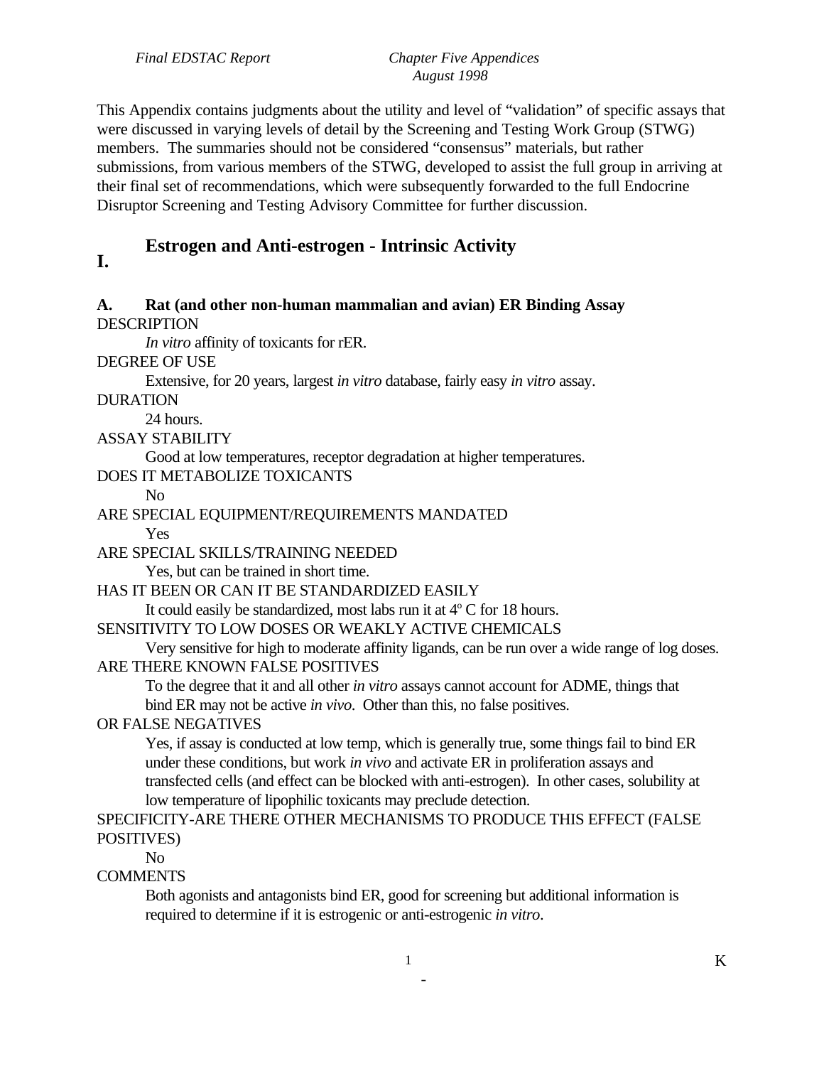This Appendix contains judgments about the utility and level of "validation" of specific assays that were discussed in varying levels of detail by the Screening and Testing Work Group (STWG) members. The summaries should not be considered "consensus" materials, but rather submissions, from various members of the STWG, developed to assist the full group in arriving at their final set of recommendations, which were subsequently forwarded to the full Endocrine Disruptor Screening and Testing Advisory Committee for further discussion.

# I. Estrogen and Anti-estrogen - Intrinsic Activity

## A. Rat (and other non-human mammalian and avian) ER Binding Assay

DESCRIPTION

*In vitro* affinity of toxicants for rER.

DEGREE OF USE

Extensive, for 20 years, largest *in vitro* database, fairly easy *in vitro* assay.

DURATION

24 hours.

ASSAY STABILITY

Good at low temperatures, receptor degradation at higher temperatures.

DOES IT METABOLIZE TOXICANTS

No

ARE SPECIAL EQUIPMENT/REQUIREMENTS MANDATED

Yes

ARE SPECIAL SKILLS/TRAINING NEEDED

Yes, but can be trained in short time.

HAS IT BEEN OR CAN IT BE STANDARDIZED EASILY

It could easily be standardized, most labs run it at 4º C for 18 hours.

SENSITIVITY TO LOW DOSES OR WEAKLY ACTIVE CHEMICALS

Very sensitive for high to moderate affinity ligands, can be run over a wide range of log doses.

ARE THERE KNOWN FALSE POSITIVES

To the degree that it and all other *in vitro* assays cannot account for ADME, things that bind ER may not be active *in vivo*. Other than this, no false positives.

OR FALSE NEGATIVES

Yes, if assay is conducted at low temp, which is generally true, some things fail to bind ER under these conditions, but work *in vivo* and activate ER in proliferation assays and transfected cells (and effect can be blocked with anti-estrogen). In other cases, solubility at low temperature of lipophilic toxicants may preclude detection.

SPECIFICITY-ARE THERE OTHER MECHANISMS TO PRODUCE THIS EFFECT (FALSE POSITIVES)

No

COMMENTS

Both agonists and antagonists bind ER, good for screening but additional information is required to determine if it is estrogenic or anti-estrogenic *in vitro*.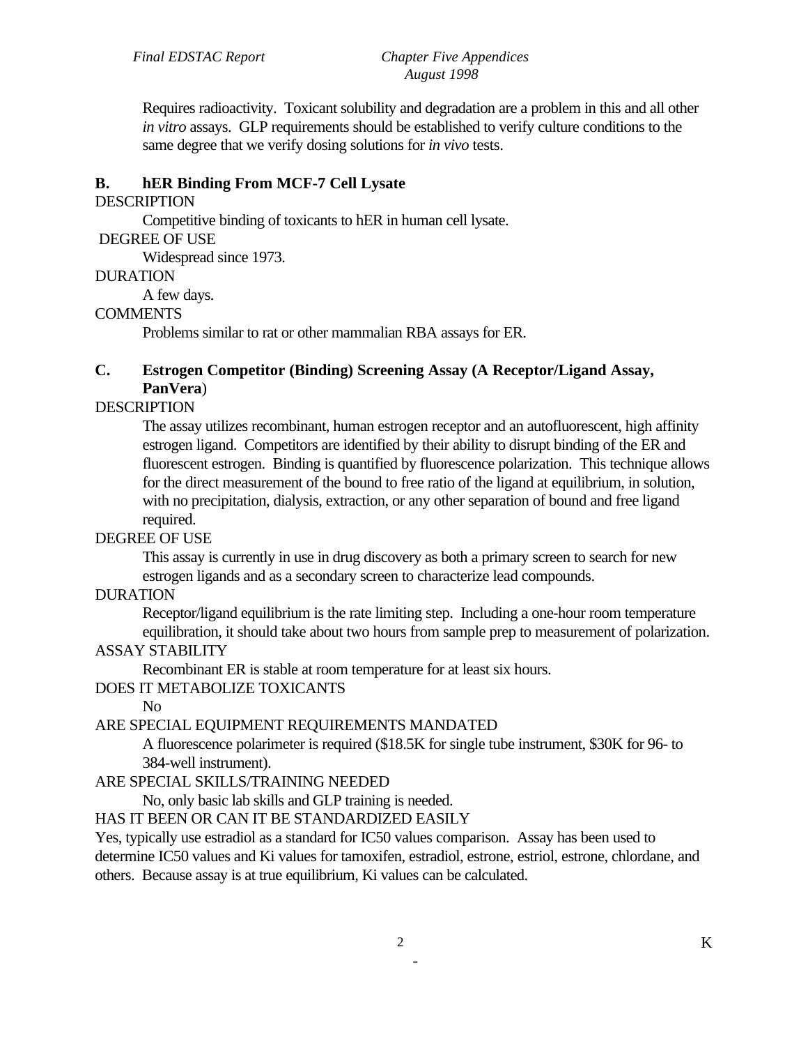Requires radioactivity. Toxicant solubility and degradation are a problem in this and all other *in vitro* assays. GLP requirements should be established to verify culture conditions to the same degree that we verify dosing solutions for *in vivo* tests.

### B. hER Binding From MCF-7 Cell Lysate

DESCRIPTION

Competitive binding of toxicants to hER in human cell lysate.

DEGREE OF USE

Widespread since 1973.

DURATION

A few days.

COMMENTS

Problems similar to rat or other mammalian RBA assays for ER.

### C. Estrogen Competitor (Binding) Screening Assay (A Receptor/Ligand Assay, PanVera)

DESCRIPTION

The assay utilizes recombinant, human estrogen receptor and an autofluorescent, high affinity estrogen ligand. Competitors are identified by their ability to disrupt binding of the ER and fluorescent estrogen. Binding is quantified by fluorescence polarization. This technique allows for the direct measurement of the bound to free ratio of the ligand at equilibrium, in solution, with no precipitation, dialysis, extraction, or any other separation of bound and free ligand required.

DEGREE OF USE

This assay is currently in use in drug discovery as both a primary screen to search for new estrogen ligands and as a secondary screen to characterize lead compounds.

DURATION

Receptor/ligand equilibrium is the rate limiting step. Including a one-hour room temperature equilibration, it should take about two hours from sample prep to measurement of polarization.

ASSAY STABILITY

Recombinant ER is stable at room temperature for at least six hours.

DOES IT METABOLIZE TOXICANTS

No

ARE SPECIAL EQUIPMENT REQUIREMENTS MANDATED

A fluorescence polarimeter is required ($18.5K for single tube instrument, $30K for 96- to 384-well instrument).

ARE SPECIAL SKILLS/TRAINING NEEDED

No, only basic lab skills and GLP training is needed.

HAS IT BEEN OR CAN IT BE STANDARDIZED EASILY

Yes, typically use estradiol as a standard for IC50 values comparison. Assay has been used to determine IC50 values and Ki values for tamoxifen, estradiol, estrone, estriol, estrone, chlordane, and others. Because assay is at true equilibrium, Ki values can be calculated.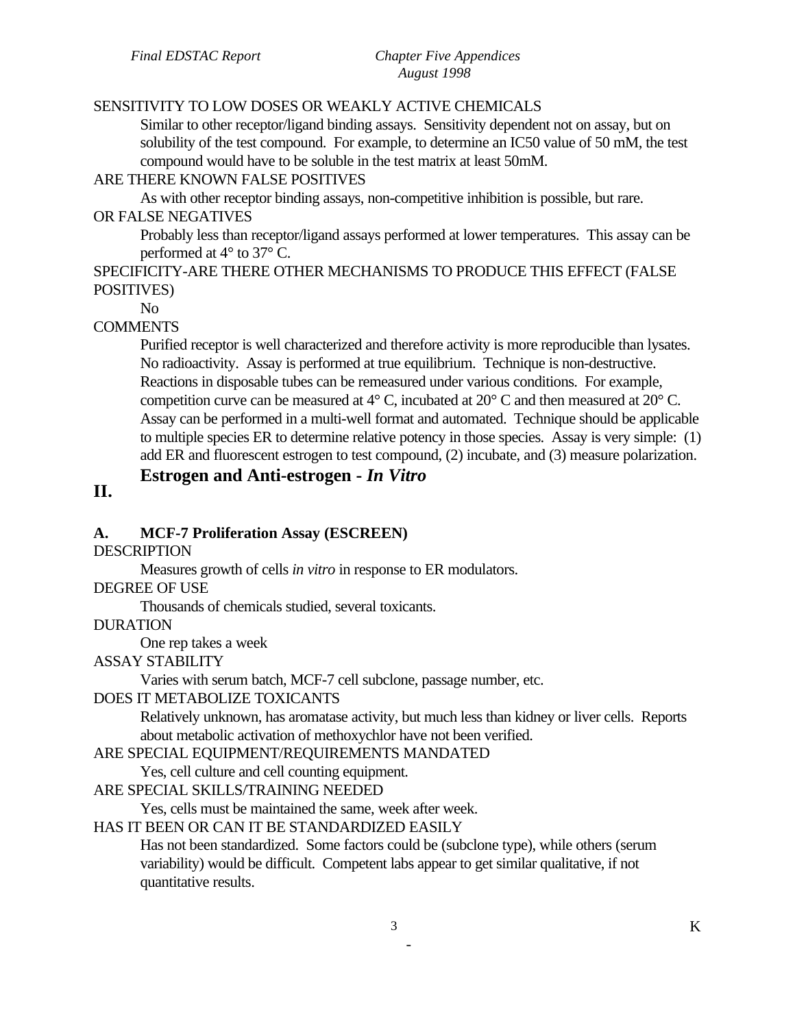SENSITIVITY TO LOW DOSES OR WEAKLY ACTIVE CHEMICALS

Similar to other receptor/ligand binding assays. Sensitivity dependent not on assay, but on solubility of the test compound. For example, to determine an IC50 value of 50 mM, the test compound would have to be soluble in the test matrix at least 50mM.

ARE THERE KNOWN FALSE POSITIVES

As with other receptor binding assays, non-competitive inhibition is possible, but rare.

OR FALSE NEGATIVES

Probably less than receptor/ligand assays performed at lower temperatures. This assay can be performed at 4° to 37° C.

SPECIFICITY-ARE THERE OTHER MECHANISMS TO PRODUCE THIS EFFECT (FALSE POSITIVES)

No

COMMENTS

Purified receptor is well characterized and therefore activity is more reproducible than lysates. No radioactivity. Assay is performed at true equilibrium. Technique is non-destructive. Reactions in disposable tubes can be remeasured under various conditions. For example, competition curve can be measured at 4° C, incubated at 20° C and then measured at 20° C. Assay can be performed in a multi-well format and automated. Technique should be applicable to multiple species ER to determine relative potency in those species. Assay is very simple: (1) add ER and fluorescent estrogen to test compound, (2) incubate, and (3) measure polarization.

## II. Estrogen and Anti-estrogen - *In Vitro*

### A. MCF-7 Proliferation Assay (ESCREEN)

DESCRIPTION

Measures growth of cells *in vitro* in response to ER modulators.

DEGREE OF USE

Thousands of chemicals studied, several toxicants.

DURATION

One rep takes a week

ASSAY STABILITY

Varies with serum batch, MCF-7 cell subclone, passage number, etc.

DOES IT METABOLIZE TOXICANTS

Relatively unknown, has aromatase activity, but much less than kidney or liver cells. Reports about metabolic activation of methoxychlor have not been verified.

ARE SPECIAL EQUIPMENT/REQUIREMENTS MANDATED

Yes, cell culture and cell counting equipment.

ARE SPECIAL SKILLS/TRAINING NEEDED

Yes, cells must be maintained the same, week after week.

HAS IT BEEN OR CAN IT BE STANDARDIZED EASILY

Has not been standardized. Some factors could be (subclone type), while others (serum variability) would be difficult. Competent labs appear to get similar qualitative, if not quantitative results.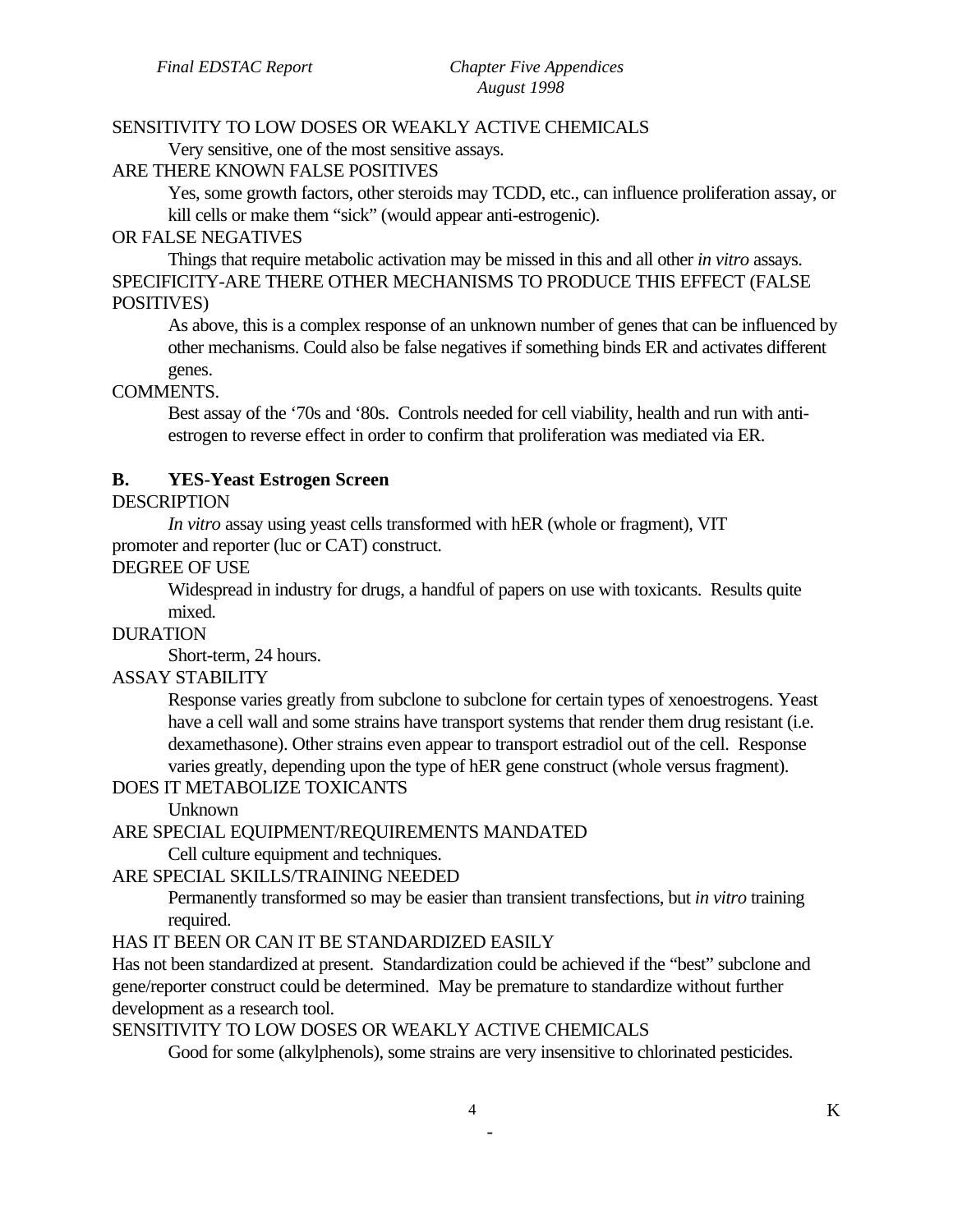SENSITIVITY TO LOW DOSES OR WEAKLY ACTIVE CHEMICALS

Very sensitive, one of the most sensitive assays.

ARE THERE KNOWN FALSE POSITIVES

Yes, some growth factors, other steroids may TCDD, etc., can influence proliferation assay, or kill cells or make them "sick" (would appear anti-estrogenic).

OR FALSE NEGATIVES

Things that require metabolic activation may be missed in this and all other *in vitro* assays.

SPECIFICITY-ARE THERE OTHER MECHANISMS TO PRODUCE THIS EFFECT (FALSE POSITIVES)

As above, this is a complex response of an unknown number of genes that can be influenced by other mechanisms. Could also be false negatives if something binds ER and activates different genes.

COMMENTS.

Best assay of the '70s and '80s. Controls needed for cell viability, health and run with anti-estrogen to reverse effect in order to confirm that proliferation was mediated via ER.

## B. YES-Yeast Estrogen Screen

DESCRIPTION

*In vitro* assay using yeast cells transformed with hER (whole or fragment), VIT promoter and reporter (luc or CAT) construct.

DEGREE OF USE

Widespread in industry for drugs, a handful of papers on use with toxicants. Results quite mixed.

DURATION

Short-term, 24 hours.

ASSAY STABILITY

Response varies greatly from subclone to subclone for certain types of xenoestrogens. Yeast have a cell wall and some strains have transport systems that render them drug resistant (i.e. dexamethasone). Other strains even appear to transport estradiol out of the cell. Response varies greatly, depending upon the type of hER gene construct (whole versus fragment).

DOES IT METABOLIZE TOXICANTS

Unknown

ARE SPECIAL EQUIPMENT/REQUIREMENTS MANDATED

Cell culture equipment and techniques.

ARE SPECIAL SKILLS/TRAINING NEEDED

Permanently transformed so may be easier than transient transfections, but *in vitro* training required.

HAS IT BEEN OR CAN IT BE STANDARDIZED EASILY

Has not been standardized at present. Standardization could be achieved if the "best" subclone and gene/reporter construct could be determined. May be premature to standardize without further development as a research tool.

SENSITIVITY TO LOW DOSES OR WEAKLY ACTIVE CHEMICALS

Good for some (alkylphenols), some strains are very insensitive to chlorinated pesticides.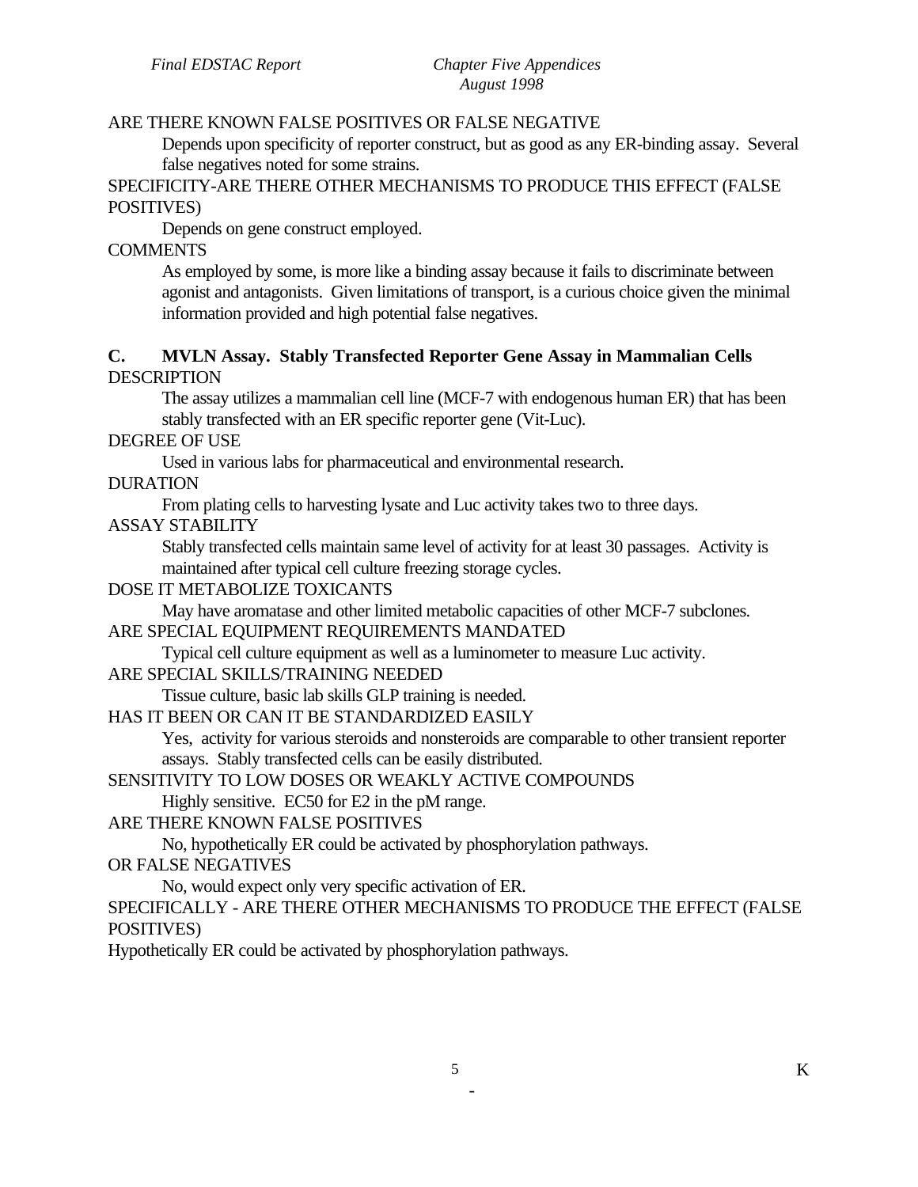ARE THERE KNOWN FALSE POSITIVES OR FALSE NEGATIVE

Depends upon specificity of reporter construct, but as good as any ER-binding assay. Several false negatives noted for some strains.

SPECIFICITY-ARE THERE OTHER MECHANISMS TO PRODUCE THIS EFFECT (FALSE POSITIVES)

Depends on gene construct employed.

COMMENTS

As employed by some, is more like a binding assay because it fails to discriminate between agonist and antagonists. Given limitations of transport, is a curious choice given the minimal information provided and high potential false negatives.

**C. MVLN Assay. Stably Transfected Reporter Gene Assay in Mammalian Cells**

DESCRIPTION

The assay utilizes a mammalian cell line (MCF-7 with endogenous human ER) that has been stably transfected with an ER specific reporter gene (Vit-Luc).

DEGREE OF USE

Used in various labs for pharmaceutical and environmental research.

DURATION

From plating cells to harvesting lysate and Luc activity takes two to three days.

ASSAY STABILITY

Stably transfected cells maintain same level of activity for at least 30 passages. Activity is maintained after typical cell culture freezing storage cycles.

DOSE IT METABOLIZE TOXICANTS

May have aromatase and other limited metabolic capacities of other MCF-7 subclones.

ARE SPECIAL EQUIPMENT REQUIREMENTS MANDATED

Typical cell culture equipment as well as a luminometer to measure Luc activity.

ARE SPECIAL SKILLS/TRAINING NEEDED

Tissue culture, basic lab skills GLP training is needed.

HAS IT BEEN OR CAN IT BE STANDARDIZED EASILY

Yes, activity for various steroids and nonsteroids are comparable to other transient reporter assays. Stably transfected cells can be easily distributed.

SENSITIVITY TO LOW DOSES OR WEAKLY ACTIVE COMPOUNDS

Highly sensitive. EC50 for E2 in the pM range.

ARE THERE KNOWN FALSE POSITIVES

No, hypothetically ER could be activated by phosphorylation pathways.

OR FALSE NEGATIVES

No, would expect only very specific activation of ER.

SPECIFICALLY - ARE THERE OTHER MECHANISMS TO PRODUCE THE EFFECT (FALSE POSITIVES)

Hypothetically ER could be activated by phosphorylation pathways.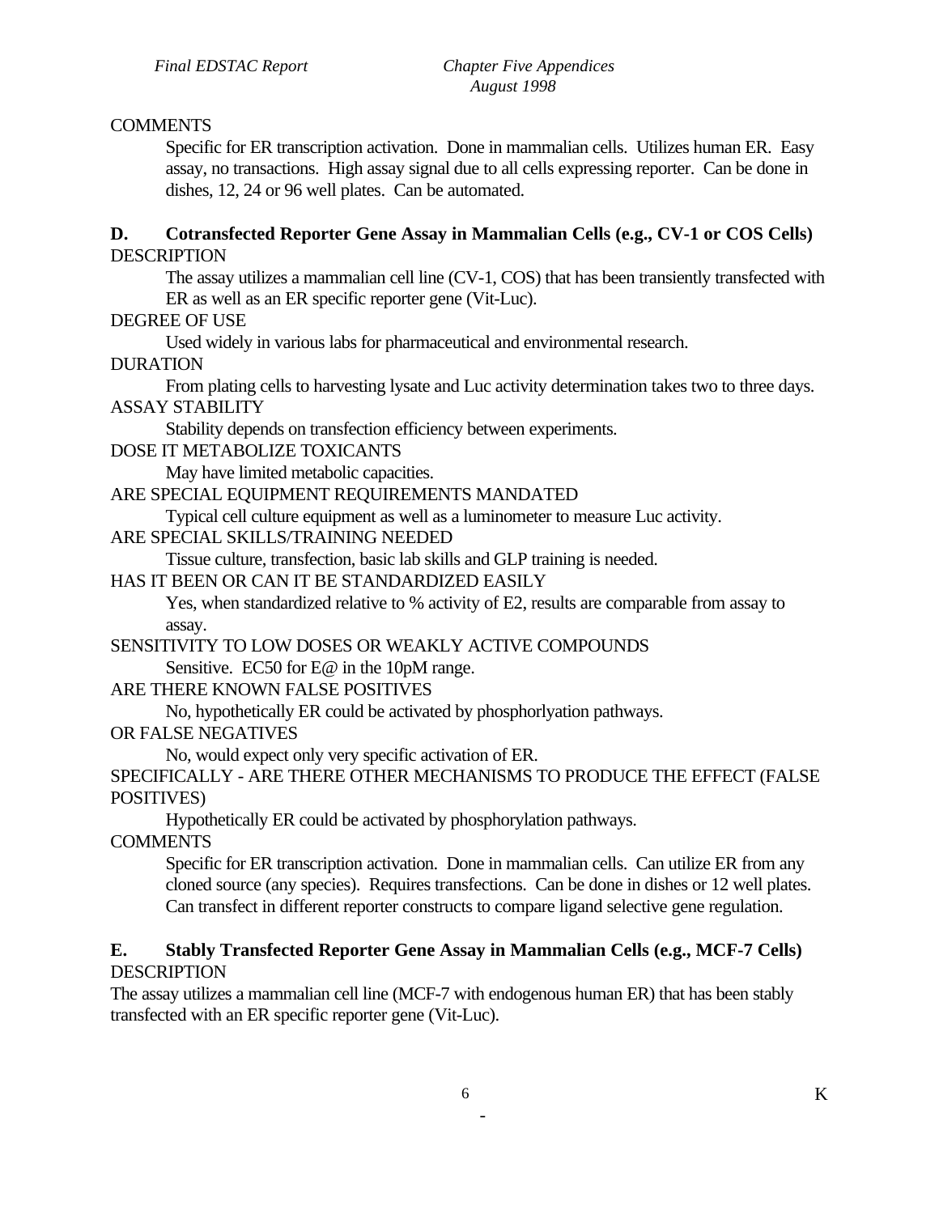COMMENTS

Specific for ER transcription activation. Done in mammalian cells. Utilizes human ER. Easy assay, no transactions. High assay signal due to all cells expressing reporter. Can be done in dishes, 12, 24 or 96 well plates. Can be automated.

### D. Cotransfected Reporter Gene Assay in Mammalian Cells (e.g., CV-1 or COS Cells)

DESCRIPTION

The assay utilizes a mammalian cell line (CV-1, COS) that has been transiently transfected with ER as well as an ER specific reporter gene (Vit-Luc).

DEGREE OF USE

Used widely in various labs for pharmaceutical and environmental research.

DURATION

From plating cells to harvesting lysate and Luc activity determination takes two to three days.

ASSAY STABILITY

Stability depends on transfection efficiency between experiments.

DOSE IT METABOLIZE TOXICANTS

May have limited metabolic capacities.

ARE SPECIAL EQUIPMENT REQUIREMENTS MANDATED

Typical cell culture equipment as well as a luminometer to measure Luc activity.

ARE SPECIAL SKILLS/TRAINING NEEDED

Tissue culture, transfection, basic lab skills and GLP training is needed.

HAS IT BEEN OR CAN IT BE STANDARDIZED EASILY

Yes, when standardized relative to % activity of E2, results are comparable from assay to assay.

SENSITIVITY TO LOW DOSES OR WEAKLY ACTIVE COMPOUNDS

Sensitive. EC50 for E@ in the 10pM range.

ARE THERE KNOWN FALSE POSITIVES

No, hypothetically ER could be activated by phosphorlyation pathways.

OR FALSE NEGATIVES

No, would expect only very specific activation of ER.

SPECIFICALLY - ARE THERE OTHER MECHANISMS TO PRODUCE THE EFFECT (FALSE POSITIVES)

Hypothetically ER could be activated by phosphorylation pathways.

COMMENTS

Specific for ER transcription activation. Done in mammalian cells. Can utilize ER from any cloned source (any species). Requires transfections. Can be done in dishes or 12 well plates. Can transfect in different reporter constructs to compare ligand selective gene regulation.

### E. Stably Transfected Reporter Gene Assay in Mammalian Cells (e.g., MCF-7 Cells)

DESCRIPTION

The assay utilizes a mammalian cell line (MCF-7 with endogenous human ER) that has been stably transfected with an ER specific reporter gene (Vit-Luc).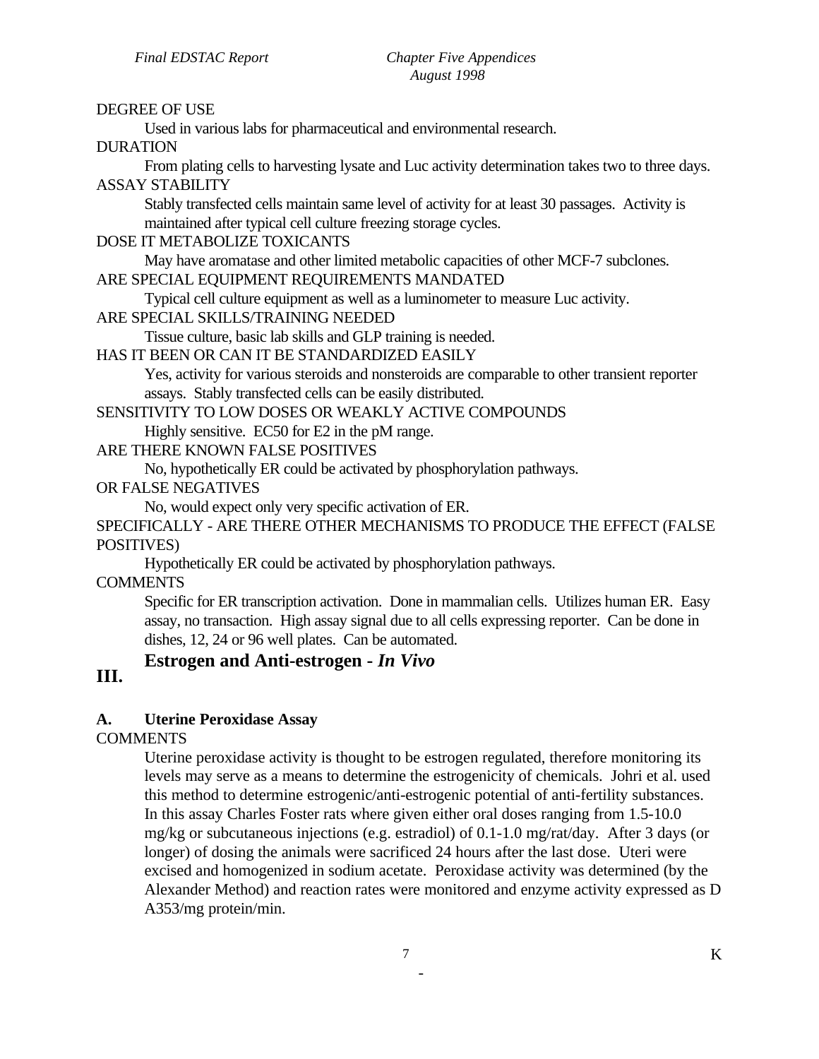DEGREE OF USE

Used in various labs for pharmaceutical and environmental research.

DURATION

From plating cells to harvesting lysate and Luc activity determination takes two to three days.

ASSAY STABILITY

Stably transfected cells maintain same level of activity for at least 30 passages. Activity is maintained after typical cell culture freezing storage cycles.

DOSE IT METABOLIZE TOXICANTS

May have aromatase and other limited metabolic capacities of other MCF-7 subclones.

ARE SPECIAL EQUIPMENT REQUIREMENTS MANDATED

Typical cell culture equipment as well as a luminometer to measure Luc activity.

ARE SPECIAL SKILLS/TRAINING NEEDED

Tissue culture, basic lab skills and GLP training is needed.

HAS IT BEEN OR CAN IT BE STANDARDIZED EASILY

Yes, activity for various steroids and nonsteroids are comparable to other transient reporter assays. Stably transfected cells can be easily distributed.

SENSITIVITY TO LOW DOSES OR WEAKLY ACTIVE COMPOUNDS

Highly sensitive. EC50 for E2 in the pM range.

ARE THERE KNOWN FALSE POSITIVES

No, hypothetically ER could be activated by phosphorylation pathways.

OR FALSE NEGATIVES

No, would expect only very specific activation of ER.

SPECIFICALLY - ARE THERE OTHER MECHANISMS TO PRODUCE THE EFFECT (FALSE POSITIVES)

Hypothetically ER could be activated by phosphorylation pathways.

COMMENTS

Specific for ER transcription activation. Done in mammalian cells. Utilizes human ER. Easy assay, no transaction. High assay signal due to all cells expressing reporter. Can be done in dishes, 12, 24 or 96 well plates. Can be automated.

## III. Estrogen and Anti-estrogen - *In Vivo*

### A. Uterine Peroxidase Assay

COMMENTS

Uterine peroxidase activity is thought to be estrogen regulated, therefore monitoring its levels may serve as a means to determine the estrogenicity of chemicals. Johri et al. used this method to determine estrogenic/anti-estrogenic potential of anti-fertility substances. In this assay Charles Foster rats where given either oral doses ranging from 1.5-10.0 mg/kg or subcutaneous injections (e.g. estradiol) of 0.1-1.0 mg/rat/day. After 3 days (or longer) of dosing the animals were sacrificed 24 hours after the last dose. Uteri were excised and homogenized in sodium acetate. Peroxidase activity was determined (by the Alexander Method) and reaction rates were monitored and enzyme activity expressed as D A353/mg protein/min.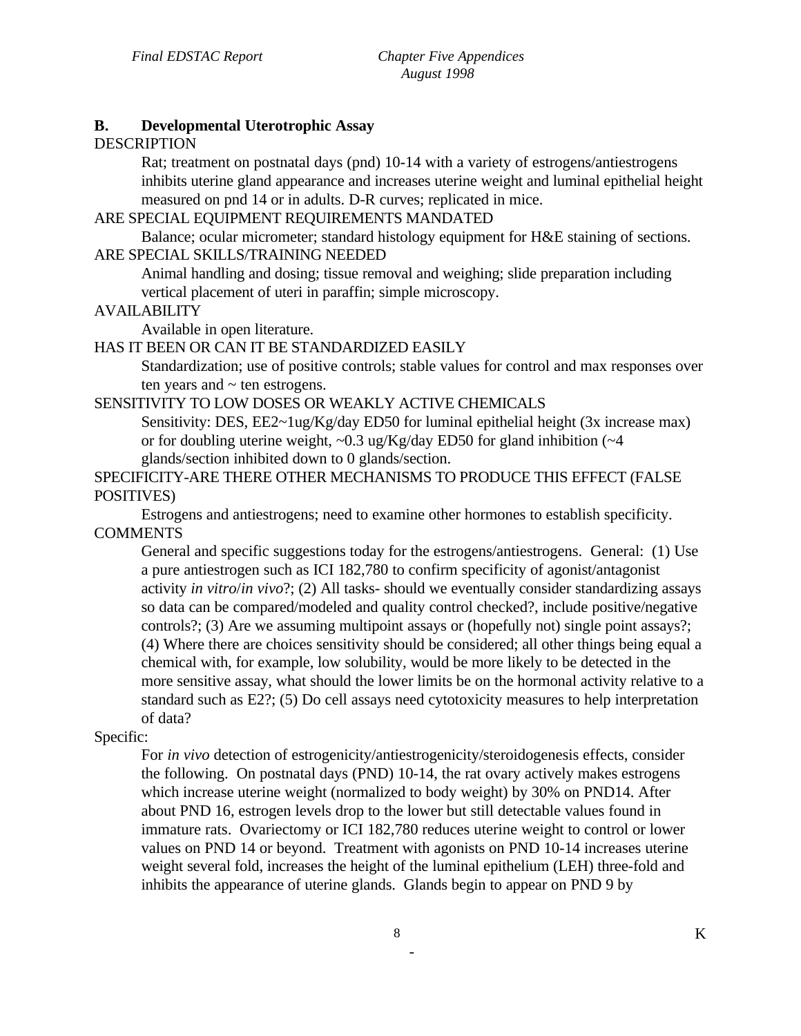## B. Developmental Uterotrophic Assay

DESCRIPTION

Rat; treatment on postnatal days (pnd) 10-14 with a variety of estrogens/antiestrogens inhibits uterine gland appearance and increases uterine weight and luminal epithelial height measured on pnd 14 or in adults. D-R curves; replicated in mice.

ARE SPECIAL EQUIPMENT REQUIREMENTS MANDATED

Balance; ocular micrometer; standard histology equipment for H&E staining of sections.

ARE SPECIAL SKILLS/TRAINING NEEDED

Animal handling and dosing; tissue removal and weighing; slide preparation including vertical placement of uteri in paraffin; simple microscopy.

AVAILABILITY

Available in open literature.

HAS IT BEEN OR CAN IT BE STANDARDIZED EASILY

Standardization; use of positive controls; stable values for control and max responses over ten years and ~ ten estrogens.

SENSITIVITY TO LOW DOSES OR WEAKLY ACTIVE CHEMICALS

Sensitivity: DES, EE2~1ug/Kg/day ED50 for luminal epithelial height (3x increase max) or for doubling uterine weight, ~0.3 ug/Kg/day ED50 for gland inhibition (~4 glands/section inhibited down to 0 glands/section.

SPECIFICITY-ARE THERE OTHER MECHANISMS TO PRODUCE THIS EFFECT (FALSE POSITIVES)

Estrogens and antiestrogens; need to examine other hormones to establish specificity.

COMMENTS

General and specific suggestions today for the estrogens/antiestrogens. General: (1) Use a pure antiestrogen such as ICI 182,780 to confirm specificity of agonist/antagonist activity *in vitro*/*in vivo*?; (2) All tasks- should we eventually consider standardizing assays so data can be compared/modeled and quality control checked?, include positive/negative controls?; (3) Are we assuming multipoint assays or (hopefully not) single point assays?; (4) Where there are choices sensitivity should be considered; all other things being equal a chemical with, for example, low solubility, would be more likely to be detected in the more sensitive assay, what should the lower limits be on the hormonal activity relative to a standard such as E2?; (5) Do cell assays need cytotoxicity measures to help interpretation of data?

Specific:

For *in vivo* detection of estrogenicity/antiestrogenicity/steroidogenesis effects, consider the following. On postnatal days (PND) 10-14, the rat ovary actively makes estrogens which increase uterine weight (normalized to body weight) by 30% on PND14. After about PND 16, estrogen levels drop to the lower but still detectable values found in immature rats. Ovariectomy or ICI 182,780 reduces uterine weight to control or lower values on PND 14 or beyond. Treatment with agonists on PND 10-14 increases uterine weight several fold, increases the height of the luminal epithelium (LEH) three-fold and inhibits the appearance of uterine glands. Glands begin to appear on PND 9 by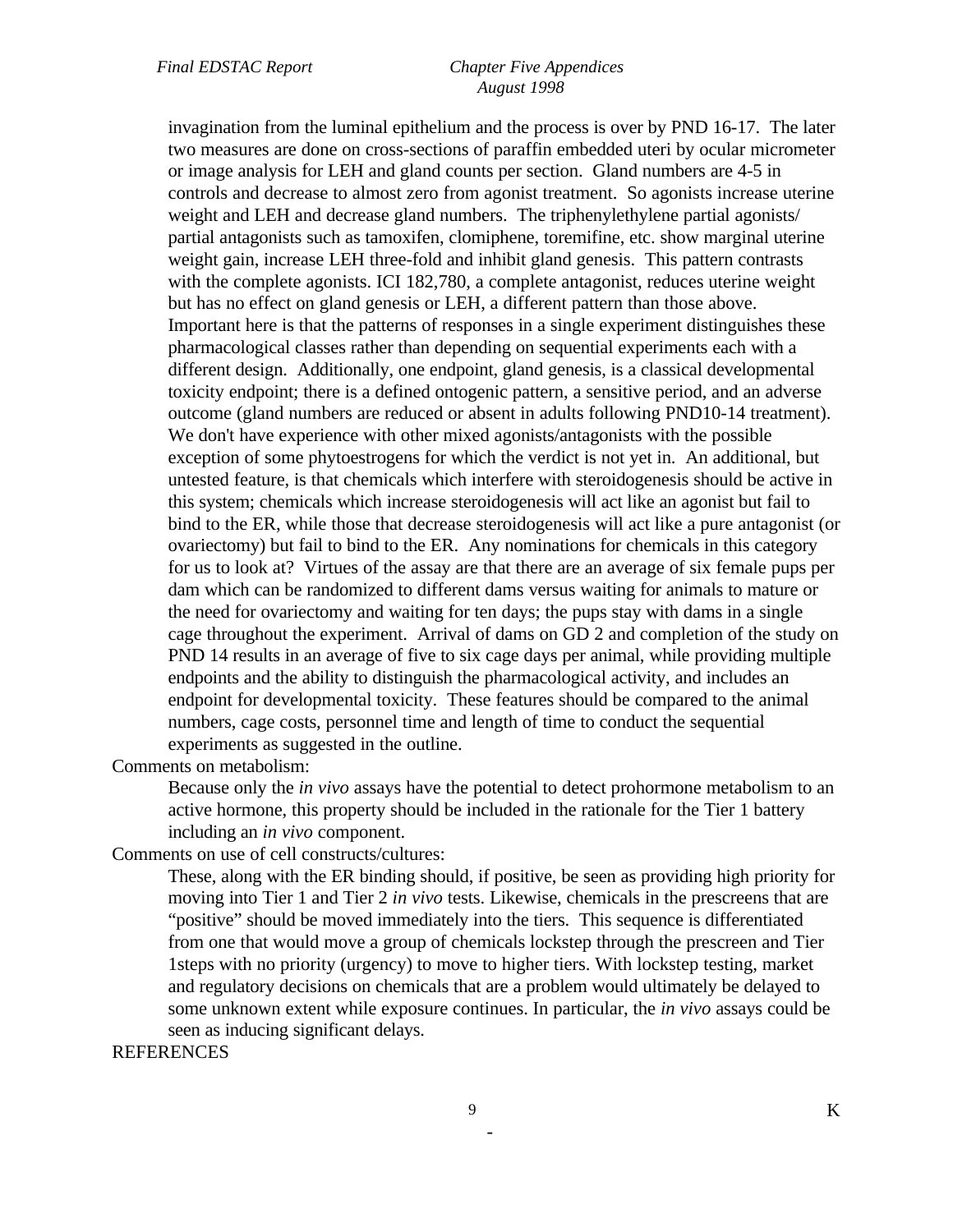invagination from the luminal epithelium and the process is over by PND 16-17. The later two measures are done on cross-sections of paraffin embedded uteri by ocular micrometer or image analysis for LEH and gland counts per section. Gland numbers are 4-5 in controls and decrease to almost zero from agonist treatment. So agonists increase uterine weight and LEH and decrease gland numbers. The triphenylethylene partial agonists/ partial antagonists such as tamoxifen, clomiphene, toremifine, etc. show marginal uterine weight gain, increase LEH three-fold and inhibit gland genesis. This pattern contrasts with the complete agonists. ICI 182,780, a complete antagonist, reduces uterine weight but has no effect on gland genesis or LEH, a different pattern than those above. Important here is that the patterns of responses in a single experiment distinguishes these pharmacological classes rather than depending on sequential experiments each with a different design. Additionally, one endpoint, gland genesis, is a classical developmental toxicity endpoint; there is a defined ontogenic pattern, a sensitive period, and an adverse outcome (gland numbers are reduced or absent in adults following PND10-14 treatment). We don't have experience with other mixed agonists/antagonists with the possible exception of some phytoestrogens for which the verdict is not yet in. An additional, but untested feature, is that chemicals which interfere with steroidogenesis should be active in this system; chemicals which increase steroidogenesis will act like an agonist but fail to bind to the ER, while those that decrease steroidogenesis will act like a pure antagonist (or ovariectomy) but fail to bind to the ER. Any nominations for chemicals in this category for us to look at? Virtues of the assay are that there are an average of six female pups per dam which can be randomized to different dams versus waiting for animals to mature or the need for ovariectomy and waiting for ten days; the pups stay with dams in a single cage throughout the experiment. Arrival of dams on GD 2 and completion of the study on PND 14 results in an average of five to six cage days per animal, while providing multiple endpoints and the ability to distinguish the pharmacological activity, and includes an endpoint for developmental toxicity. These features should be compared to the animal numbers, cage costs, personnel time and length of time to conduct the sequential experiments as suggested in the outline.

Comments on metabolism:

Because only the *in vivo* assays have the potential to detect prohormone metabolism to an active hormone, this property should be included in the rationale for the Tier 1 battery including an *in vivo* component.

Comments on use of cell constructs/cultures:

These, along with the ER binding should, if positive, be seen as providing high priority for moving into Tier 1 and Tier 2 *in vivo* tests. Likewise, chemicals in the prescreens that are "positive" should be moved immediately into the tiers. This sequence is differentiated from one that would move a group of chemicals lockstep through the prescreen and Tier 1steps with no priority (urgency) to move to higher tiers. With lockstep testing, market and regulatory decisions on chemicals that are a problem would ultimately be delayed to some unknown extent while exposure continues. In particular, the *in vivo* assays could be seen as inducing significant delays.

REFERENCES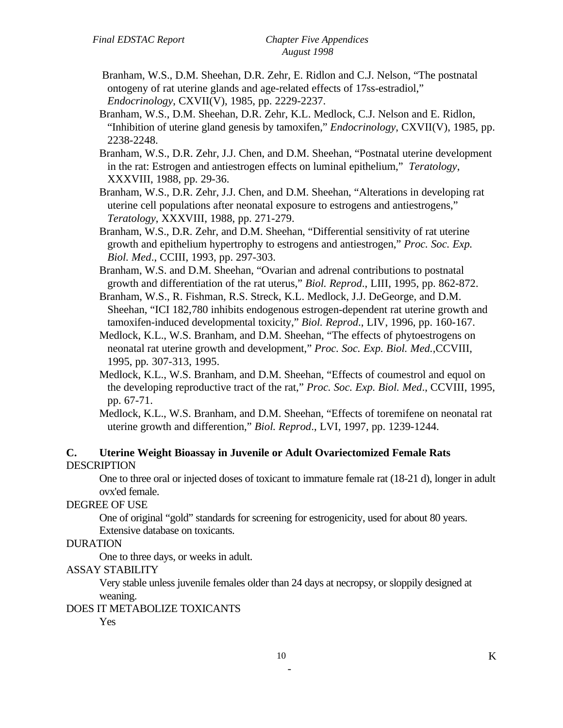Branham, W.S., D.M. Sheehan, D.R. Zehr, E. Ridlon and C.J. Nelson, "The postnatal ontogeny of rat uterine glands and age-related effects of 17ss-estradiol," *Endocrinology*, CXVII(V), 1985, pp. 2229-2237.

Branham, W.S., D.M. Sheehan, D.R. Zehr, K.L. Medlock, C.J. Nelson and E. Ridlon, "Inhibition of uterine gland genesis by tamoxifen," *Endocrinology*, CXVII(V), 1985, pp. 2238-2248.

Branham, W.S., D.R. Zehr, J.J. Chen, and D.M. Sheehan, "Postnatal uterine development in the rat: Estrogen and antiestrogen effects on luminal epithelium," *Teratology*, XXXVIII, 1988, pp. 29-36.

Branham, W.S., D.R. Zehr, J.J. Chen, and D.M. Sheehan, "Alterations in developing rat uterine cell populations after neonatal exposure to estrogens and antiestrogens," *Teratology*, XXXVIII, 1988, pp. 271-279.

Branham, W.S., D.R. Zehr, and D.M. Sheehan, "Differential sensitivity of rat uterine growth and epithelium hypertrophy to estrogens and antiestrogen," *Proc. Soc. Exp. Biol. Med*., CCIII, 1993, pp. 297-303.

Branham, W.S. and D.M. Sheehan, "Ovarian and adrenal contributions to postnatal growth and differentiation of the rat uterus," *Biol. Reprod*., LIII, 1995, pp. 862-872.

Branham, W.S., R. Fishman, R.S. Streck, K.L. Medlock, J.J. DeGeorge, and D.M. Sheehan, "ICI 182,780 inhibits endogenous estrogen-dependent rat uterine growth and tamoxifen-induced developmental toxicity," *Biol. Reprod*., LIV, 1996, pp. 160-167.

Medlock, K.L., W.S. Branham, and D.M. Sheehan, "The effects of phytoestrogens on neonatal rat uterine growth and development," *Proc. Soc. Exp. Biol. Med.*,CCVIII, 1995, pp. 307-313, 1995.

Medlock, K.L., W.S. Branham, and D.M. Sheehan, "Effects of coumestrol and equol on the developing reproductive tract of the rat," *Proc. Soc. Exp. Biol. Med*., CCVIII, 1995, pp. 67-71.

Medlock, K.L., W.S. Branham, and D.M. Sheehan, "Effects of toremifene on neonatal rat uterine growth and differention," *Biol. Reprod*., LVI, 1997, pp. 1239-1244.

### C. Uterine Weight Bioassay in Juvenile or Adult Ovariectomized Female Rats

DESCRIPTION

One to three oral or injected doses of toxicant to immature female rat (18-21 d), longer in adult ovx'ed female.

DEGREE OF USE

One of original "gold" standards for screening for estrogenicity, used for about 80 years. Extensive database on toxicants.

DURATION

One to three days, or weeks in adult.

ASSAY STABILITY

Very stable unless juvenile females older than 24 days at necropsy, or sloppily designed at weaning.

DOES IT METABOLIZE TOXICANTS

Yes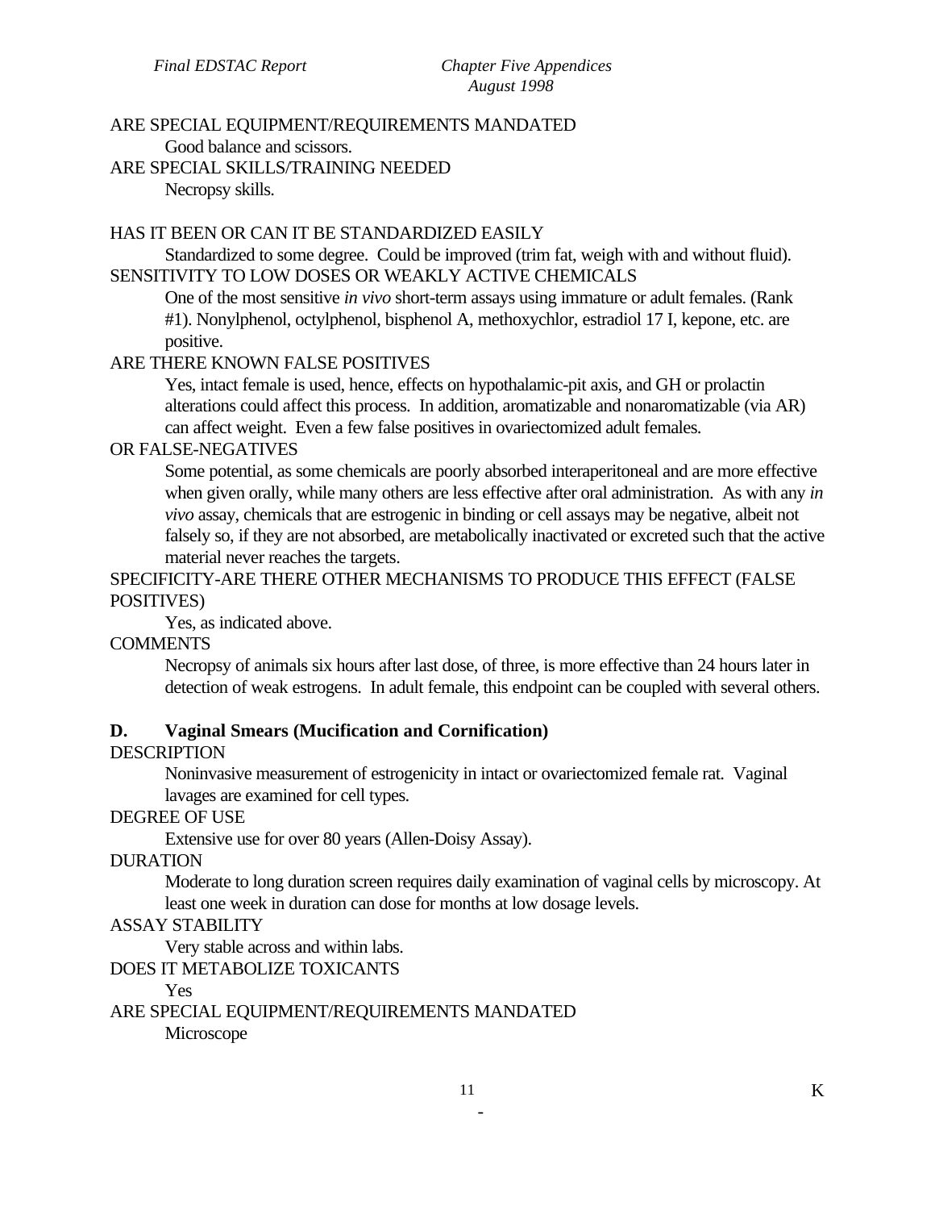ARE SPECIAL EQUIPMENT/REQUIREMENTS MANDATED

Good balance and scissors.

ARE SPECIAL SKILLS/TRAINING NEEDED

Necropsy skills.

HAS IT BEEN OR CAN IT BE STANDARDIZED EASILY

Standardized to some degree. Could be improved (trim fat, weigh with and without fluid).

SENSITIVITY TO LOW DOSES OR WEAKLY ACTIVE CHEMICALS

One of the most sensitive *in vivo* short-term assays using immature or adult females. (Rank #1). Nonylphenol, octylphenol, bisphenol A, methoxychlor, estradiol 17 I, kepone, etc. are positive.

ARE THERE KNOWN FALSE POSITIVES

Yes, intact female is used, hence, effects on hypothalamic-pit axis, and GH or prolactin alterations could affect this process. In addition, aromatizable and nonaromatizable (via AR) can affect weight. Even a few false positives in ovariectomized adult females.

OR FALSE-NEGATIVES

Some potential, as some chemicals are poorly absorbed interaperitoneal and are more effective when given orally, while many others are less effective after oral administration. As with any *in vivo* assay, chemicals that are estrogenic in binding or cell assays may be negative, albeit not falsely so, if they are not absorbed, are metabolically inactivated or excreted such that the active material never reaches the targets.

SPECIFICITY-ARE THERE OTHER MECHANISMS TO PRODUCE THIS EFFECT (FALSE POSITIVES)

Yes, as indicated above.

COMMENTS

Necropsy of animals six hours after last dose, of three, is more effective than 24 hours later in detection of weak estrogens. In adult female, this endpoint can be coupled with several others.

**D. Vaginal Smears (Mucification and Cornification)**

DESCRIPTION

Noninvasive measurement of estrogenicity in intact or ovariectomized female rat. Vaginal lavages are examined for cell types.

DEGREE OF USE

Extensive use for over 80 years (Allen-Doisy Assay).

DURATION

Moderate to long duration screen requires daily examination of vaginal cells by microscopy. At least one week in duration can dose for months at low dosage levels.

ASSAY STABILITY

Very stable across and within labs.

DOES IT METABOLIZE TOXICANTS

Yes

ARE SPECIAL EQUIPMENT/REQUIREMENTS MANDATED

Microscope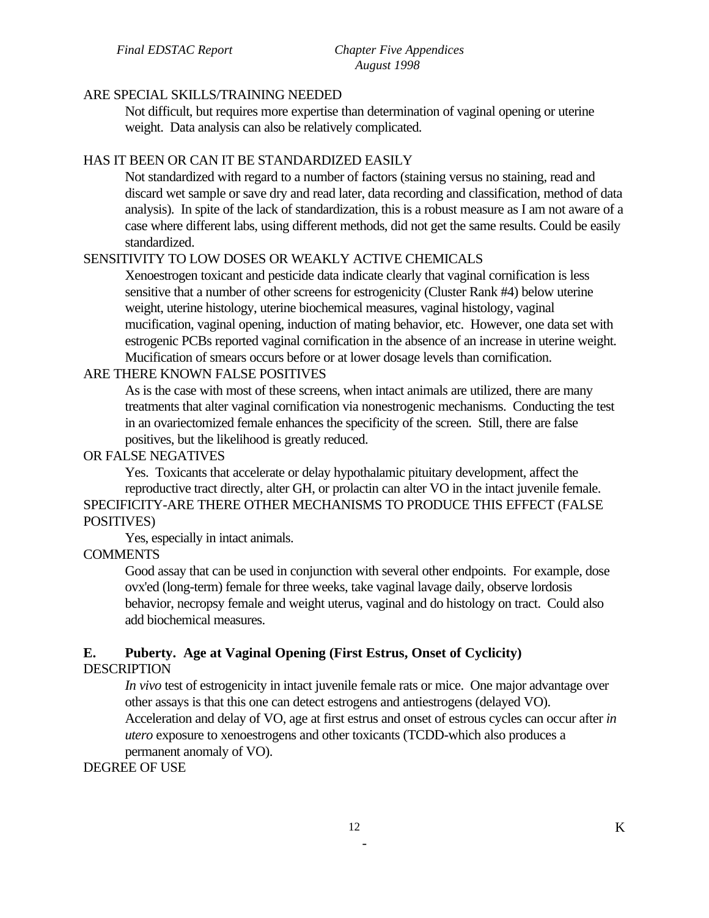ARE SPECIAL SKILLS/TRAINING NEEDED

Not difficult, but requires more expertise than determination of vaginal opening or uterine weight. Data analysis can also be relatively complicated.

HAS IT BEEN OR CAN IT BE STANDARDIZED EASILY

Not standardized with regard to a number of factors (staining versus no staining, read and discard wet sample or save dry and read later, data recording and classification, method of data analysis). In spite of the lack of standardization, this is a robust measure as I am not aware of a case where different labs, using different methods, did not get the same results. Could be easily standardized.

SENSITIVITY TO LOW DOSES OR WEAKLY ACTIVE CHEMICALS

Xenoestrogen toxicant and pesticide data indicate clearly that vaginal cornification is less sensitive that a number of other screens for estrogenicity (Cluster Rank #4) below uterine weight, uterine histology, uterine biochemical measures, vaginal histology, vaginal mucification, vaginal opening, induction of mating behavior, etc. However, one data set with estrogenic PCBs reported vaginal cornification in the absence of an increase in uterine weight. Mucification of smears occurs before or at lower dosage levels than cornification.

ARE THERE KNOWN FALSE POSITIVES

As is the case with most of these screens, when intact animals are utilized, there are many treatments that alter vaginal cornification via nonestrogenic mechanisms. Conducting the test in an ovariectomized female enhances the specificity of the screen. Still, there are false positives, but the likelihood is greatly reduced.

OR FALSE NEGATIVES

Yes. Toxicants that accelerate or delay hypothalamic pituitary development, affect the reproductive tract directly, alter GH, or prolactin can alter VO in the intact juvenile female.

SPECIFICITY-ARE THERE OTHER MECHANISMS TO PRODUCE THIS EFFECT (FALSE POSITIVES)

Yes, especially in intact animals.

COMMENTS

Good assay that can be used in conjunction with several other endpoints. For example, dose ovx'ed (long-term) female for three weeks, take vaginal lavage daily, observe lordosis behavior, necropsy female and weight uterus, vaginal and do histology on tract. Could also add biochemical measures.

## E. Puberty. Age at Vaginal Opening (First Estrus, Onset of Cyclicity)

DESCRIPTION

*In vivo* test of estrogenicity in intact juvenile female rats or mice. One major advantage over other assays is that this one can detect estrogens and antiestrogens (delayed VO). Acceleration and delay of VO, age at first estrus and onset of estrous cycles can occur after *in utero* exposure to xenoestrogens and other toxicants (TCDD-which also produces a permanent anomaly of VO).

DEGREE OF USE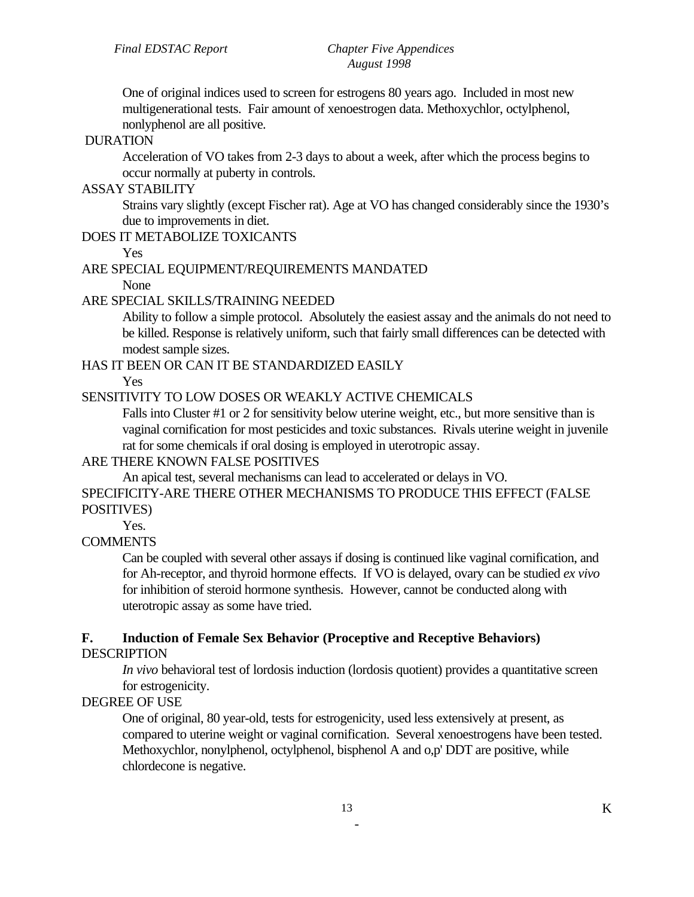One of original indices used to screen for estrogens 80 years ago. Included in most new multigenerational tests. Fair amount of xenoestrogen data. Methoxychlor, octylphenol, nonlyphenol are all positive.

DURATION

Acceleration of VO takes from 2-3 days to about a week, after which the process begins to occur normally at puberty in controls.

ASSAY STABILITY

Strains vary slightly (except Fischer rat). Age at VO has changed considerably since the 1930's due to improvements in diet.

DOES IT METABOLIZE TOXICANTS

Yes

ARE SPECIAL EQUIPMENT/REQUIREMENTS MANDATED

None

ARE SPECIAL SKILLS/TRAINING NEEDED

Ability to follow a simple protocol. Absolutely the easiest assay and the animals do not need to be killed. Response is relatively uniform, such that fairly small differences can be detected with modest sample sizes.

HAS IT BEEN OR CAN IT BE STANDARDIZED EASILY

Yes

SENSITIVITY TO LOW DOSES OR WEAKLY ACTIVE CHEMICALS

Falls into Cluster #1 or 2 for sensitivity below uterine weight, etc., but more sensitive than is vaginal cornification for most pesticides and toxic substances. Rivals uterine weight in juvenile rat for some chemicals if oral dosing is employed in uterotropic assay.

ARE THERE KNOWN FALSE POSITIVES

An apical test, several mechanisms can lead to accelerated or delays in VO.

SPECIFICITY-ARE THERE OTHER MECHANISMS TO PRODUCE THIS EFFECT (FALSE POSITIVES)

Yes.

COMMENTS

Can be coupled with several other assays if dosing is continued like vaginal cornification, and for Ah-receptor, and thyroid hormone effects. If VO is delayed, ovary can be studied *ex vivo* for inhibition of steroid hormone synthesis. However, cannot be conducted along with uterotropic assay as some have tried.

## F. Induction of Female Sex Behavior (Proceptive and Receptive Behaviors)

DESCRIPTION

*In vivo* behavioral test of lordosis induction (lordosis quotient) provides a quantitative screen for estrogenicity.

DEGREE OF USE

One of original, 80 year-old, tests for estrogenicity, used less extensively at present, as compared to uterine weight or vaginal cornification. Several xenoestrogens have been tested. Methoxychlor, nonylphenol, octylphenol, bisphenol A and o,p' DDT are positive, while chlordecone is negative.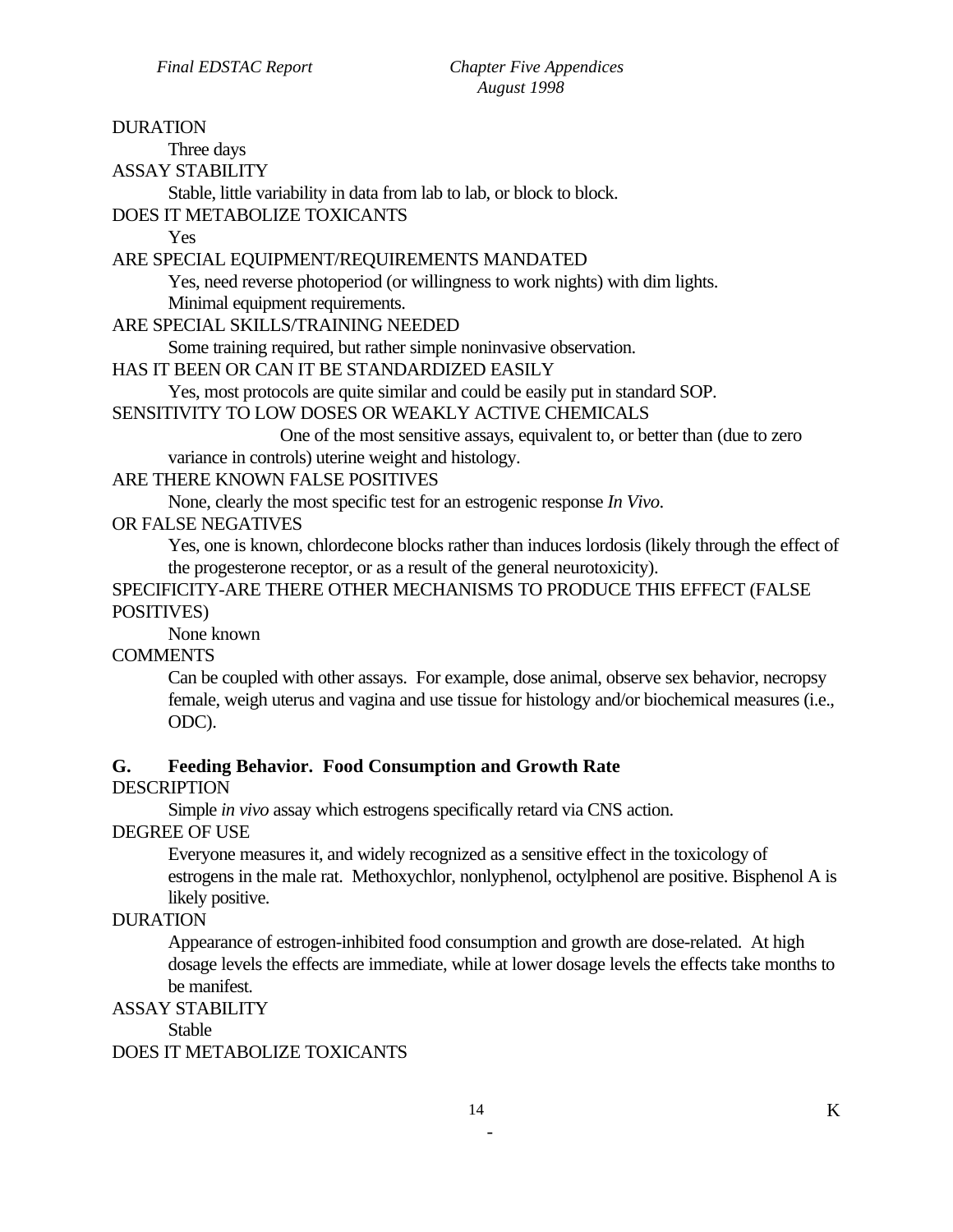DURATION

Three days

ASSAY STABILITY

Stable, little variability in data from lab to lab, or block to block.

DOES IT METABOLIZE TOXICANTS

Yes

ARE SPECIAL EQUIPMENT/REQUIREMENTS MANDATED

Yes, need reverse photoperiod (or willingness to work nights) with dim lights. Minimal equipment requirements.

ARE SPECIAL SKILLS/TRAINING NEEDED

Some training required, but rather simple noninvasive observation.

HAS IT BEEN OR CAN IT BE STANDARDIZED EASILY

Yes, most protocols are quite similar and could be easily put in standard SOP.

SENSITIVITY TO LOW DOSES OR WEAKLY ACTIVE CHEMICALS

One of the most sensitive assays, equivalent to, or better than (due to zero variance in controls) uterine weight and histology.

ARE THERE KNOWN FALSE POSITIVES

None, clearly the most specific test for an estrogenic response *In Vivo*.

OR FALSE NEGATIVES

Yes, one is known, chlordecone blocks rather than induces lordosis (likely through the effect of the progesterone receptor, or as a result of the general neurotoxicity).

SPECIFICITY-ARE THERE OTHER MECHANISMS TO PRODUCE THIS EFFECT (FALSE POSITIVES)

None known

COMMENTS

Can be coupled with other assays. For example, dose animal, observe sex behavior, necropsy female, weigh uterus and vagina and use tissue for histology and/or biochemical measures (i.e., ODC).

**G. Feeding Behavior. Food Consumption and Growth Rate**

DESCRIPTION

Simple *in vivo* assay which estrogens specifically retard via CNS action.

DEGREE OF USE

Everyone measures it, and widely recognized as a sensitive effect in the toxicology of estrogens in the male rat. Methoxychlor, nonlyphenol, octylphenol are positive. Bisphenol A is likely positive.

DURATION

Appearance of estrogen-inhibited food consumption and growth are dose-related. At high dosage levels the effects are immediate, while at lower dosage levels the effects take months to be manifest.

ASSAY STABILITY

Stable

DOES IT METABOLIZE TOXICANTS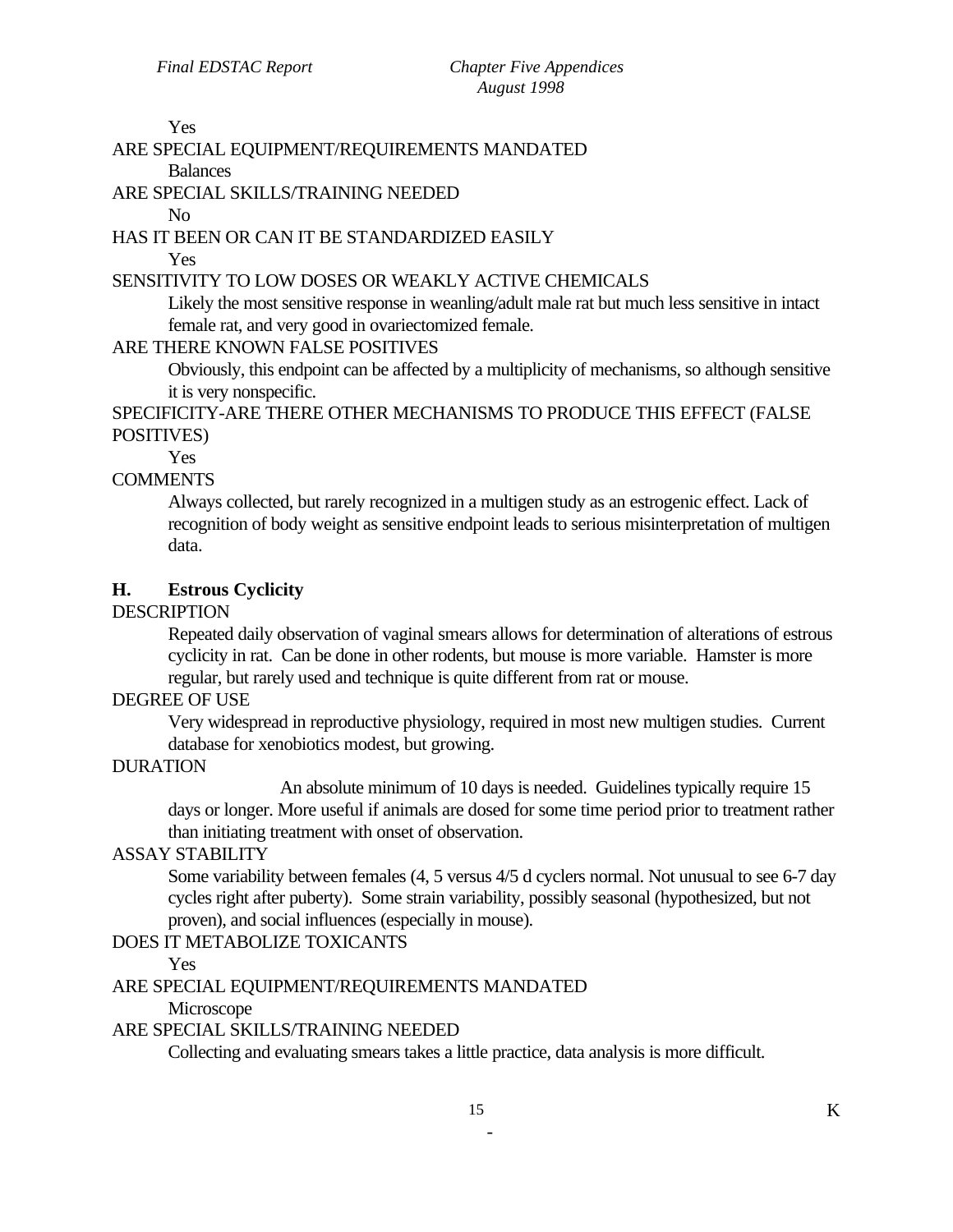Yes

ARE SPECIAL EQUIPMENT/REQUIREMENTS MANDATED

Balances

ARE SPECIAL SKILLS/TRAINING NEEDED

No

HAS IT BEEN OR CAN IT BE STANDARDIZED EASILY

Yes

SENSITIVITY TO LOW DOSES OR WEAKLY ACTIVE CHEMICALS

Likely the most sensitive response in weanling/adult male rat but much less sensitive in intact female rat, and very good in ovariectomized female.

ARE THERE KNOWN FALSE POSITIVES

Obviously, this endpoint can be affected by a multiplicity of mechanisms, so although sensitive it is very nonspecific.

SPECIFICITY-ARE THERE OTHER MECHANISMS TO PRODUCE THIS EFFECT (FALSE POSITIVES)

Yes

COMMENTS

Always collected, but rarely recognized in a multigen study as an estrogenic effect. Lack of recognition of body weight as sensitive endpoint leads to serious misinterpretation of multigen data.

### H. Estrous Cyclicity

DESCRIPTION

Repeated daily observation of vaginal smears allows for determination of alterations of estrous cyclicity in rat. Can be done in other rodents, but mouse is more variable. Hamster is more regular, but rarely used and technique is quite different from rat or mouse.

DEGREE OF USE

Very widespread in reproductive physiology, required in most new multigen studies. Current database for xenobiotics modest, but growing.

DURATION

An absolute minimum of 10 days is needed. Guidelines typically require 15 days or longer. More useful if animals are dosed for some time period prior to treatment rather than initiating treatment with onset of observation.

ASSAY STABILITY

Some variability between females (4, 5 versus 4/5 d cyclers normal. Not unusual to see 6-7 day cycles right after puberty). Some strain variability, possibly seasonal (hypothesized, but not proven), and social influences (especially in mouse).

DOES IT METABOLIZE TOXICANTS

Yes

ARE SPECIAL EQUIPMENT/REQUIREMENTS MANDATED

Microscope

ARE SPECIAL SKILLS/TRAINING NEEDED

Collecting and evaluating smears takes a little practice, data analysis is more difficult.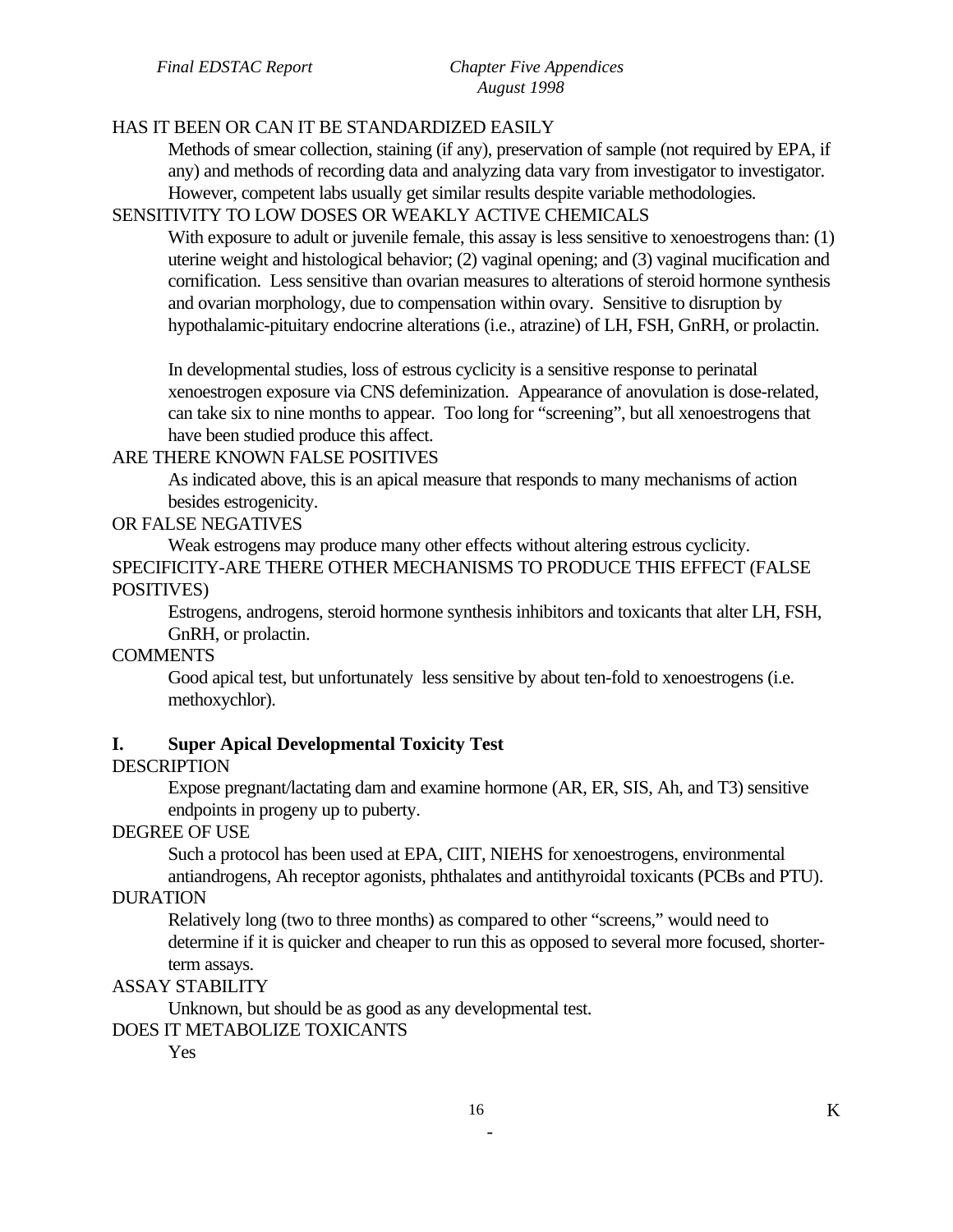HAS IT BEEN OR CAN IT BE STANDARDIZED EASILY

Methods of smear collection, staining (if any), preservation of sample (not required by EPA, if any) and methods of recording data and analyzing data vary from investigator to investigator. However, competent labs usually get similar results despite variable methodologies.

SENSITIVITY TO LOW DOSES OR WEAKLY ACTIVE CHEMICALS

With exposure to adult or juvenile female, this assay is less sensitive to xenoestrogens than: (1) uterine weight and histological behavior; (2) vaginal opening; and (3) vaginal mucification and cornification. Less sensitive than ovarian measures to alterations of steroid hormone synthesis and ovarian morphology, due to compensation within ovary. Sensitive to disruption by hypothalamic-pituitary endocrine alterations (i.e., atrazine) of LH, FSH, GnRH, or prolactin.

In developmental studies, loss of estrous cyclicity is a sensitive response to perinatal xenoestrogen exposure via CNS defeminization. Appearance of anovulation is dose-related, can take six to nine months to appear. Too long for "screening", but all xenoestrogens that have been studied produce this affect.

ARE THERE KNOWN FALSE POSITIVES

As indicated above, this is an apical measure that responds to many mechanisms of action besides estrogenicity.

OR FALSE NEGATIVES

Weak estrogens may produce many other effects without altering estrous cyclicity.

SPECIFICITY-ARE THERE OTHER MECHANISMS TO PRODUCE THIS EFFECT (FALSE POSITIVES)

Estrogens, androgens, steroid hormone synthesis inhibitors and toxicants that alter LH, FSH, GnRH, or prolactin.

COMMENTS

Good apical test, but unfortunately less sensitive by about ten-fold to xenoestrogens (i.e. methoxychlor).

## I. Super Apical Developmental Toxicity Test

DESCRIPTION

Expose pregnant/lactating dam and examine hormone (AR, ER, SIS, Ah, and T3) sensitive endpoints in progeny up to puberty.

DEGREE OF USE

Such a protocol has been used at EPA, CIIT, NIEHS for xenoestrogens, environmental antiandrogens, Ah receptor agonists, phthalates and antithyroidal toxicants (PCBs and PTU).

DURATION

Relatively long (two to three months) as compared to other "screens," would need to determine if it is quicker and cheaper to run this as opposed to several more focused, shorter-term assays.

ASSAY STABILITY

Unknown, but should be as good as any developmental test.

DOES IT METABOLIZE TOXICANTS

Yes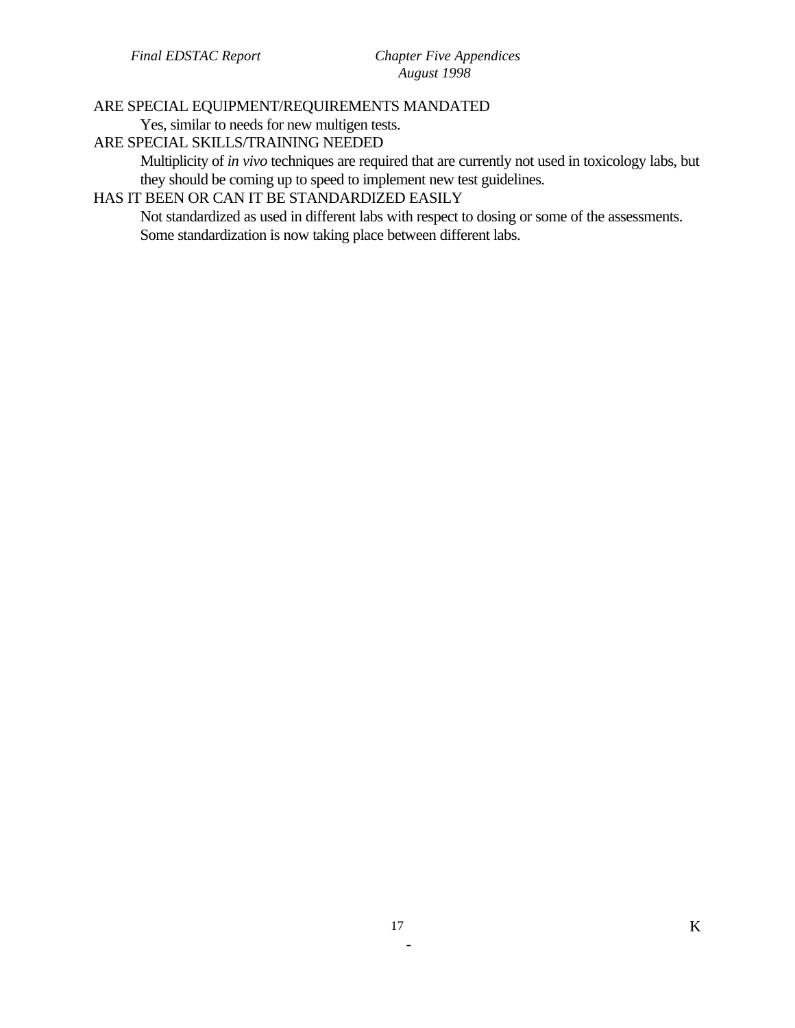ARE SPECIAL EQUIPMENT/REQUIREMENTS MANDATED

Yes, similar to needs for new multigen tests.

ARE SPECIAL SKILLS/TRAINING NEEDED

Multiplicity of *in vivo* techniques are required that are currently not used in toxicology labs, but they should be coming up to speed to implement new test guidelines.

HAS IT BEEN OR CAN IT BE STANDARDIZED EASILY

Not standardized as used in different labs with respect to dosing or some of the assessments. Some standardization is now taking place between different labs.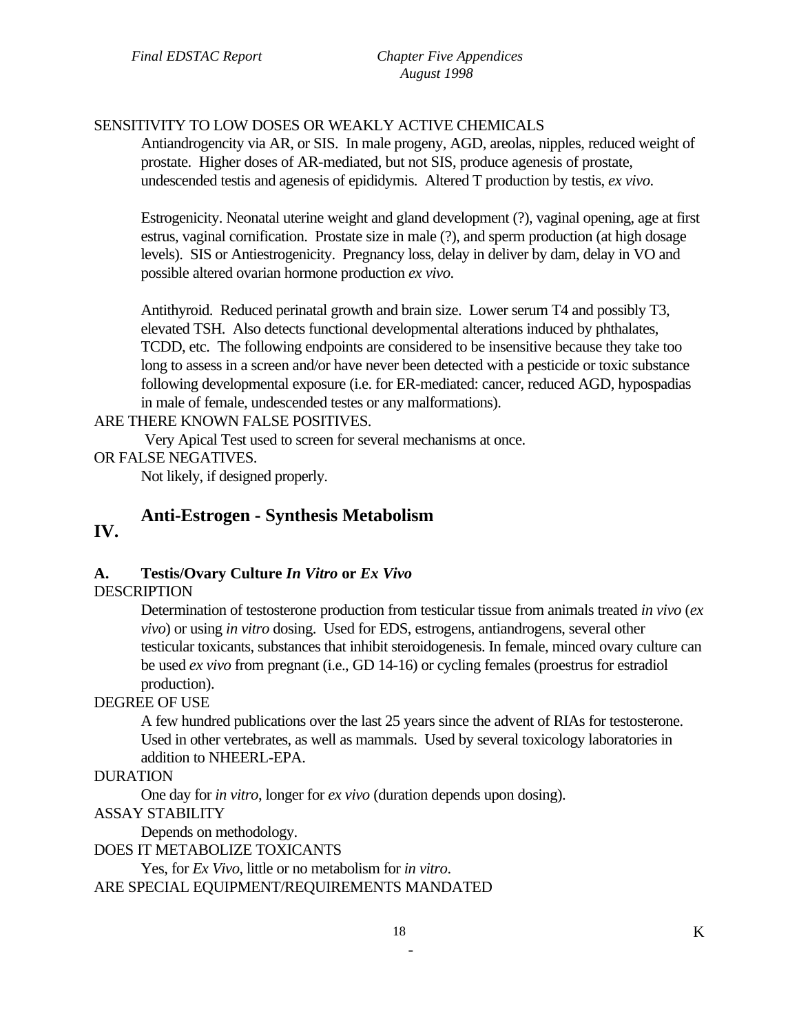SENSITIVITY TO LOW DOSES OR WEAKLY ACTIVE CHEMICALS

Antiandrogencity via AR, or SIS. In male progeny, AGD, areolas, nipples, reduced weight of prostate. Higher doses of AR-mediated, but not SIS, produce agenesis of prostate, undescended testis and agenesis of epididymis. Altered T production by testis, *ex vivo*.

Estrogenicity. Neonatal uterine weight and gland development (?), vaginal opening, age at first estrus, vaginal cornification. Prostate size in male (?), and sperm production (at high dosage levels). SIS or Antiestrogenicity. Pregnancy loss, delay in deliver by dam, delay in VO and possible altered ovarian hormone production *ex vivo*.

Antithyroid. Reduced perinatal growth and brain size. Lower serum T4 and possibly T3, elevated TSH. Also detects functional developmental alterations induced by phthalates, TCDD, etc. The following endpoints are considered to be insensitive because they take too long to assess in a screen and/or have never been detected with a pesticide or toxic substance following developmental exposure (i.e. for ER-mediated: cancer, reduced AGD, hypospadias in male of female, undescended testes or any malformations).

ARE THERE KNOWN FALSE POSITIVES.

Very Apical Test used to screen for several mechanisms at once.

OR FALSE NEGATIVES.

Not likely, if designed properly.

## IV. Anti-Estrogen - Synthesis Metabolism

### A. Testis/Ovary Culture *In Vitro* or *Ex Vivo*

DESCRIPTION

Determination of testosterone production from testicular tissue from animals treated *in vivo* (*ex vivo*) or using *in vitro* dosing. Used for EDS, estrogens, antiandrogens, several other testicular toxicants, substances that inhibit steroidogenesis. In female, minced ovary culture can be used *ex vivo* from pregnant (i.e., GD 14-16) or cycling females (proestrus for estradiol production).

DEGREE OF USE

A few hundred publications over the last 25 years since the advent of RIAs for testosterone. Used in other vertebrates, as well as mammals. Used by several toxicology laboratories in addition to NHEERL-EPA.

DURATION

One day for *in vitro*, longer for *ex vivo* (duration depends upon dosing).

ASSAY STABILITY

Depends on methodology.

DOES IT METABOLIZE TOXICANTS

Yes, for *Ex Vivo*, little or no metabolism for *in vitro*.

ARE SPECIAL EQUIPMENT/REQUIREMENTS MANDATED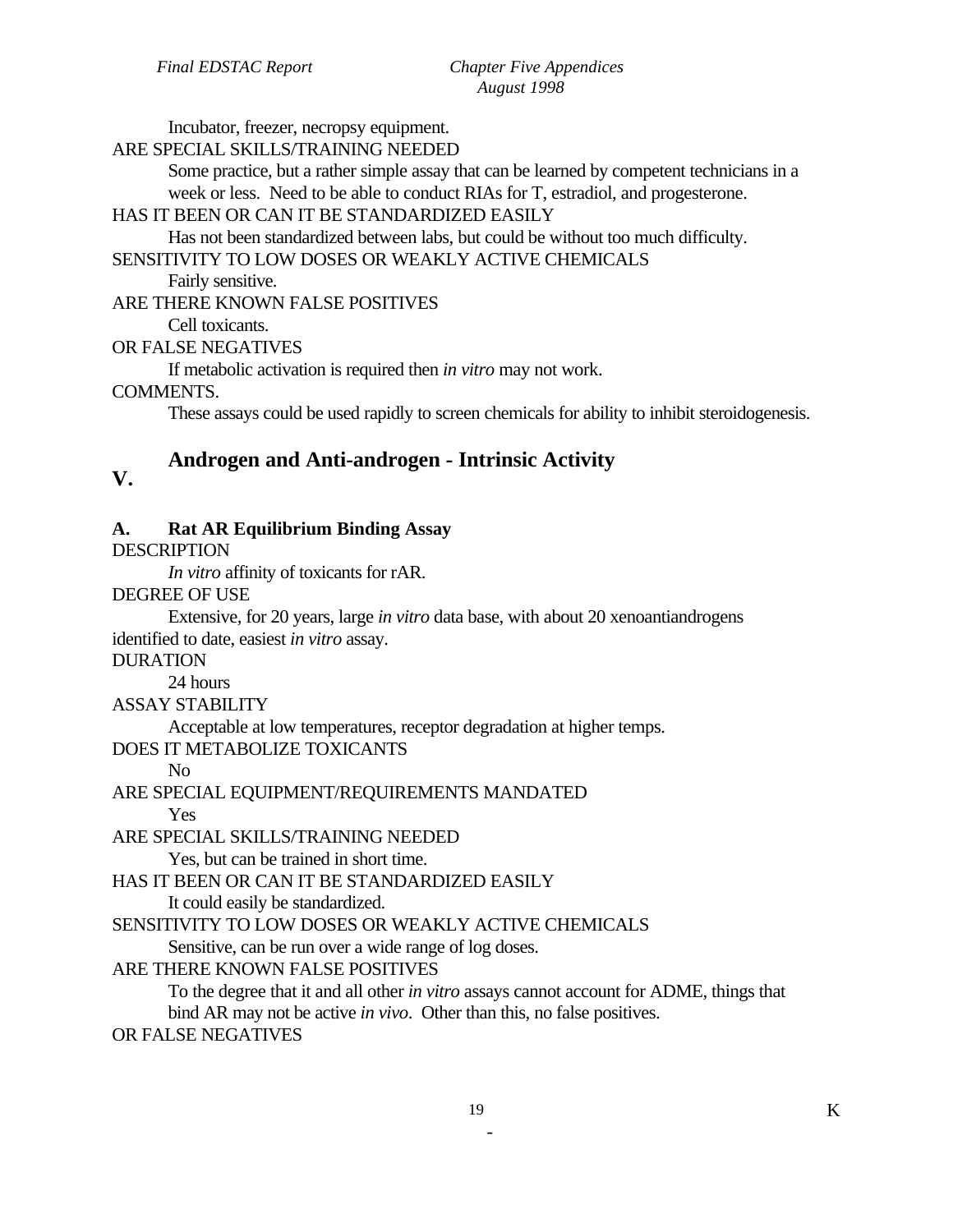Incubator, freezer, necropsy equipment.

ARE SPECIAL SKILLS/TRAINING NEEDED

Some practice, but a rather simple assay that can be learned by competent technicians in a week or less. Need to be able to conduct RIAs for T, estradiol, and progesterone.

HAS IT BEEN OR CAN IT BE STANDARDIZED EASILY

Has not been standardized between labs, but could be without too much difficulty.

SENSITIVITY TO LOW DOSES OR WEAKLY ACTIVE CHEMICALS

Fairly sensitive.

ARE THERE KNOWN FALSE POSITIVES

Cell toxicants.

OR FALSE NEGATIVES

If metabolic activation is required then *in vitro* may not work.

COMMENTS.

These assays could be used rapidly to screen chemicals for ability to inhibit steroidogenesis.

## V. Androgen and Anti-androgen - Intrinsic Activity

### A. Rat AR Equilibrium Binding Assay

DESCRIPTION

*In vitro* affinity of toxicants for rAR.

DEGREE OF USE

Extensive, for 20 years, large *in vitro* data base, with about 20 xenoantiandrogens identified to date, easiest *in vitro* assay.

DURATION

24 hours

ASSAY STABILITY

Acceptable at low temperatures, receptor degradation at higher temps.

DOES IT METABOLIZE TOXICANTS

No

ARE SPECIAL EQUIPMENT/REQUIREMENTS MANDATED

Yes

ARE SPECIAL SKILLS/TRAINING NEEDED

Yes, but can be trained in short time.

HAS IT BEEN OR CAN IT BE STANDARDIZED EASILY

It could easily be standardized.

SENSITIVITY TO LOW DOSES OR WEAKLY ACTIVE CHEMICALS

Sensitive, can be run over a wide range of log doses.

ARE THERE KNOWN FALSE POSITIVES

To the degree that it and all other *in vitro* assays cannot account for ADME, things that bind AR may not be active *in vivo*. Other than this, no false positives.

OR FALSE NEGATIVES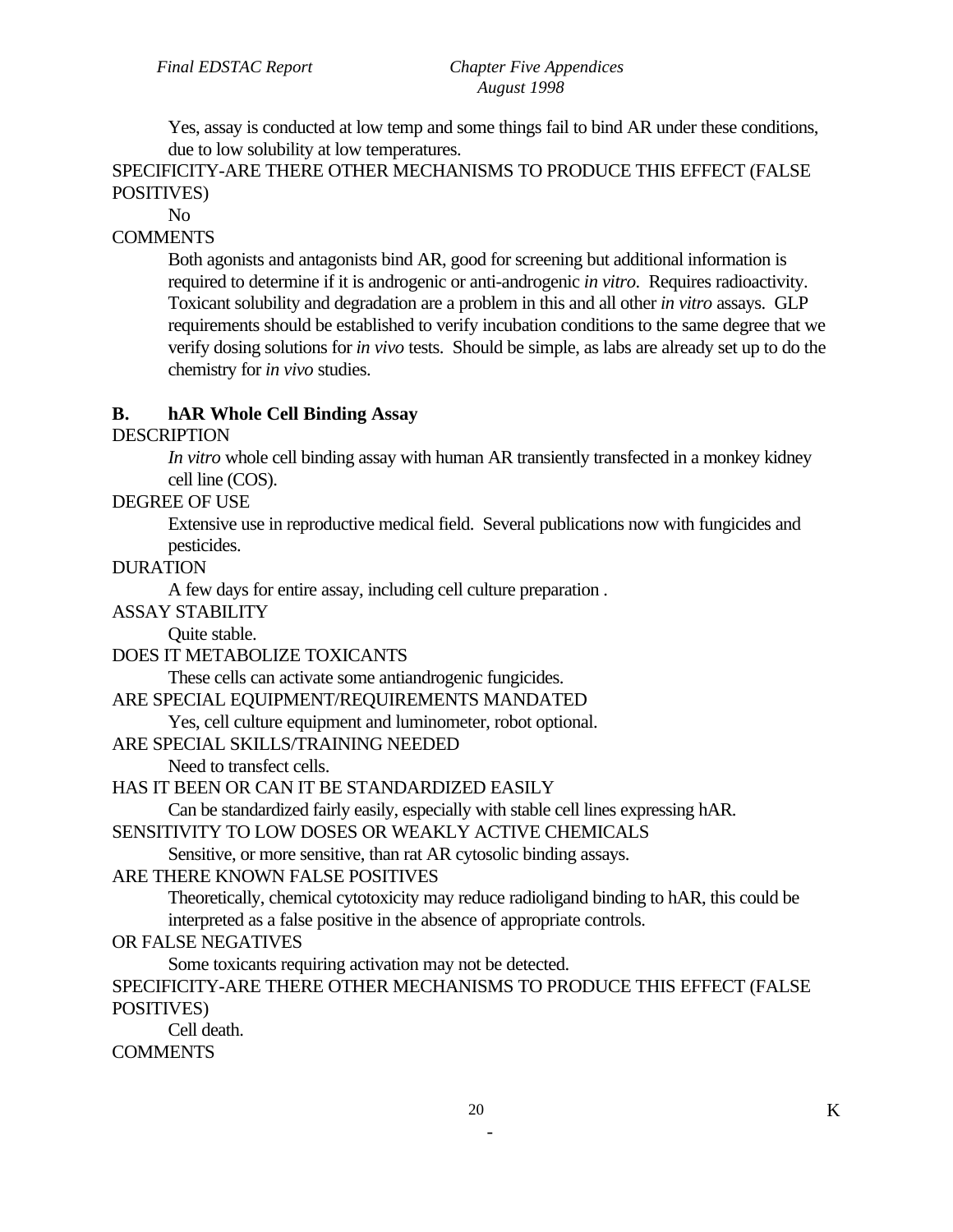Yes, assay is conducted at low temp and some things fail to bind AR under these conditions, due to low solubility at low temperatures.

SPECIFICITY-ARE THERE OTHER MECHANISMS TO PRODUCE THIS EFFECT (FALSE POSITIVES)

No

COMMENTS

Both agonists and antagonists bind AR, good for screening but additional information is required to determine if it is androgenic or anti-androgenic *in vitro*. Requires radioactivity. Toxicant solubility and degradation are a problem in this and all other *in vitro* assays. GLP requirements should be established to verify incubation conditions to the same degree that we verify dosing solutions for *in vivo* tests. Should be simple, as labs are already set up to do the chemistry for *in vivo* studies.

**B. hAR Whole Cell Binding Assay**

DESCRIPTION

*In vitro* whole cell binding assay with human AR transiently transfected in a monkey kidney cell line (COS).

DEGREE OF USE

Extensive use in reproductive medical field. Several publications now with fungicides and pesticides.

DURATION

A few days for entire assay, including cell culture preparation .

ASSAY STABILITY

Quite stable.

DOES IT METABOLIZE TOXICANTS

These cells can activate some antiandrogenic fungicides.

ARE SPECIAL EQUIPMENT/REQUIREMENTS MANDATED

Yes, cell culture equipment and luminometer, robot optional.

ARE SPECIAL SKILLS/TRAINING NEEDED

Need to transfect cells.

HAS IT BEEN OR CAN IT BE STANDARDIZED EASILY

Can be standardized fairly easily, especially with stable cell lines expressing hAR.

SENSITIVITY TO LOW DOSES OR WEAKLY ACTIVE CHEMICALS

Sensitive, or more sensitive, than rat AR cytosolic binding assays.

ARE THERE KNOWN FALSE POSITIVES

Theoretically, chemical cytotoxicity may reduce radioligand binding to hAR, this could be interpreted as a false positive in the absence of appropriate controls.

OR FALSE NEGATIVES

Some toxicants requiring activation may not be detected.

SPECIFICITY-ARE THERE OTHER MECHANISMS TO PRODUCE THIS EFFECT (FALSE POSITIVES)

Cell death.

COMMENTS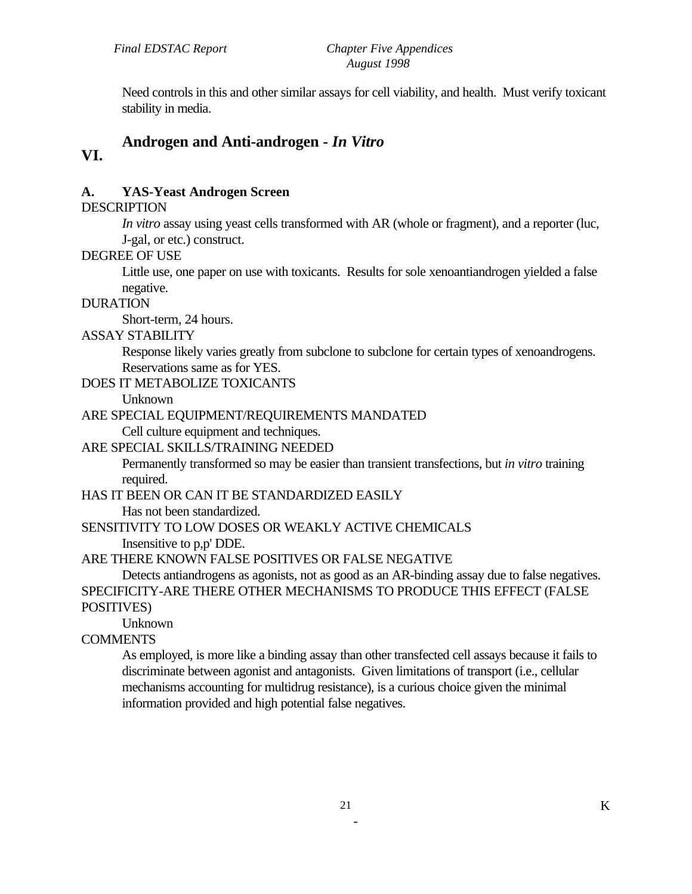Need controls in this and other similar assays for cell viability, and health. Must verify toxicant stability in media.

## VI. Androgen and Anti-androgen - *In Vitro*

### A. YAS-Yeast Androgen Screen

DESCRIPTION

*In vitro* assay using yeast cells transformed with AR (whole or fragment), and a reporter (luc, J-gal, or etc.) construct.

DEGREE OF USE

Little use, one paper on use with toxicants. Results for sole xenoantiandrogen yielded a false negative.

DURATION

Short-term, 24 hours.

ASSAY STABILITY

Response likely varies greatly from subclone to subclone for certain types of xenoandrogens. Reservations same as for YES.

DOES IT METABOLIZE TOXICANTS

Unknown

ARE SPECIAL EQUIPMENT/REQUIREMENTS MANDATED

Cell culture equipment and techniques.

ARE SPECIAL SKILLS/TRAINING NEEDED

Permanently transformed so may be easier than transient transfections, but *in vitro* training required.

HAS IT BEEN OR CAN IT BE STANDARDIZED EASILY

Has not been standardized.

SENSITIVITY TO LOW DOSES OR WEAKLY ACTIVE CHEMICALS

Insensitive to p,p' DDE.

ARE THERE KNOWN FALSE POSITIVES OR FALSE NEGATIVE

Detects antiandrogens as agonists, not as good as an AR-binding assay due to false negatives.

SPECIFICITY-ARE THERE OTHER MECHANISMS TO PRODUCE THIS EFFECT (FALSE POSITIVES)

Unknown

COMMENTS

As employed, is more like a binding assay than other transfected cell assays because it fails to discriminate between agonist and antagonists. Given limitations of transport (i.e., cellular mechanisms accounting for multidrug resistance), is a curious choice given the minimal information provided and high potential false negatives.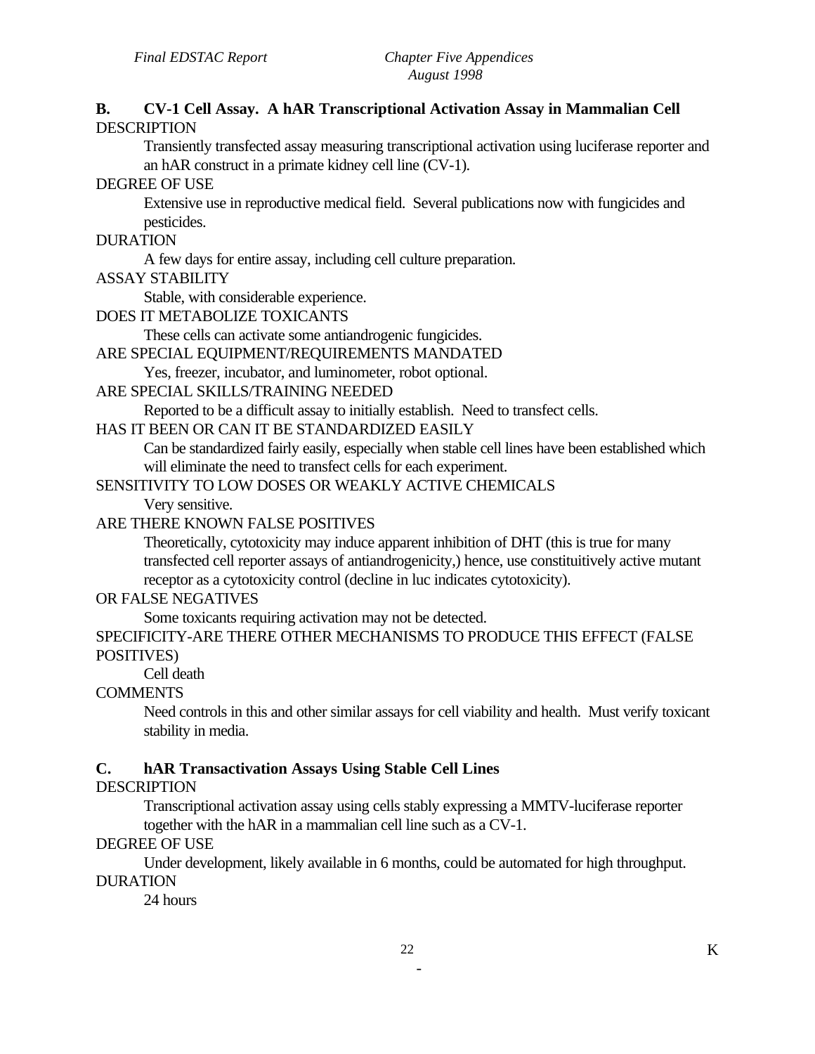## B. CV-1 Cell Assay. A hAR Transcriptional Activation Assay in Mammalian Cell

DESCRIPTION

Transiently transfected assay measuring transcriptional activation using luciferase reporter and an hAR construct in a primate kidney cell line (CV-1).

DEGREE OF USE

Extensive use in reproductive medical field. Several publications now with fungicides and pesticides.

DURATION

A few days for entire assay, including cell culture preparation.

ASSAY STABILITY

Stable, with considerable experience.

DOES IT METABOLIZE TOXICANTS

These cells can activate some antiandrogenic fungicides.

ARE SPECIAL EQUIPMENT/REQUIREMENTS MANDATED

Yes, freezer, incubator, and luminometer, robot optional.

ARE SPECIAL SKILLS/TRAINING NEEDED

Reported to be a difficult assay to initially establish. Need to transfect cells.

HAS IT BEEN OR CAN IT BE STANDARDIZED EASILY

Can be standardized fairly easily, especially when stable cell lines have been established which will eliminate the need to transfect cells for each experiment.

SENSITIVITY TO LOW DOSES OR WEAKLY ACTIVE CHEMICALS

Very sensitive.

ARE THERE KNOWN FALSE POSITIVES

Theoretically, cytotoxicity may induce apparent inhibition of DHT (this is true for many transfected cell reporter assays of antiandrogenicity,) hence, use constituitively active mutant receptor as a cytotoxicity control (decline in luc indicates cytotoxicity).

OR FALSE NEGATIVES

Some toxicants requiring activation may not be detected.

SPECIFICITY-ARE THERE OTHER MECHANISMS TO PRODUCE THIS EFFECT (FALSE POSITIVES)

Cell death

COMMENTS

Need controls in this and other similar assays for cell viability and health. Must verify toxicant stability in media.

## C. hAR Transactivation Assays Using Stable Cell Lines

DESCRIPTION

Transcriptional activation assay using cells stably expressing a MMTV-luciferase reporter together with the hAR in a mammalian cell line such as a CV-1.

DEGREE OF USE

Under development, likely available in 6 months, could be automated for high throughput.

DURATION

24 hours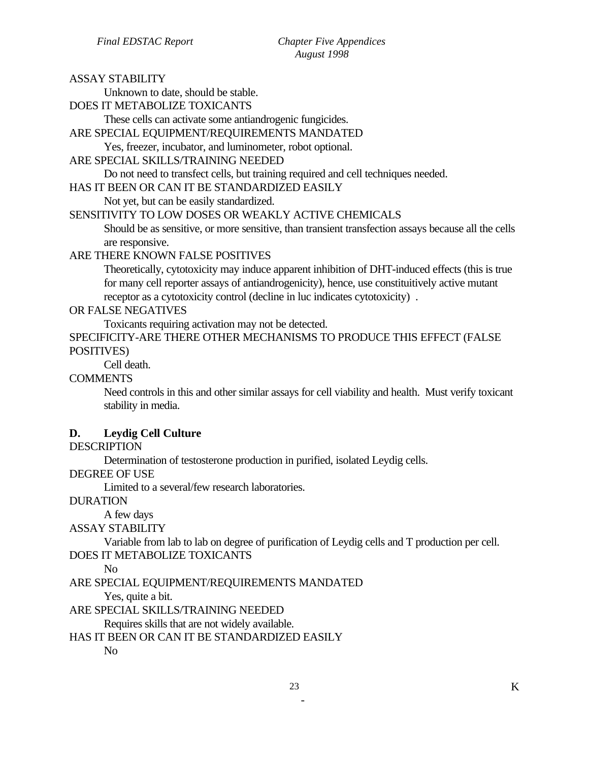ASSAY STABILITY

Unknown to date, should be stable.

DOES IT METABOLIZE TOXICANTS

These cells can activate some antiandrogenic fungicides.

ARE SPECIAL EQUIPMENT/REQUIREMENTS MANDATED

Yes, freezer, incubator, and luminometer, robot optional.

ARE SPECIAL SKILLS/TRAINING NEEDED

Do not need to transfect cells, but training required and cell techniques needed.

HAS IT BEEN OR CAN IT BE STANDARDIZED EASILY

Not yet, but can be easily standardized.

SENSITIVITY TO LOW DOSES OR WEAKLY ACTIVE CHEMICALS

Should be as sensitive, or more sensitive, than transient transfection assays because all the cells are responsive.

ARE THERE KNOWN FALSE POSITIVES

Theoretically, cytotoxicity may induce apparent inhibition of DHT-induced effects (this is true for many cell reporter assays of antiandrogenicity), hence, use constituitively active mutant receptor as a cytotoxicity control (decline in luc indicates cytotoxicity) .

OR FALSE NEGATIVES

Toxicants requiring activation may not be detected.

SPECIFICITY-ARE THERE OTHER MECHANISMS TO PRODUCE THIS EFFECT (FALSE POSITIVES)

Cell death.

COMMENTS

Need controls in this and other similar assays for cell viability and health. Must verify toxicant stability in media.

### D. Leydig Cell Culture

DESCRIPTION

Determination of testosterone production in purified, isolated Leydig cells.

DEGREE OF USE

Limited to a several/few research laboratories.

DURATION

A few days

ASSAY STABILITY

Variable from lab to lab on degree of purification of Leydig cells and T production per cell.

DOES IT METABOLIZE TOXICANTS

No

ARE SPECIAL EQUIPMENT/REQUIREMENTS MANDATED

Yes, quite a bit.

ARE SPECIAL SKILLS/TRAINING NEEDED

Requires skills that are not widely available.

HAS IT BEEN OR CAN IT BE STANDARDIZED EASILY

No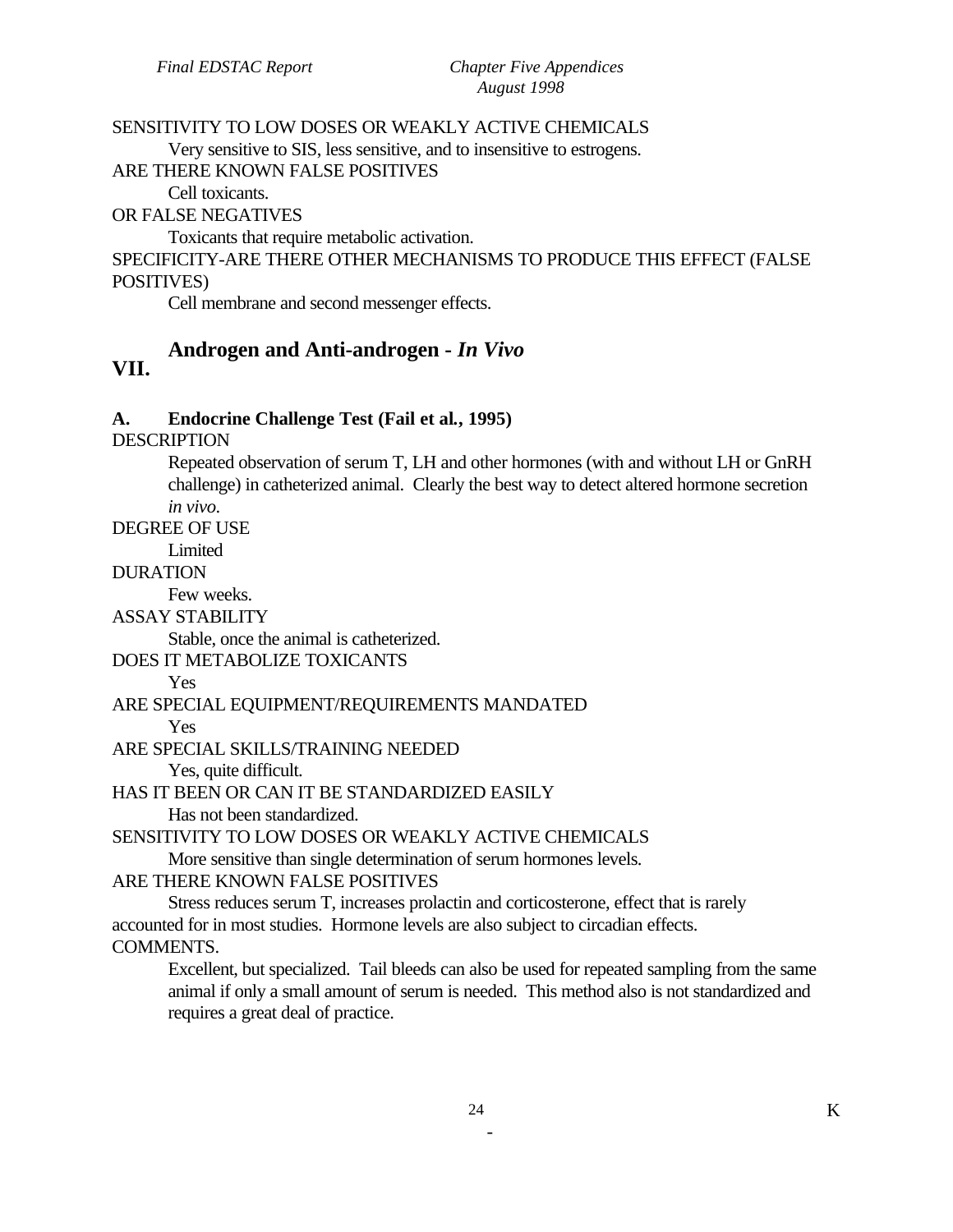SENSITIVITY TO LOW DOSES OR WEAKLY ACTIVE CHEMICALS

Very sensitive to SIS, less sensitive, and to insensitive to estrogens.

ARE THERE KNOWN FALSE POSITIVES

Cell toxicants.

OR FALSE NEGATIVES

Toxicants that require metabolic activation.

SPECIFICITY-ARE THERE OTHER MECHANISMS TO PRODUCE THIS EFFECT (FALSE POSITIVES)

Cell membrane and second messenger effects.

## VII. Androgen and Anti-androgen - *In Vivo*

### A. Endocrine Challenge Test (Fail et al., 1995)

DESCRIPTION

Repeated observation of serum T, LH and other hormones (with and without LH or GnRH challenge) in catheterized animal. Clearly the best way to detect altered hormone secretion *in vivo*.

DEGREE OF USE

Limited

DURATION

Few weeks.

ASSAY STABILITY

Stable, once the animal is catheterized.

DOES IT METABOLIZE TOXICANTS

Yes

ARE SPECIAL EQUIPMENT/REQUIREMENTS MANDATED

Yes

ARE SPECIAL SKILLS/TRAINING NEEDED

Yes, quite difficult.

HAS IT BEEN OR CAN IT BE STANDARDIZED EASILY

Has not been standardized.

SENSITIVITY TO LOW DOSES OR WEAKLY ACTIVE CHEMICALS

More sensitive than single determination of serum hormones levels.

ARE THERE KNOWN FALSE POSITIVES

Stress reduces serum T, increases prolactin and corticosterone, effect that is rarely accounted for in most studies. Hormone levels are also subject to circadian effects.

COMMENTS.

Excellent, but specialized. Tail bleeds can also be used for repeated sampling from the same animal if only a small amount of serum is needed. This method also is not standardized and requires a great deal of practice.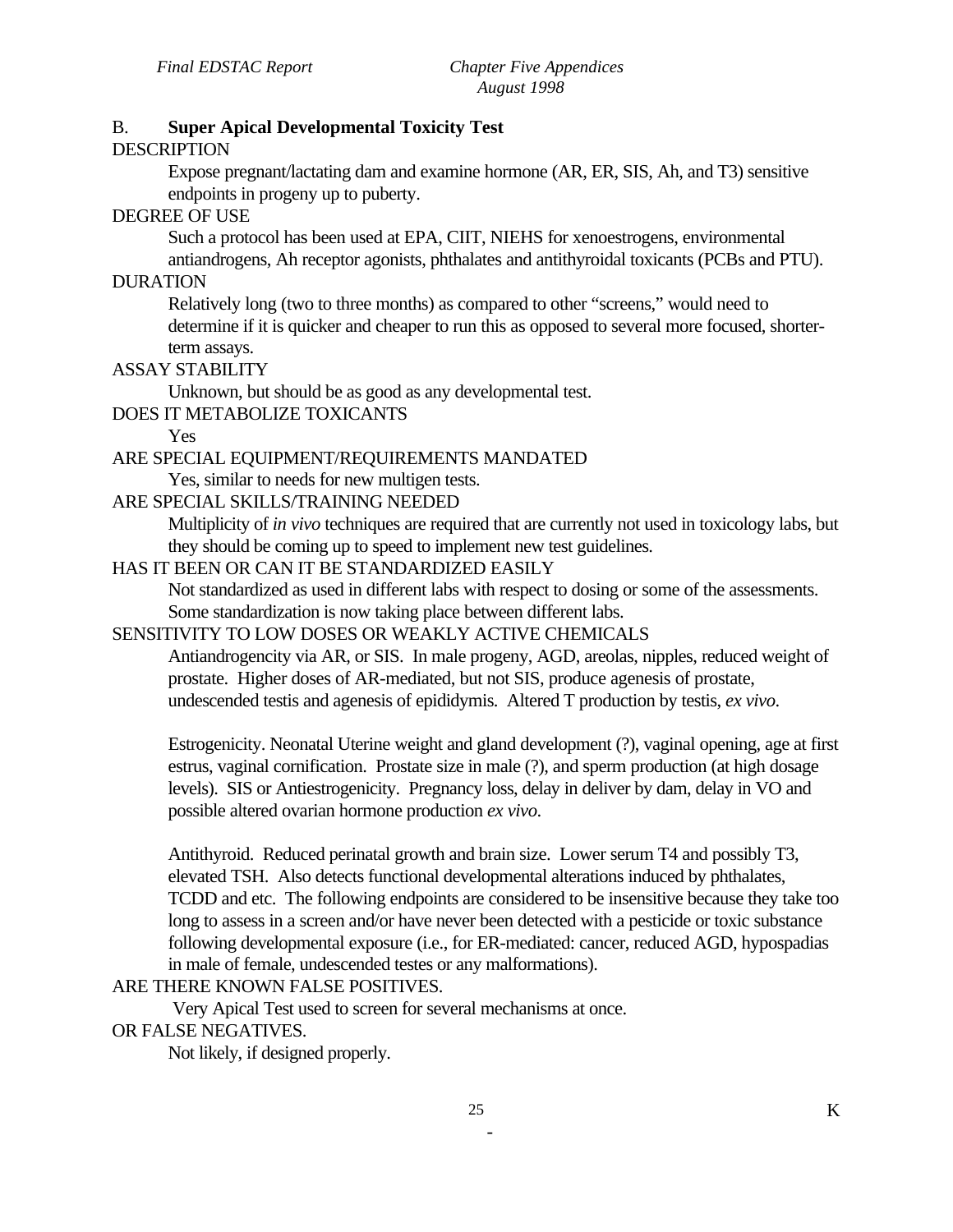## B. **Super Apical Developmental Toxicity Test**

DESCRIPTION

Expose pregnant/lactating dam and examine hormone (AR, ER, SIS, Ah, and T3) sensitive endpoints in progeny up to puberty.

DEGREE OF USE

Such a protocol has been used at EPA, CIIT, NIEHS for xenoestrogens, environmental antiandrogens, Ah receptor agonists, phthalates and antithyroidal toxicants (PCBs and PTU).

DURATION

Relatively long (two to three months) as compared to other "screens," would need to determine if it is quicker and cheaper to run this as opposed to several more focused, shorter-term assays.

ASSAY STABILITY

Unknown, but should be as good as any developmental test.

DOES IT METABOLIZE TOXICANTS

Yes

ARE SPECIAL EQUIPMENT/REQUIREMENTS MANDATED

Yes, similar to needs for new multigen tests.

ARE SPECIAL SKILLS/TRAINING NEEDED

Multiplicity of *in vivo* techniques are required that are currently not used in toxicology labs, but they should be coming up to speed to implement new test guidelines.

HAS IT BEEN OR CAN IT BE STANDARDIZED EASILY

Not standardized as used in different labs with respect to dosing or some of the assessments. Some standardization is now taking place between different labs.

SENSITIVITY TO LOW DOSES OR WEAKLY ACTIVE CHEMICALS

Antiandrogencity via AR, or SIS. In male progeny, AGD, areolas, nipples, reduced weight of prostate. Higher doses of AR-mediated, but not SIS, produce agenesis of prostate, undescended testis and agenesis of epididymis. Altered T production by testis, *ex vivo*.

Estrogenicity. Neonatal Uterine weight and gland development (?), vaginal opening, age at first estrus, vaginal cornification. Prostate size in male (?), and sperm production (at high dosage levels). SIS or Antiestrogenicity. Pregnancy loss, delay in deliver by dam, delay in VO and possible altered ovarian hormone production *ex vivo*.

Antithyroid. Reduced perinatal growth and brain size. Lower serum T4 and possibly T3, elevated TSH. Also detects functional developmental alterations induced by phthalates, TCDD and etc. The following endpoints are considered to be insensitive because they take too long to assess in a screen and/or have never been detected with a pesticide or toxic substance following developmental exposure (i.e., for ER-mediated: cancer, reduced AGD, hypospadias in male of female, undescended testes or any malformations).

ARE THERE KNOWN FALSE POSITIVES.

Very Apical Test used to screen for several mechanisms at once.

OR FALSE NEGATIVES.

Not likely, if designed properly.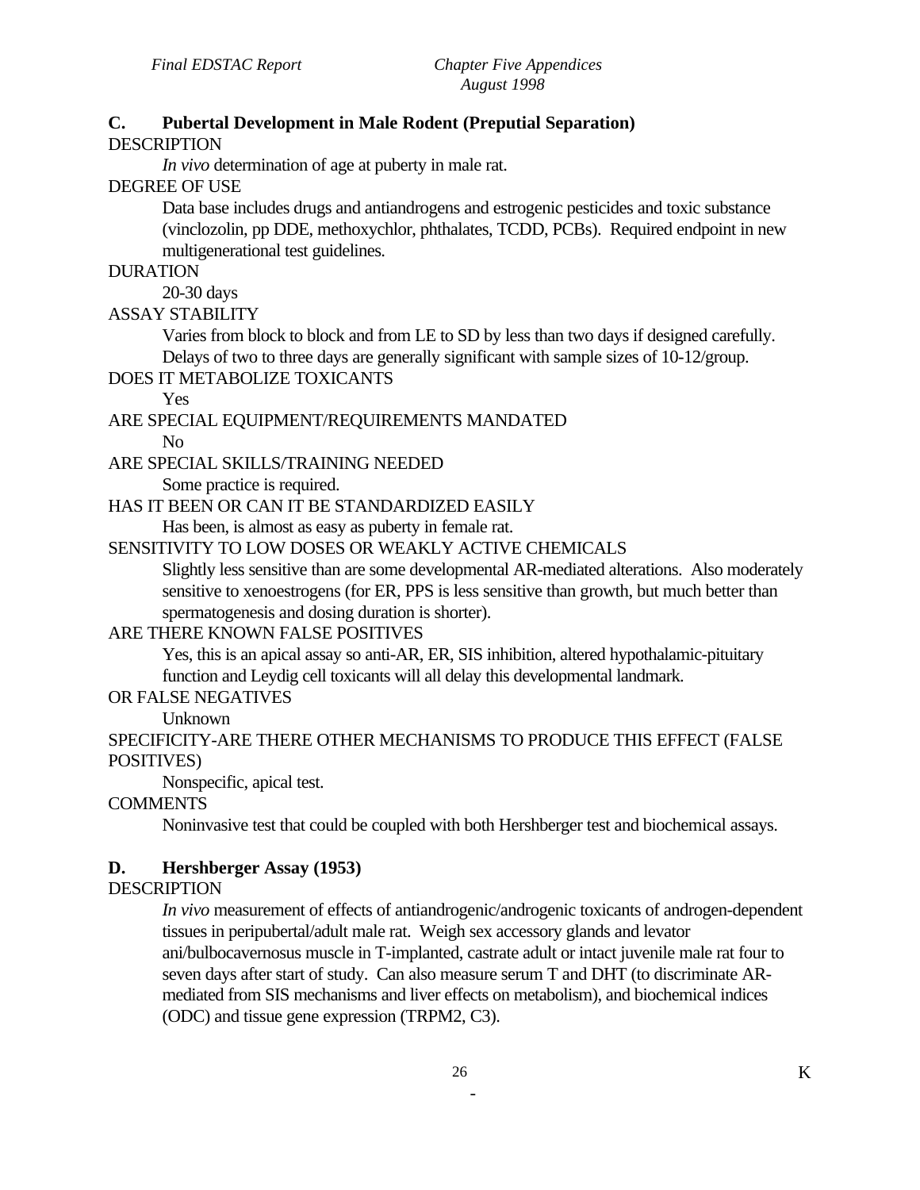## C. Pubertal Development in Male Rodent (Preputial Separation)

DESCRIPTION

*In vivo* determination of age at puberty in male rat.

DEGREE OF USE

Data base includes drugs and antiandrogens and estrogenic pesticides and toxic substance (vinclozolin, pp DDE, methoxychlor, phthalates, TCDD, PCBs). Required endpoint in new multigenerational test guidelines.

DURATION

20-30 days

ASSAY STABILITY

Varies from block to block and from LE to SD by less than two days if designed carefully. Delays of two to three days are generally significant with sample sizes of 10-12/group.

DOES IT METABOLIZE TOXICANTS

Yes

ARE SPECIAL EQUIPMENT/REQUIREMENTS MANDATED

No

ARE SPECIAL SKILLS/TRAINING NEEDED

Some practice is required.

HAS IT BEEN OR CAN IT BE STANDARDIZED EASILY

Has been, is almost as easy as puberty in female rat.

SENSITIVITY TO LOW DOSES OR WEAKLY ACTIVE CHEMICALS

Slightly less sensitive than are some developmental AR-mediated alterations. Also moderately sensitive to xenoestrogens (for ER, PPS is less sensitive than growth, but much better than spermatogenesis and dosing duration is shorter).

ARE THERE KNOWN FALSE POSITIVES

Yes, this is an apical assay so anti-AR, ER, SIS inhibition, altered hypothalamic-pituitary function and Leydig cell toxicants will all delay this developmental landmark.

OR FALSE NEGATIVES

Unknown

SPECIFICITY-ARE THERE OTHER MECHANISMS TO PRODUCE THIS EFFECT (FALSE POSITIVES)

Nonspecific, apical test.

COMMENTS

Noninvasive test that could be coupled with both Hershberger test and biochemical assays.

## D. Hershberger Assay (1953)

DESCRIPTION

*In vivo* measurement of effects of antiandrogenic/androgenic toxicants of androgen-dependent tissues in peripubertal/adult male rat. Weigh sex accessory glands and levator ani/bulbocavernosus muscle in T-implanted, castrate adult or intact juvenile male rat four to seven days after start of study. Can also measure serum T and DHT (to discriminate AR-mediated from SIS mechanisms and liver effects on metabolism), and biochemical indices (ODC) and tissue gene expression (TRPM2, C3).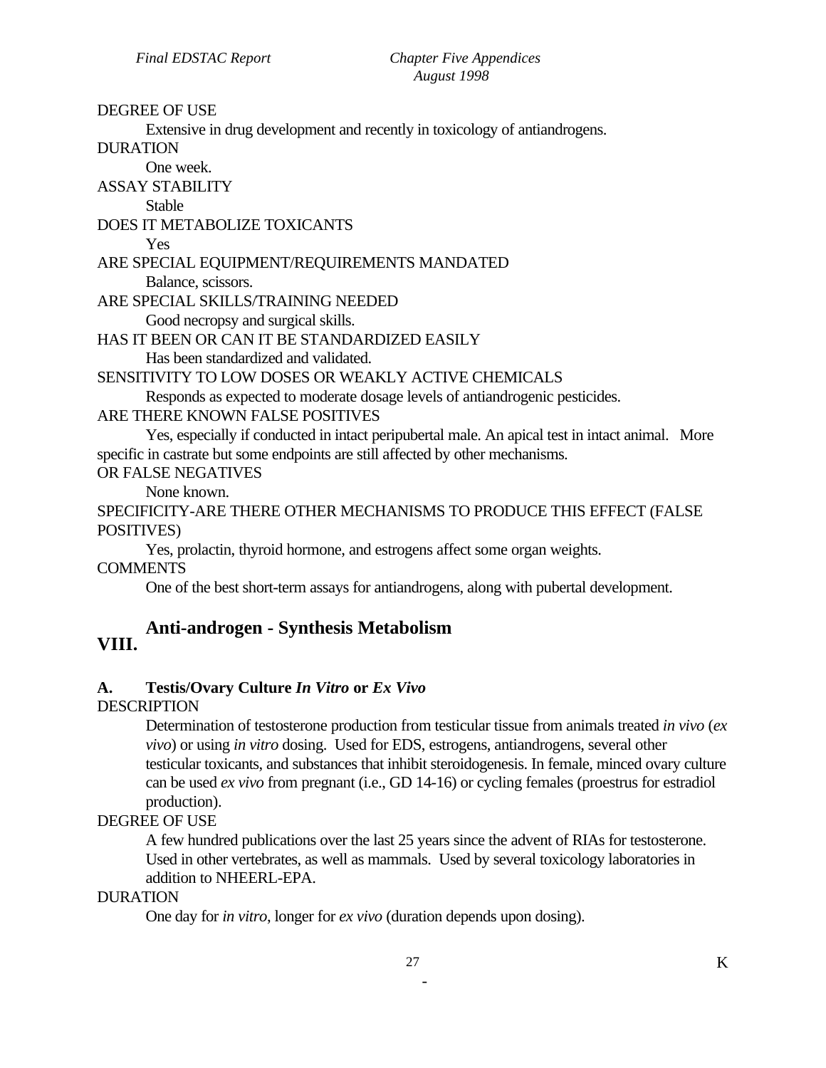DEGREE OF USE

Extensive in drug development and recently in toxicology of antiandrogens.

DURATION

One week.

ASSAY STABILITY

Stable

DOES IT METABOLIZE TOXICANTS

Yes

ARE SPECIAL EQUIPMENT/REQUIREMENTS MANDATED

Balance, scissors.

ARE SPECIAL SKILLS/TRAINING NEEDED

Good necropsy and surgical skills.

HAS IT BEEN OR CAN IT BE STANDARDIZED EASILY

Has been standardized and validated.

SENSITIVITY TO LOW DOSES OR WEAKLY ACTIVE CHEMICALS

Responds as expected to moderate dosage levels of antiandrogenic pesticides.

ARE THERE KNOWN FALSE POSITIVES

Yes, especially if conducted in intact peripubertal male. An apical test in intact animal. More specific in castrate but some endpoints are still affected by other mechanisms.

OR FALSE NEGATIVES

None known.

SPECIFICITY-ARE THERE OTHER MECHANISMS TO PRODUCE THIS EFFECT (FALSE POSITIVES)

Yes, prolactin, thyroid hormone, and estrogens affect some organ weights.

COMMENTS

One of the best short-term assays for antiandrogens, along with pubertal development.

## VIII. Anti-androgen - Synthesis Metabolism

### A. Testis/Ovary Culture *In Vitro* or *Ex Vivo*

DESCRIPTION

Determination of testosterone production from testicular tissue from animals treated *in vivo* (*ex vivo*) or using *in vitro* dosing. Used for EDS, estrogens, antiandrogens, several other testicular toxicants, and substances that inhibit steroidogenesis. In female, minced ovary culture can be used *ex vivo* from pregnant (i.e., GD 14-16) or cycling females (proestrus for estradiol production).

DEGREE OF USE

A few hundred publications over the last 25 years since the advent of RIAs for testosterone. Used in other vertebrates, as well as mammals. Used by several toxicology laboratories in addition to NHEERL-EPA.

DURATION

One day for *in vitro*, longer for *ex vivo* (duration depends upon dosing).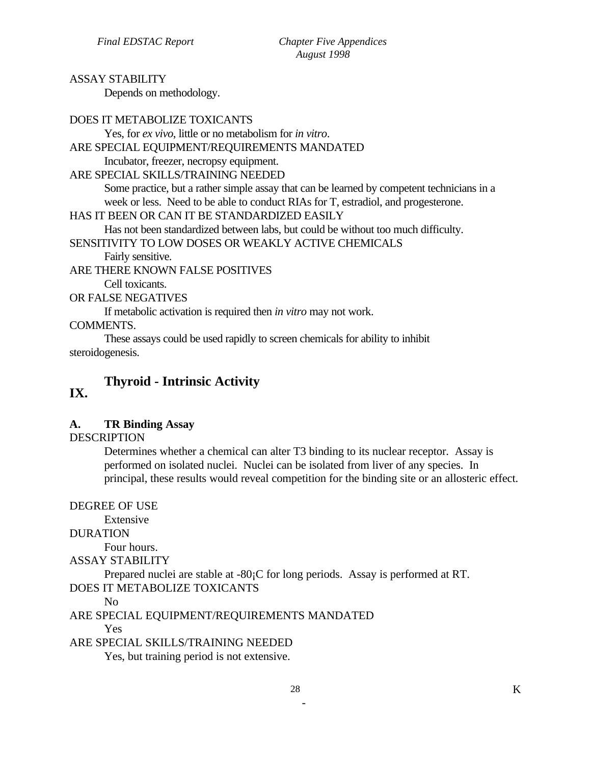ASSAY STABILITY

Depends on methodology.

DOES IT METABOLIZE TOXICANTS

Yes, for *ex vivo*, little or no metabolism for *in vitro*.

ARE SPECIAL EQUIPMENT/REQUIREMENTS MANDATED

Incubator, freezer, necropsy equipment.

ARE SPECIAL SKILLS/TRAINING NEEDED

Some practice, but a rather simple assay that can be learned by competent technicians in a week or less. Need to be able to conduct RIAs for T, estradiol, and progesterone.

HAS IT BEEN OR CAN IT BE STANDARDIZED EASILY

Has not been standardized between labs, but could be without too much difficulty.

SENSITIVITY TO LOW DOSES OR WEAKLY ACTIVE CHEMICALS

Fairly sensitive.

ARE THERE KNOWN FALSE POSITIVES

Cell toxicants.

OR FALSE NEGATIVES

If metabolic activation is required then *in vitro* may not work.

COMMENTS.

These assays could be used rapidly to screen chemicals for ability to inhibit steroidogenesis.

## IX. Thyroid - Intrinsic Activity

### A. TR Binding Assay

DESCRIPTION

Determines whether a chemical can alter T3 binding to its nuclear receptor. Assay is performed on isolated nuclei. Nuclei can be isolated from liver of any species. In principal, these results would reveal competition for the binding site or an allosteric effect.

DEGREE OF USE

Extensive

DURATION

Four hours.

ASSAY STABILITY

Prepared nuclei are stable at -80¡C for long periods. Assay is performed at RT.

DOES IT METABOLIZE TOXICANTS

No

ARE SPECIAL EQUIPMENT/REQUIREMENTS MANDATED

Yes

ARE SPECIAL SKILLS/TRAINING NEEDED

Yes, but training period is not extensive.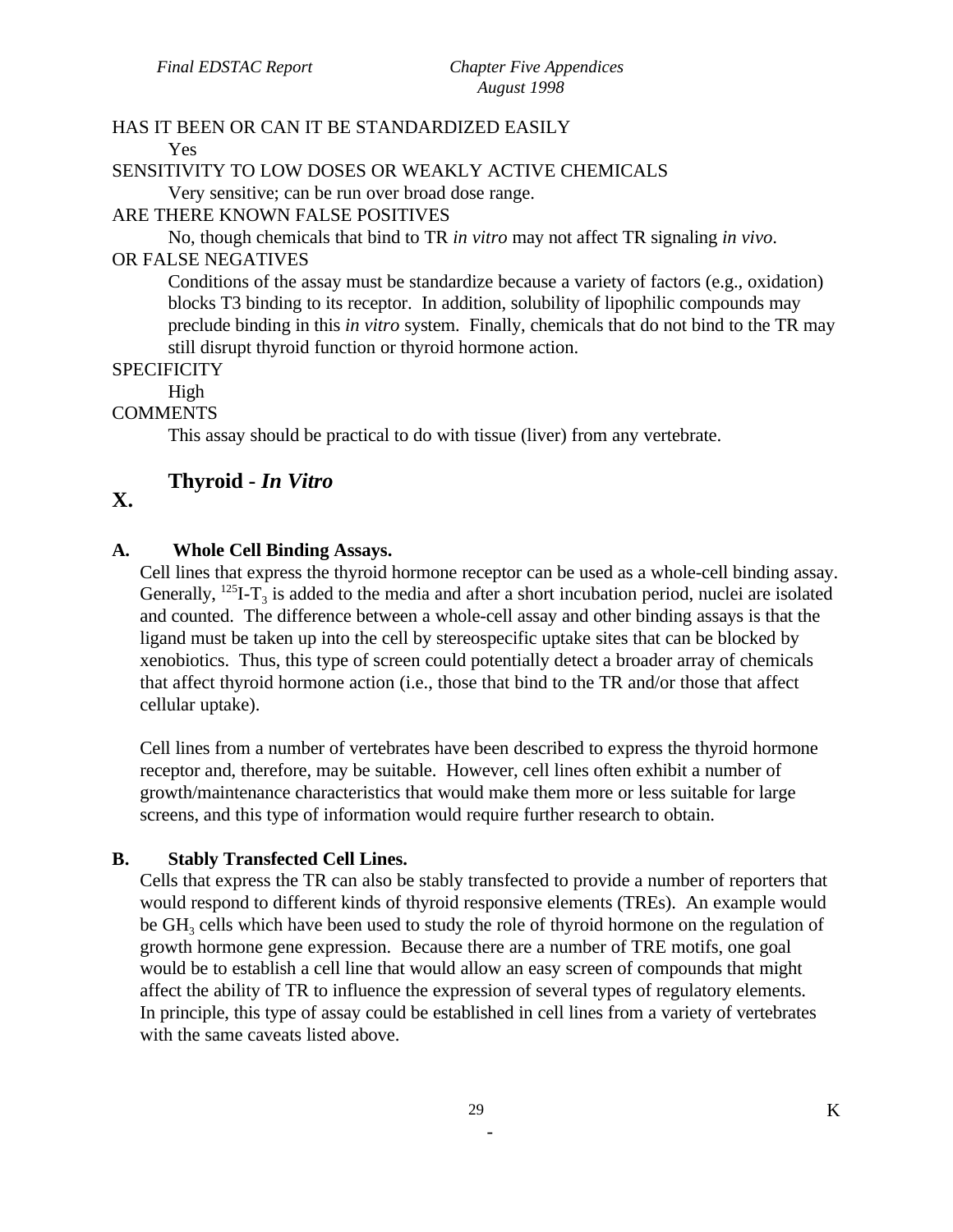HAS IT BEEN OR CAN IT BE STANDARDIZED EASILY

Yes

SENSITIVITY TO LOW DOSES OR WEAKLY ACTIVE CHEMICALS

Very sensitive; can be run over broad dose range.

ARE THERE KNOWN FALSE POSITIVES

No, though chemicals that bind to TR *in vitro* may not affect TR signaling *in vivo*.

OR FALSE NEGATIVES

Conditions of the assay must be standardize because a variety of factors (e.g., oxidation) blocks T3 binding to its receptor. In addition, solubility of lipophilic compounds may preclude binding in this *in vitro* system. Finally, chemicals that do not bind to the TR may still disrupt thyroid function or thyroid hormone action.

SPECIFICITY

High

COMMENTS

This assay should be practical to do with tissue (liver) from any vertebrate.

## X. Thyroid - *In Vitro*

### A. Whole Cell Binding Assays.

Cell lines that express the thyroid hormone receptor can be used as a whole-cell binding assay. Generally, $^{125}I\text{-}T_3$ is added to the media and after a short incubation period, nuclei are isolated and counted. The difference between a whole-cell assay and other binding assays is that the ligand must be taken up into the cell by stereospecific uptake sites that can be blocked by xenobiotics. Thus, this type of screen could potentially detect a broader array of chemicals that affect thyroid hormone action (i.e., those that bind to the TR and/or those that affect cellular uptake).

Cell lines from a number of vertebrates have been described to express the thyroid hormone receptor and, therefore, may be suitable. However, cell lines often exhibit a number of growth/maintenance characteristics that would make them more or less suitable for large screens, and this type of information would require further research to obtain.

### B. Stably Transfected Cell Lines.

Cells that express the TR can also be stably transfected to provide a number of reporters that would respond to different kinds of thyroid responsive elements (TREs). An example would be $GH_3$ cells which have been used to study the role of thyroid hormone on the regulation of growth hormone gene expression. Because there are a number of TRE motifs, one goal would be to establish a cell line that would allow an easy screen of compounds that might affect the ability of TR to influence the expression of several types of regulatory elements. In principle, this type of assay could be established in cell lines from a variety of vertebrates with the same caveats listed above.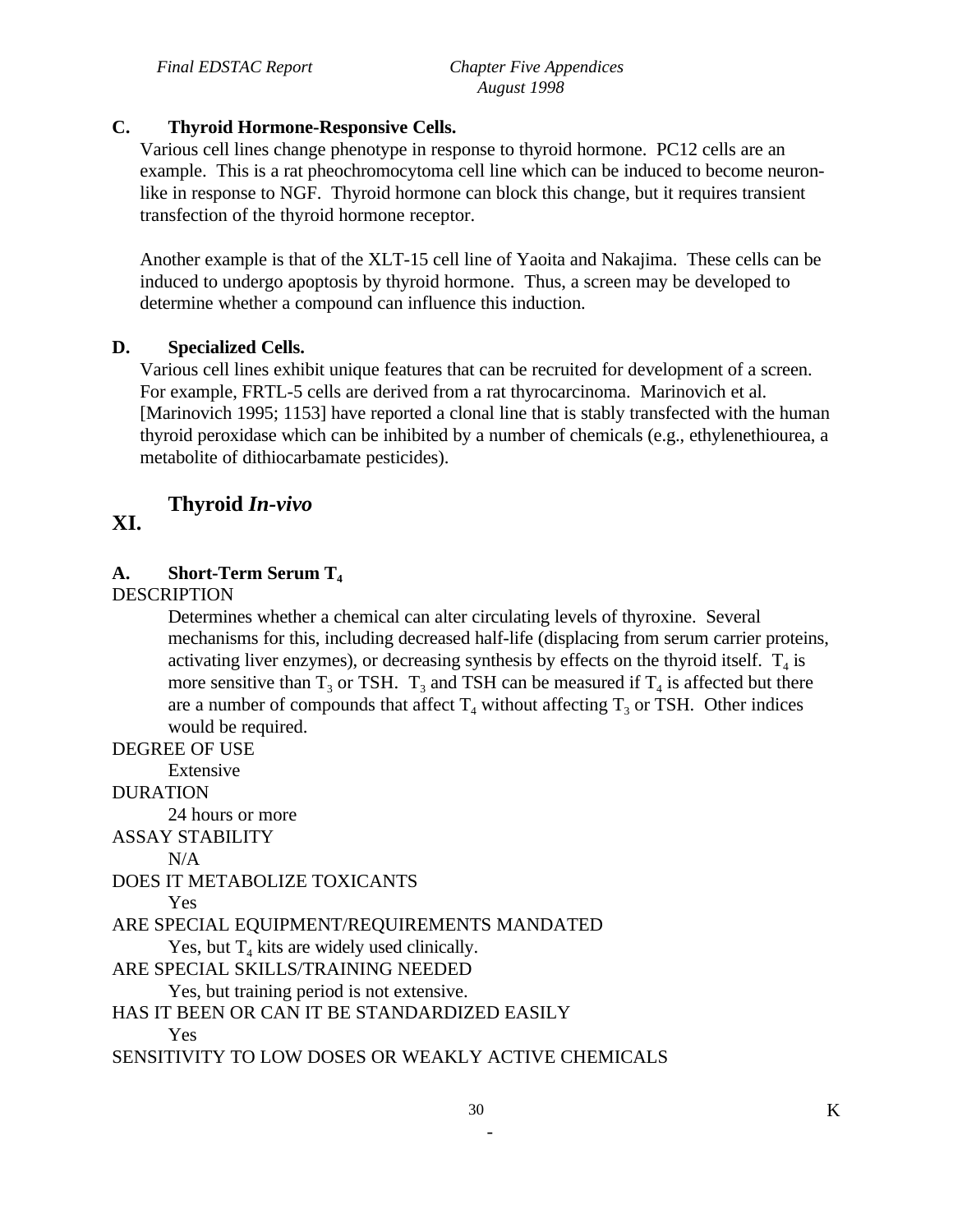### C. Thyroid Hormone-Responsive Cells.

Various cell lines change phenotype in response to thyroid hormone. PC12 cells are an example. This is a rat pheochromocytoma cell line which can be induced to become neuron-like in response to NGF. Thyroid hormone can block this change, but it requires transient transfection of the thyroid hormone receptor.

Another example is that of the XLT-15 cell line of Yaoita and Nakajima. These cells can be induced to undergo apoptosis by thyroid hormone. Thus, a screen may be developed to determine whether a compound can influence this induction.

### D. Specialized Cells.

Various cell lines exhibit unique features that can be recruited for development of a screen. For example, FRTL-5 cells are derived from a rat thyrocarcinoma. Marinovich et al. [Marinovich 1995; 1153] have reported a clonal line that is stably transfected with the human thyroid peroxidase which can be inhibited by a number of chemicals (e.g., ethylenethiourea, a metabolite of dithiocarbamate pesticides).

## XI. Thyroid *In-vivo*

### A. Short-Term Serum $T_4$

DESCRIPTION

Determines whether a chemical can alter circulating levels of thyroxine. Several mechanisms for this, including decreased half-life (displacing from serum carrier proteins, activating liver enzymes), or decreasing synthesis by effects on the thyroid itself. $T_4$ is more sensitive than $T_3$ or TSH. $T_3$ and TSH can be measured if $T_4$ is affected but there are a number of compounds that affect $T_4$ without affecting $T_3$ or TSH. Other indices would be required.

DEGREE OF USE

Extensive

DURATION

24 hours or more

ASSAY STABILITY

N/A

DOES IT METABOLIZE TOXICANTS

Yes

ARE SPECIAL EQUIPMENT/REQUIREMENTS MANDATED

Yes, but $T_4$ kits are widely used clinically.

ARE SPECIAL SKILLS/TRAINING NEEDED

Yes, but training period is not extensive.

HAS IT BEEN OR CAN IT BE STANDARDIZED EASILY

Yes

SENSITIVITY TO LOW DOSES OR WEAKLY ACTIVE CHEMICALS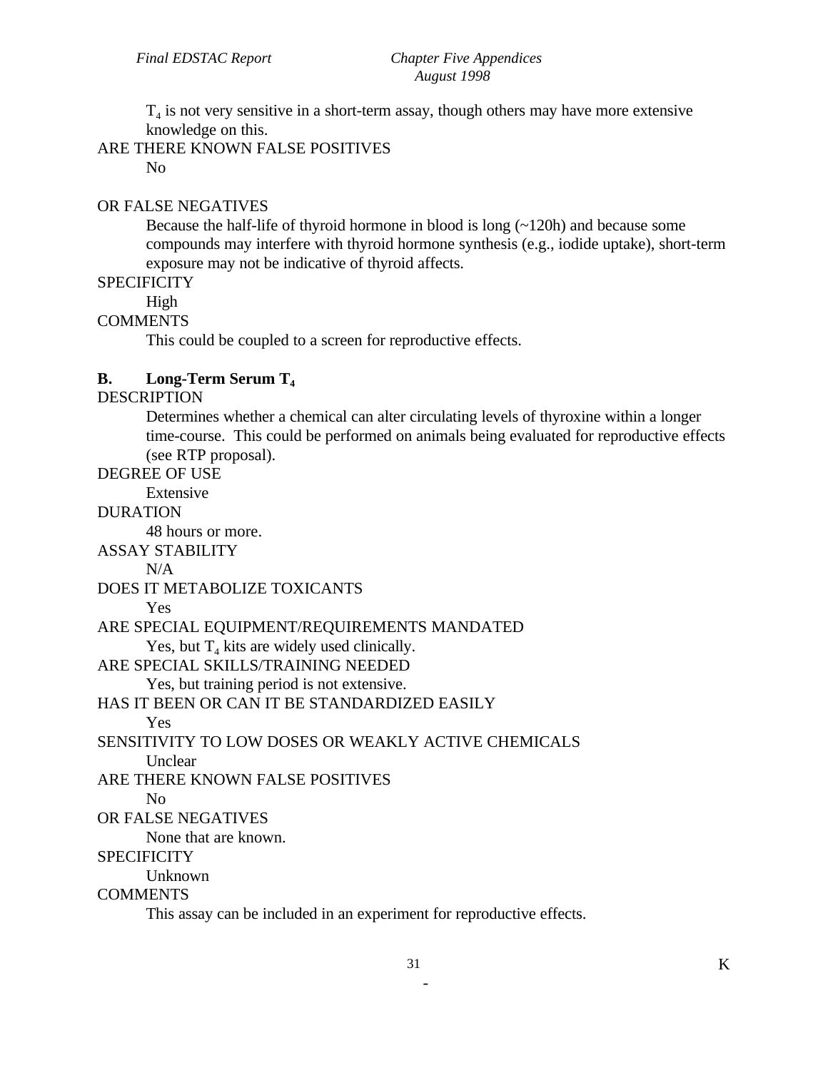$T_4$ is not very sensitive in a short-term assay, though others may have more extensive knowledge on this.

ARE THERE KNOWN FALSE POSITIVES

No

OR FALSE NEGATIVES

Because the half-life of thyroid hormone in blood is long (~120h) and because some compounds may interfere with thyroid hormone synthesis (e.g., iodide uptake), short-term exposure may not be indicative of thyroid affects.

SPECIFICITY

High

COMMENTS

This could be coupled to a screen for reproductive effects.

**B. Long-Term Serum $T_4$**

DESCRIPTION

Determines whether a chemical can alter circulating levels of thyroxine within a longer time-course. This could be performed on animals being evaluated for reproductive effects (see RTP proposal).

DEGREE OF USE

Extensive

DURATION

48 hours or more.

ASSAY STABILITY

N/A

DOES IT METABOLIZE TOXICANTS

Yes

ARE SPECIAL EQUIPMENT/REQUIREMENTS MANDATED

Yes, but $T_4$ kits are widely used clinically.

ARE SPECIAL SKILLS/TRAINING NEEDED

Yes, but training period is not extensive.

HAS IT BEEN OR CAN IT BE STANDARDIZED EASILY

Yes

SENSITIVITY TO LOW DOSES OR WEAKLY ACTIVE CHEMICALS

Unclear

ARE THERE KNOWN FALSE POSITIVES

No

OR FALSE NEGATIVES

None that are known.

SPECIFICITY

Unknown

COMMENTS

This assay can be included in an experiment for reproductive effects.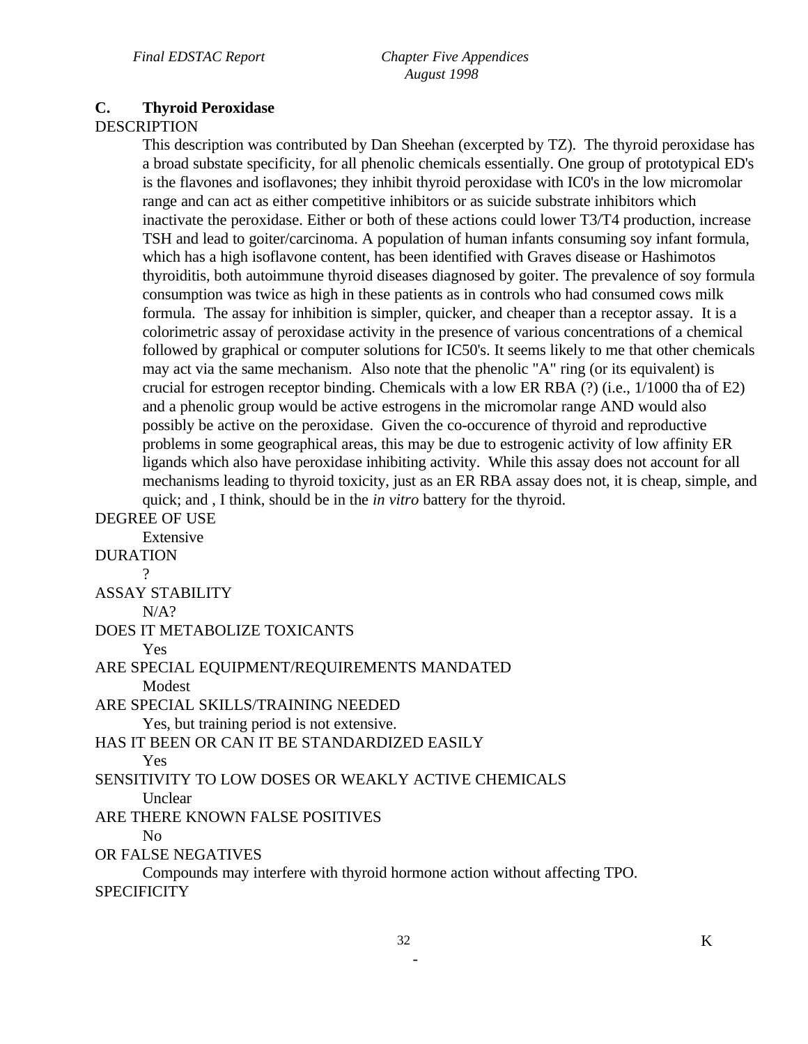### C. Thyroid Peroxidase

DESCRIPTION

This description was contributed by Dan Sheehan (excerpted by TZ). The thyroid peroxidase has a broad substate specificity, for all phenolic chemicals essentially. One group of prototypical ED's is the flavones and isoflavones; they inhibit thyroid peroxidase with IC0's in the low micromolar range and can act as either competitive inhibitors or as suicide substrate inhibitors which inactivate the peroxidase. Either or both of these actions could lower T3/T4 production, increase TSH and lead to goiter/carcinoma. A population of human infants consuming soy infant formula, which has a high isoflavone content, has been identified with Graves disease or Hashimotos thyroiditis, both autoimmune thyroid diseases diagnosed by goiter. The prevalence of soy formula consumption was twice as high in these patients as in controls who had consumed cows milk formula. The assay for inhibition is simpler, quicker, and cheaper than a receptor assay. It is a colorimetric assay of peroxidase activity in the presence of various concentrations of a chemical followed by graphical or computer solutions for IC50's. It seems likely to me that other chemicals may act via the same mechanism. Also note that the phenolic "A" ring (or its equivalent) is crucial for estrogen receptor binding. Chemicals with a low ER RBA (?) (i.e., 1/1000 tha of E2) and a phenolic group would be active estrogens in the micromolar range AND would also possibly be active on the peroxidase. Given the co-occurence of thyroid and reproductive problems in some geographical areas, this may be due to estrogenic activity of low affinity ER ligands which also have peroxidase inhibiting activity. While this assay does not account for all mechanisms leading to thyroid toxicity, just as an ER RBA assay does not, it is cheap, simple, and quick; and , I think, should be in the *in vitro* battery for the thyroid.

DEGREE OF USE

Extensive

DURATION

?

ASSAY STABILITY

N/A?

DOES IT METABOLIZE TOXICANTS

Yes

ARE SPECIAL EQUIPMENT/REQUIREMENTS MANDATED

Modest

ARE SPECIAL SKILLS/TRAINING NEEDED

Yes, but training period is not extensive.

HAS IT BEEN OR CAN IT BE STANDARDIZED EASILY

Yes

SENSITIVITY TO LOW DOSES OR WEAKLY ACTIVE CHEMICALS

Unclear

ARE THERE KNOWN FALSE POSITIVES

No

OR FALSE NEGATIVES

Compounds may interfere with thyroid hormone action without affecting TPO.

SPECIFICITY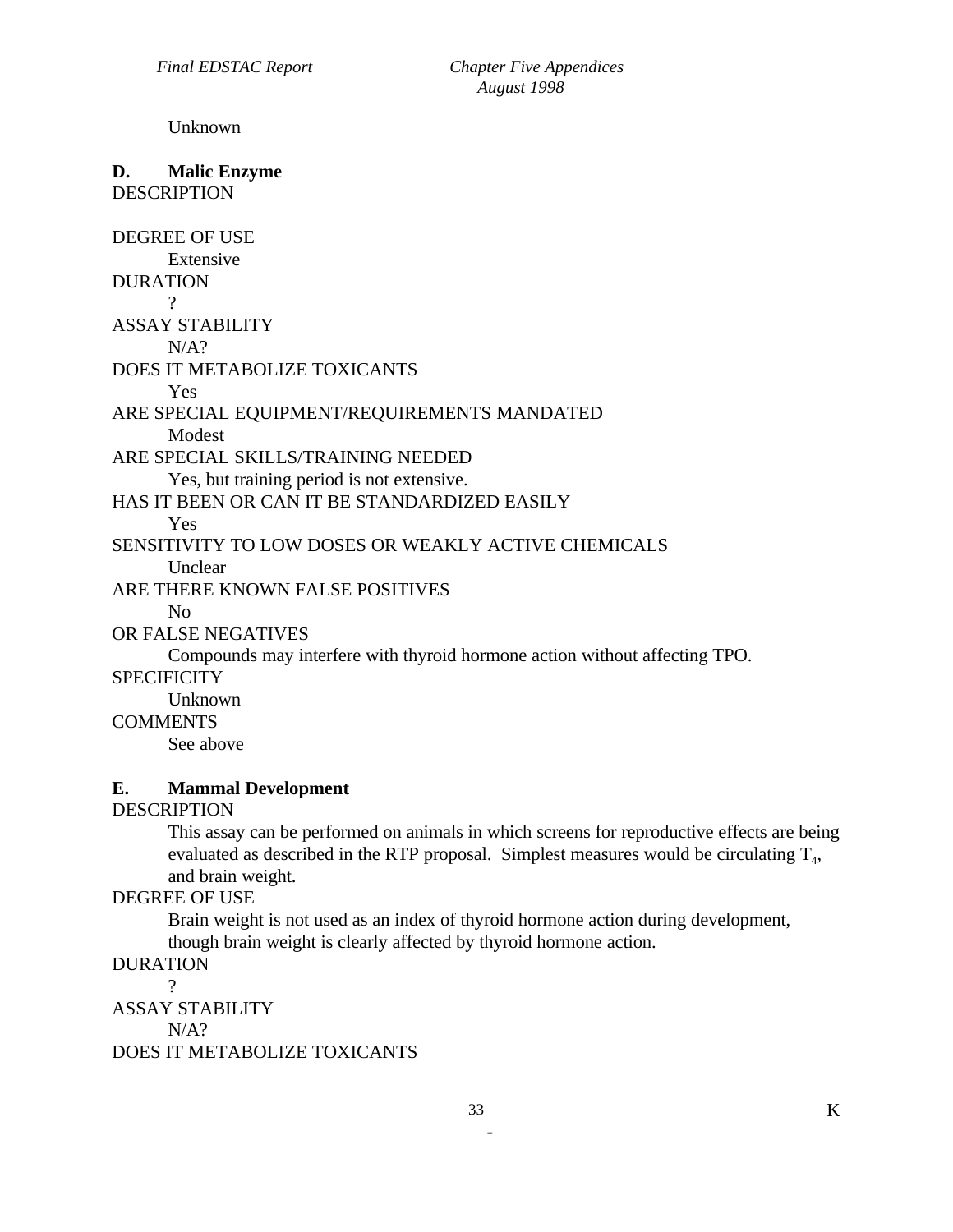Unknown

**D. Malic Enzyme**

DESCRIPTION

DEGREE OF USE

Extensive

DURATION

?

ASSAY STABILITY

N/A?

DOES IT METABOLIZE TOXICANTS

Yes

ARE SPECIAL EQUIPMENT/REQUIREMENTS MANDATED

Modest

ARE SPECIAL SKILLS/TRAINING NEEDED

Yes, but training period is not extensive.

HAS IT BEEN OR CAN IT BE STANDARDIZED EASILY

Yes

SENSITIVITY TO LOW DOSES OR WEAKLY ACTIVE CHEMICALS

Unclear

ARE THERE KNOWN FALSE POSITIVES

No

OR FALSE NEGATIVES

Compounds may interfere with thyroid hormone action without affecting TPO.

SPECIFICITY

Unknown

COMMENTS

See above

**E. Mammal Development**

DESCRIPTION

This assay can be performed on animals in which screens for reproductive effects are being evaluated as described in the RTP proposal. Simplest measures would be circulating $T_4$, and brain weight.

DEGREE OF USE

Brain weight is not used as an index of thyroid hormone action during development, though brain weight is clearly affected by thyroid hormone action.

DURATION

?

ASSAY STABILITY

N/A?

DOES IT METABOLIZE TOXICANTS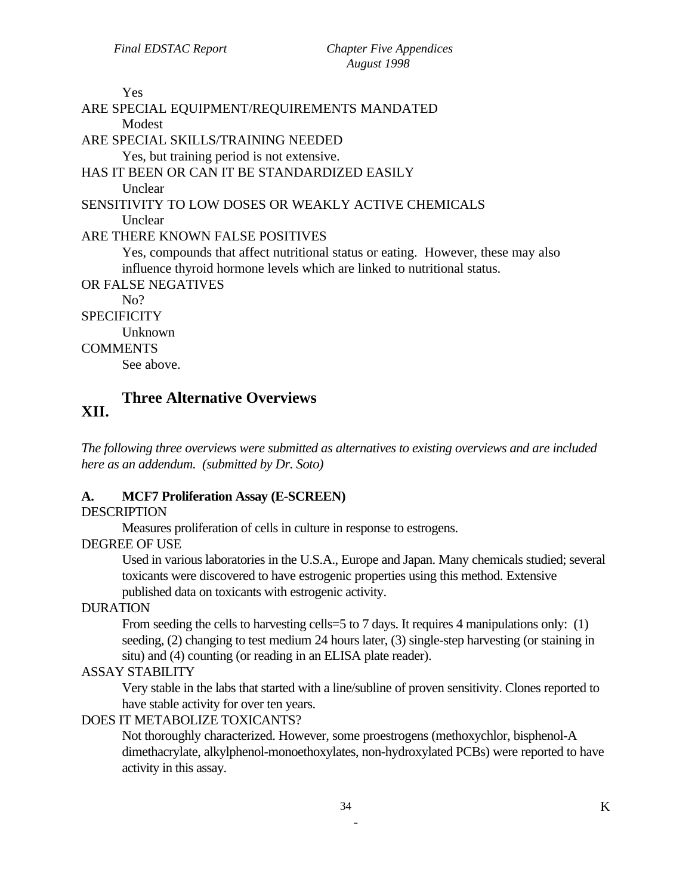Yes

ARE SPECIAL EQUIPMENT/REQUIREMENTS MANDATED

Modest

ARE SPECIAL SKILLS/TRAINING NEEDED

Yes, but training period is not extensive.

HAS IT BEEN OR CAN IT BE STANDARDIZED EASILY

Unclear

SENSITIVITY TO LOW DOSES OR WEAKLY ACTIVE CHEMICALS

Unclear

ARE THERE KNOWN FALSE POSITIVES

Yes, compounds that affect nutritional status or eating. However, these may also influence thyroid hormone levels which are linked to nutritional status.

OR FALSE NEGATIVES

No?

SPECIFICITY

Unknown

COMMENTS

See above.

## XII. Three Alternative Overviews

*The following three overviews were submitted as alternatives to existing overviews and are included here as an addendum. (submitted by Dr. Soto)*

### A. MCF7 Proliferation Assay (E-SCREEN)

DESCRIPTION

Measures proliferation of cells in culture in response to estrogens.

DEGREE OF USE

Used in various laboratories in the U.S.A., Europe and Japan. Many chemicals studied; several toxicants were discovered to have estrogenic properties using this method. Extensive published data on toxicants with estrogenic activity.

DURATION

From seeding the cells to harvesting cells=5 to 7 days. It requires 4 manipulations only: (1) seeding, (2) changing to test medium 24 hours later, (3) single-step harvesting (or staining in situ) and (4) counting (or reading in an ELISA plate reader).

ASSAY STABILITY

Very stable in the labs that started with a line/subline of proven sensitivity. Clones reported to have stable activity for over ten years.

DOES IT METABOLIZE TOXICANTS?

Not thoroughly characterized. However, some proestrogens (methoxychlor, bisphenol-A dimethacrylate, alkylphenol-monoethoxylates, non-hydroxylated PCBs) were reported to have activity in this assay.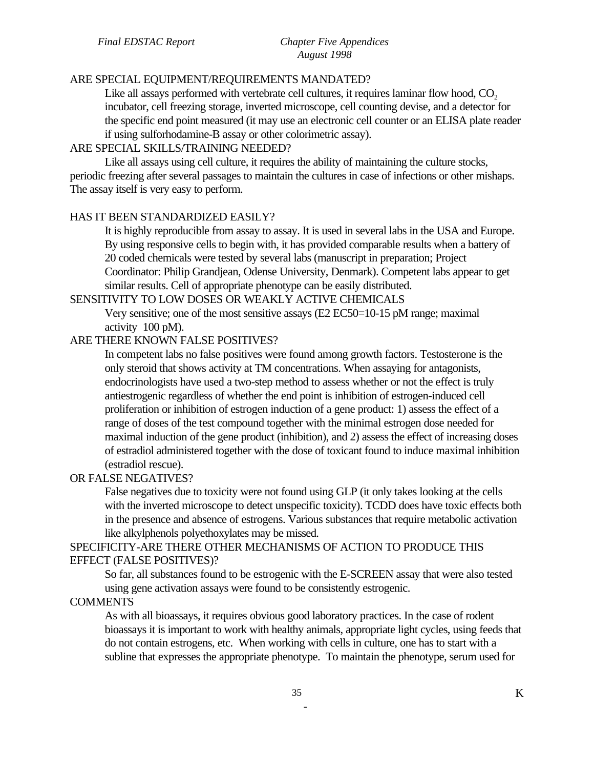ARE SPECIAL EQUIPMENT/REQUIREMENTS MANDATED?

Like all assays performed with vertebrate cell cultures, it requires laminar flow hood, $CO_2$ incubator, cell freezing storage, inverted microscope, cell counting devise, and a detector for the specific end point measured (it may use an electronic cell counter or an ELISA plate reader if using sulforhodamine-B assay or other colorimetric assay).

ARE SPECIAL SKILLS/TRAINING NEEDED?

Like all assays using cell culture, it requires the ability of maintaining the culture stocks, periodic freezing after several passages to maintain the cultures in case of infections or other mishaps. The assay itself is very easy to perform.

HAS IT BEEN STANDARDIZED EASILY?

It is highly reproducible from assay to assay. It is used in several labs in the USA and Europe. By using responsive cells to begin with, it has provided comparable results when a battery of 20 coded chemicals were tested by several labs (manuscript in preparation; Project Coordinator: Philip Grandjean, Odense University, Denmark). Competent labs appear to get similar results. Cell of appropriate phenotype can be easily distributed.

SENSITIVITY TO LOW DOSES OR WEAKLY ACTIVE CHEMICALS

Very sensitive; one of the most sensitive assays (E2 EC50=10-15 pM range; maximal activity 100 pM).

ARE THERE KNOWN FALSE POSITIVES?

In competent labs no false positives were found among growth factors. Testosterone is the only steroid that shows activity at TM concentrations. When assaying for antagonists, endocrinologists have used a two-step method to assess whether or not the effect is truly antiestrogenic regardless of whether the end point is inhibition of estrogen-induced cell proliferation or inhibition of estrogen induction of a gene product: 1) assess the effect of a range of doses of the test compound together with the minimal estrogen dose needed for maximal induction of the gene product (inhibition), and 2) assess the effect of increasing doses of estradiol administered together with the dose of toxicant found to induce maximal inhibition (estradiol rescue).

OR FALSE NEGATIVES?

False negatives due to toxicity were not found using GLP (it only takes looking at the cells with the inverted microscope to detect unspecific toxicity). TCDD does have toxic effects both in the presence and absence of estrogens. Various substances that require metabolic activation like alkylphenols polyethoxylates may be missed.

SPECIFICITY-ARE THERE OTHER MECHANISMS OF ACTION TO PRODUCE THIS EFFECT (FALSE POSITIVES)?

So far, all substances found to be estrogenic with the E-SCREEN assay that were also tested using gene activation assays were found to be consistently estrogenic.

COMMENTS

As with all bioassays, it requires obvious good laboratory practices. In the case of rodent bioassays it is important to work with healthy animals, appropriate light cycles, using feeds that do not contain estrogens, etc. When working with cells in culture, one has to start with a subline that expresses the appropriate phenotype. To maintain the phenotype, serum used for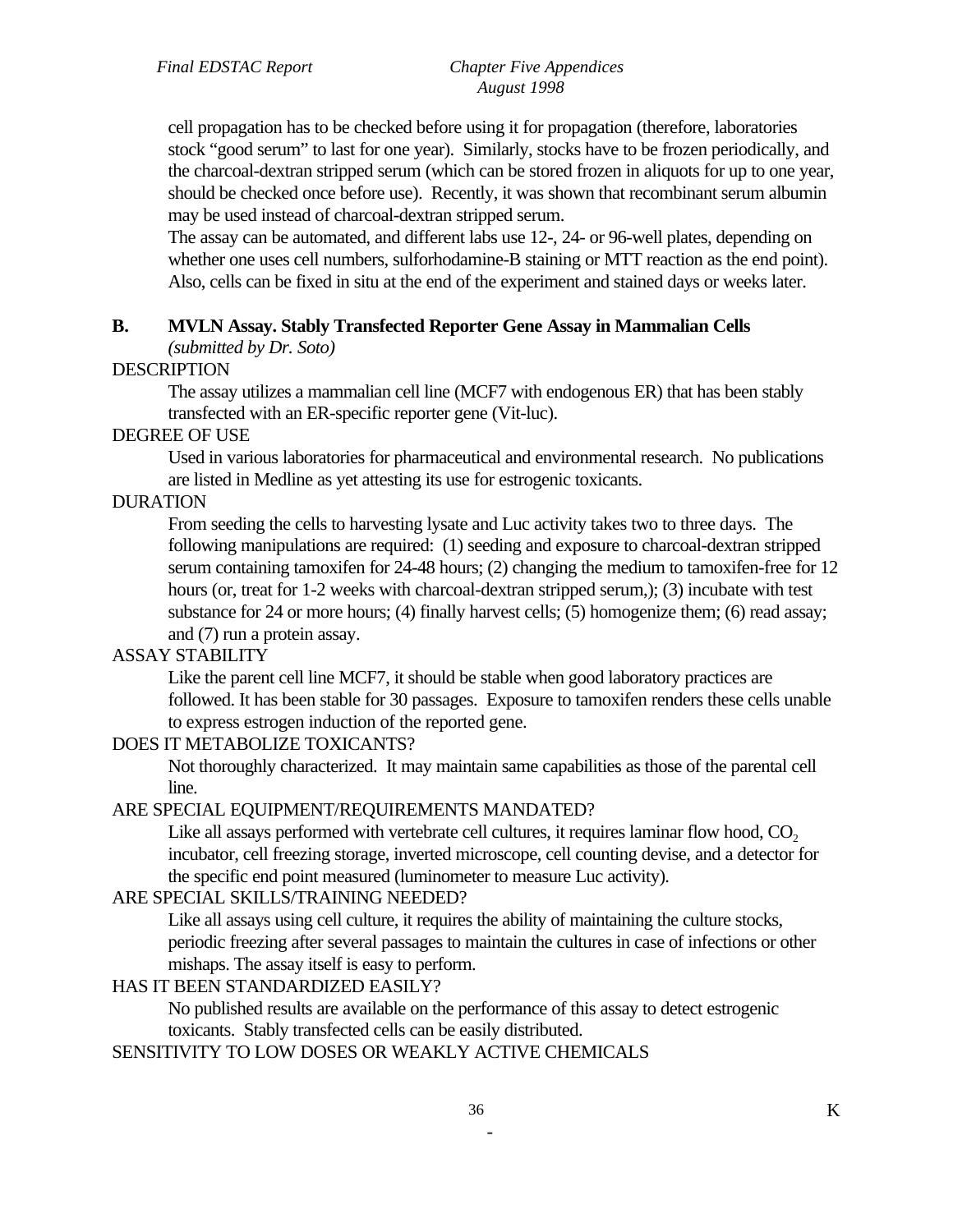cell propagation has to be checked before using it for propagation (therefore, laboratories stock "good serum" to last for one year). Similarly, stocks have to be frozen periodically, and the charcoal-dextran stripped serum (which can be stored frozen in aliquots for up to one year, should be checked once before use). Recently, it was shown that recombinant serum albumin may be used instead of charcoal-dextran stripped serum.

The assay can be automated, and different labs use 12-, 24- or 96-well plates, depending on whether one uses cell numbers, sulforhodamine-B staining or MTT reaction as the end point). Also, cells can be fixed in situ at the end of the experiment and stained days or weeks later.

**B. MVLN Assay. Stably Transfected Reporter Gene Assay in Mammalian Cells**
*(submitted by Dr. Soto)*

DESCRIPTION

The assay utilizes a mammalian cell line (MCF7 with endogenous ER) that has been stably transfected with an ER-specific reporter gene (Vit-luc).

DEGREE OF USE

Used in various laboratories for pharmaceutical and environmental research. No publications are listed in Medline as yet attesting its use for estrogenic toxicants.

DURATION

From seeding the cells to harvesting lysate and Luc activity takes two to three days. The following manipulations are required: (1) seeding and exposure to charcoal-dextran stripped serum containing tamoxifen for 24-48 hours; (2) changing the medium to tamoxifen-free for 12 hours (or, treat for 1-2 weeks with charcoal-dextran stripped serum,); (3) incubate with test substance for 24 or more hours; (4) finally harvest cells; (5) homogenize them; (6) read assay; and (7) run a protein assay.

ASSAY STABILITY

Like the parent cell line MCF7, it should be stable when good laboratory practices are followed. It has been stable for 30 passages. Exposure to tamoxifen renders these cells unable to express estrogen induction of the reported gene.

DOES IT METABOLIZE TOXICANTS?

Not thoroughly characterized. It may maintain same capabilities as those of the parental cell line.

ARE SPECIAL EQUIPMENT/REQUIREMENTS MANDATED?

Like all assays performed with vertebrate cell cultures, it requires laminar flow hood, $CO_2$ incubator, cell freezing storage, inverted microscope, cell counting devise, and a detector for the specific end point measured (luminometer to measure Luc activity).

ARE SPECIAL SKILLS/TRAINING NEEDED?

Like all assays using cell culture, it requires the ability of maintaining the culture stocks, periodic freezing after several passages to maintain the cultures in case of infections or other mishaps. The assay itself is easy to perform.

HAS IT BEEN STANDARDIZED EASILY?

No published results are available on the performance of this assay to detect estrogenic toxicants. Stably transfected cells can be easily distributed.

SENSITIVITY TO LOW DOSES OR WEAKLY ACTIVE CHEMICALS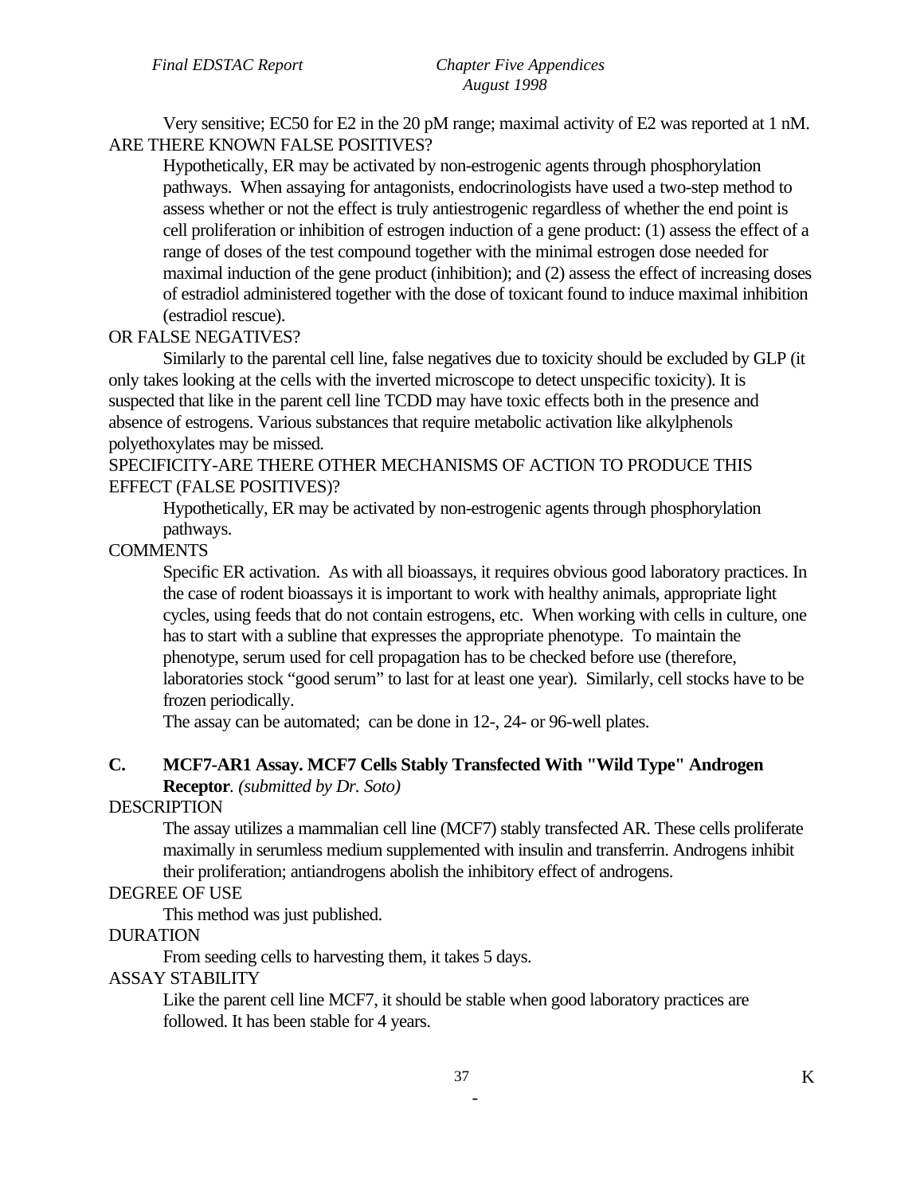Very sensitive; EC50 for E2 in the 20 pM range; maximal activity of E2 was reported at 1 nM.

ARE THERE KNOWN FALSE POSITIVES?

Hypothetically, ER may be activated by non-estrogenic agents through phosphorylation pathways. When assaying for antagonists, endocrinologists have used a two-step method to assess whether or not the effect is truly antiestrogenic regardless of whether the end point is cell proliferation or inhibition of estrogen induction of a gene product: (1) assess the effect of a range of doses of the test compound together with the minimal estrogen dose needed for maximal induction of the gene product (inhibition); and (2) assess the effect of increasing doses of estradiol administered together with the dose of toxicant found to induce maximal inhibition (estradiol rescue).

OR FALSE NEGATIVES?

Similarly to the parental cell line, false negatives due to toxicity should be excluded by GLP (it only takes looking at the cells with the inverted microscope to detect unspecific toxicity). It is suspected that like in the parent cell line TCDD may have toxic effects both in the presence and absence of estrogens. Various substances that require metabolic activation like alkylphenols polyethoxylates may be missed.

SPECIFICITY-ARE THERE OTHER MECHANISMS OF ACTION TO PRODUCE THIS EFFECT (FALSE POSITIVES)?

Hypothetically, ER may be activated by non-estrogenic agents through phosphorylation pathways.

COMMENTS

Specific ER activation. As with all bioassays, it requires obvious good laboratory practices. In the case of rodent bioassays it is important to work with healthy animals, appropriate light cycles, using feeds that do not contain estrogens, etc. When working with cells in culture, one has to start with a subline that expresses the appropriate phenotype. To maintain the phenotype, serum used for cell propagation has to be checked before use (therefore, laboratories stock "good serum" to last for at least one year). Similarly, cell stocks have to be frozen periodically.

The assay can be automated; can be done in 12-, 24- or 96-well plates.

### C. MCF7-AR1 Assay. MCF7 Cells Stably Transfected With "Wild Type" Androgen Receptor. *(submitted by Dr. Soto)*

DESCRIPTION

The assay utilizes a mammalian cell line (MCF7) stably transfected AR. These cells proliferate maximally in serumless medium supplemented with insulin and transferrin. Androgens inhibit their proliferation; antiandrogens abolish the inhibitory effect of androgens.

DEGREE OF USE

This method was just published.

DURATION

From seeding cells to harvesting them, it takes 5 days.

ASSAY STABILITY

Like the parent cell line MCF7, it should be stable when good laboratory practices are followed. It has been stable for 4 years.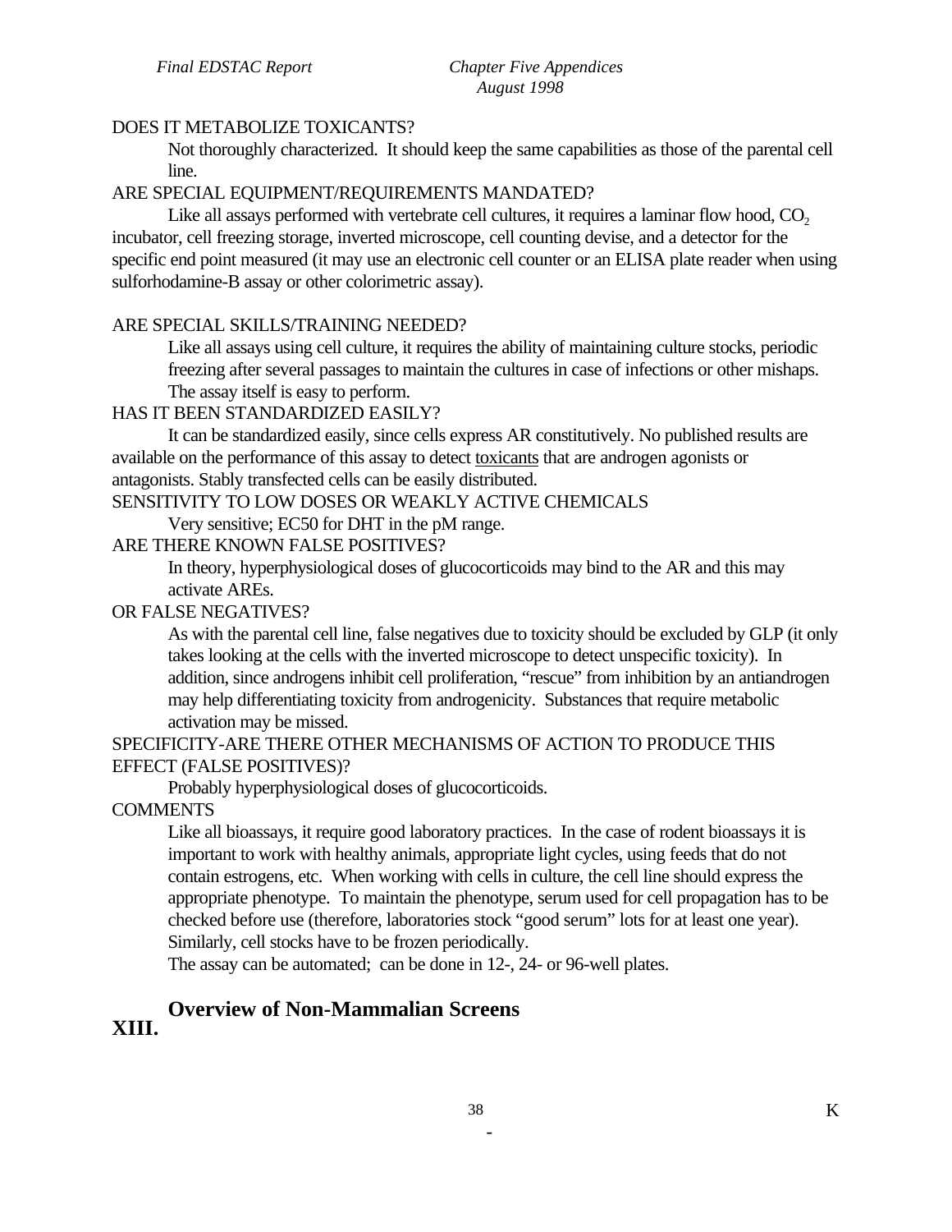DOES IT METABOLIZE TOXICANTS?

Not thoroughly characterized. It should keep the same capabilities as those of the parental cell line.

ARE SPECIAL EQUIPMENT/REQUIREMENTS MANDATED?

Like all assays performed with vertebrate cell cultures, it requires a laminar flow hood, $CO_2$ incubator, cell freezing storage, inverted microscope, cell counting devise, and a detector for the specific end point measured (it may use an electronic cell counter or an ELISA plate reader when using sulforhodamine-B assay or other colorimetric assay).

ARE SPECIAL SKILLS/TRAINING NEEDED?

Like all assays using cell culture, it requires the ability of maintaining culture stocks, periodic freezing after several passages to maintain the cultures in case of infections or other mishaps. The assay itself is easy to perform.

HAS IT BEEN STANDARDIZED EASILY?

It can be standardized easily, since cells express AR constitutively. No published results are available on the performance of this assay to detect toxicants that are androgen agonists or antagonists. Stably transfected cells can be easily distributed.

SENSITIVITY TO LOW DOSES OR WEAKLY ACTIVE CHEMICALS

Very sensitive; EC50 for DHT in the pM range.

ARE THERE KNOWN FALSE POSITIVES?

In theory, hyperphysiological doses of glucocorticoids may bind to the AR and this may activate AREs.

OR FALSE NEGATIVES?

As with the parental cell line, false negatives due to toxicity should be excluded by GLP (it only takes looking at the cells with the inverted microscope to detect unspecific toxicity). In addition, since androgens inhibit cell proliferation, "rescue" from inhibition by an antiandrogen may help differentiating toxicity from androgenicity. Substances that require metabolic activation may be missed.

SPECIFICITY-ARE THERE OTHER MECHANISMS OF ACTION TO PRODUCE THIS EFFECT (FALSE POSITIVES)?

Probably hyperphysiological doses of glucocorticoids.

COMMENTS

Like all bioassays, it require good laboratory practices. In the case of rodent bioassays it is important to work with healthy animals, appropriate light cycles, using feeds that do not contain estrogens, etc. When working with cells in culture, the cell line should express the appropriate phenotype. To maintain the phenotype, serum used for cell propagation has to be checked before use (therefore, laboratories stock "good serum" lots for at least one year). Similarly, cell stocks have to be frozen periodically.

The assay can be automated; can be done in 12-, 24- or 96-well plates.

## XIII. Overview of Non-Mammalian Screens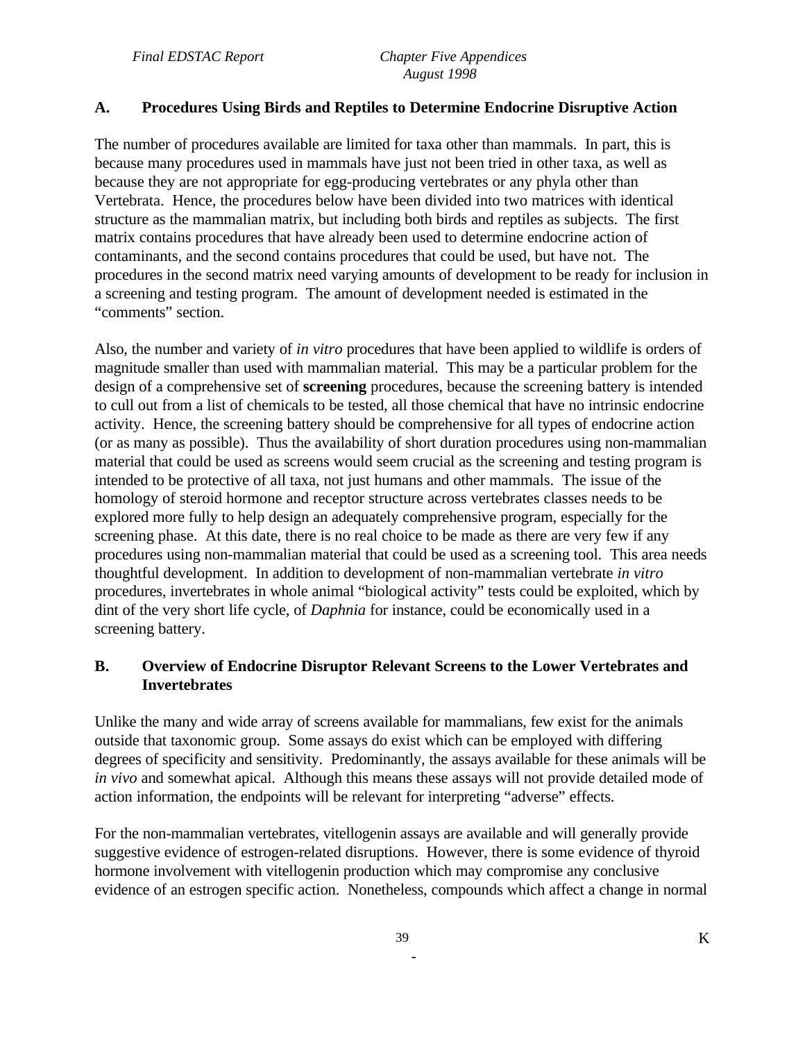## A. Procedures Using Birds and Reptiles to Determine Endocrine Disruptive Action

The number of procedures available are limited for taxa other than mammals. In part, this is because many procedures used in mammals have just not been tried in other taxa, as well as because they are not appropriate for egg-producing vertebrates or any phyla other than Vertebrata. Hence, the procedures below have been divided into two matrices with identical structure as the mammalian matrix, but including both birds and reptiles as subjects. The first matrix contains procedures that have already been used to determine endocrine action of contaminants, and the second contains procedures that could be used, but have not. The procedures in the second matrix need varying amounts of development to be ready for inclusion in a screening and testing program. The amount of development needed is estimated in the "comments" section.

Also, the number and variety of *in vitro* procedures that have been applied to wildlife is orders of magnitude smaller than used with mammalian material. This may be a particular problem for the design of a comprehensive set of **screening** procedures, because the screening battery is intended to cull out from a list of chemicals to be tested, all those chemical that have no intrinsic endocrine activity. Hence, the screening battery should be comprehensive for all types of endocrine action (or as many as possible). Thus the availability of short duration procedures using non-mammalian material that could be used as screens would seem crucial as the screening and testing program is intended to be protective of all taxa, not just humans and other mammals. The issue of the homology of steroid hormone and receptor structure across vertebrates classes needs to be explored more fully to help design an adequately comprehensive program, especially for the screening phase. At this date, there is no real choice to be made as there are very few if any procedures using non-mammalian material that could be used as a screening tool. This area needs thoughtful development. In addition to development of non-mammalian vertebrate *in vitro* procedures, invertebrates in whole animal "biological activity" tests could be exploited, which by dint of the very short life cycle, of *Daphnia* for instance, could be economically used in a screening battery.

## B. Overview of Endocrine Disruptor Relevant Screens to the Lower Vertebrates and Invertebrates

Unlike the many and wide array of screens available for mammalians, few exist for the animals outside that taxonomic group. Some assays do exist which can be employed with differing degrees of specificity and sensitivity. Predominantly, the assays available for these animals will be *in vivo* and somewhat apical. Although this means these assays will not provide detailed mode of action information, the endpoints will be relevant for interpreting "adverse" effects.

For the non-mammalian vertebrates, vitellogenin assays are available and will generally provide suggestive evidence of estrogen-related disruptions. However, there is some evidence of thyroid hormone involvement with vitellogenin production which may compromise any conclusive evidence of an estrogen specific action. Nonetheless, compounds which affect a change in normal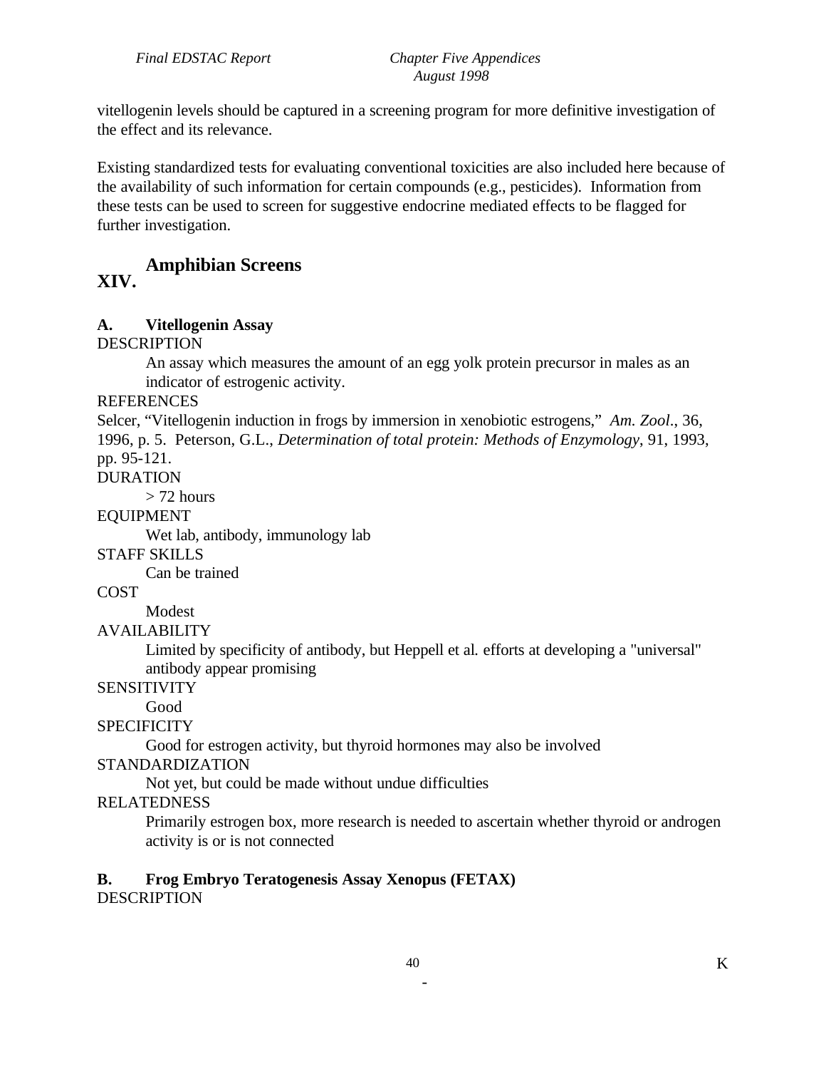vitellogenin levels should be captured in a screening program for more definitive investigation of the effect and its relevance.

Existing standardized tests for evaluating conventional toxicities are also included here because of the availability of such information for certain compounds (e.g., pesticides). Information from these tests can be used to screen for suggestive endocrine mediated effects to be flagged for further investigation.

## XIV. Amphibian Screens

### A. Vitellogenin Assay

DESCRIPTION

An assay which measures the amount of an egg yolk protein precursor in males as an indicator of estrogenic activity.

REFERENCES

Selcer, "Vitellogenin induction in frogs by immersion in xenobiotic estrogens," *Am. Zool*., 36, 1996, p. 5. Peterson, G.L., *Determination of total protein: Methods of Enzymology*, 91, 1993, pp. 95-121.

DURATION

> 72 hours

EQUIPMENT

Wet lab, antibody, immunology lab

STAFF SKILLS

Can be trained

COST

Modest

AVAILABILITY

Limited by specificity of antibody, but Heppell et al*.* efforts at developing a "universal" antibody appear promising

SENSITIVITY

Good

SPECIFICITY

Good for estrogen activity, but thyroid hormones may also be involved

STANDARDIZATION

Not yet, but could be made without undue difficulties

RELATEDNESS

Primarily estrogen box, more research is needed to ascertain whether thyroid or androgen activity is or is not connected

### B. Frog Embryo Teratogenesis Assay Xenopus (FETAX)

DESCRIPTION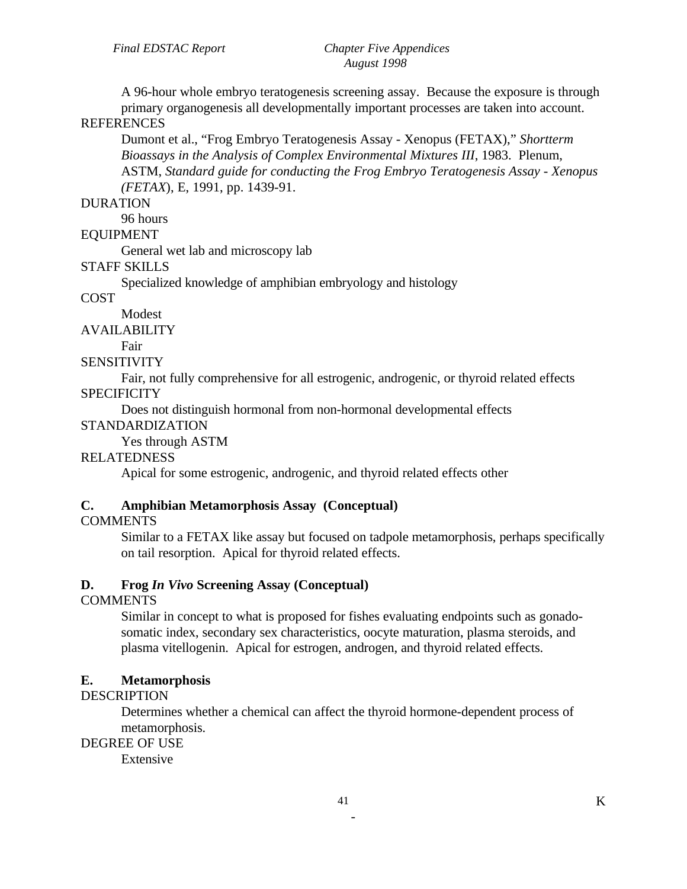A 96-hour whole embryo teratogenesis screening assay. Because the exposure is through primary organogenesis all developmentally important processes are taken into account.

REFERENCES

Dumont et al., "Frog Embryo Teratogenesis Assay - Xenopus (FETAX)," *Shortterm Bioassays in the Analysis of Complex Environmental Mixtures III*, 1983. Plenum, ASTM, *Standard guide for conducting the Frog Embryo Teratogenesis Assay - Xenopus (FETAX*), E, 1991, pp. 1439-91.

DURATION

96 hours

EQUIPMENT

General wet lab and microscopy lab

STAFF SKILLS

Specialized knowledge of amphibian embryology and histology

COST

Modest

AVAILABILITY

Fair

SENSITIVITY

Fair, not fully comprehensive for all estrogenic, androgenic, or thyroid related effects

SPECIFICITY

Does not distinguish hormonal from non-hormonal developmental effects

STANDARDIZATION

Yes through ASTM

RELATEDNESS

Apical for some estrogenic, androgenic, and thyroid related effects other

**C. Amphibian Metamorphosis Assay (Conceptual)**

COMMENTS

Similar to a FETAX like assay but focused on tadpole metamorphosis, perhaps specifically on tail resorption. Apical for thyroid related effects.

**D. Frog *In Vivo* Screening Assay (Conceptual)**

COMMENTS

Similar in concept to what is proposed for fishes evaluating endpoints such as gonado-somatic index, secondary sex characteristics, oocyte maturation, plasma steroids, and plasma vitellogenin. Apical for estrogen, androgen, and thyroid related effects.

**E. Metamorphosis**

DESCRIPTION

Determines whether a chemical can affect the thyroid hormone-dependent process of metamorphosis.

DEGREE OF USE

Extensive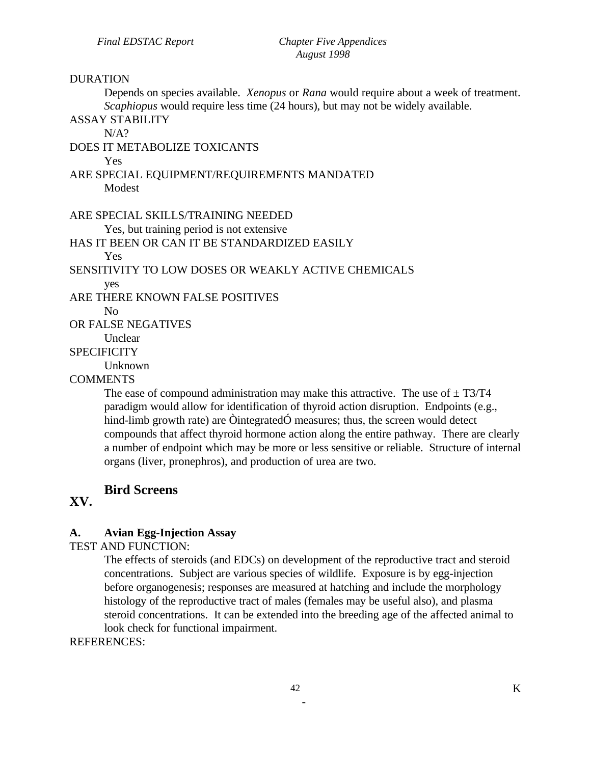DURATION

Depends on species available. *Xenopus* or *Rana* would require about a week of treatment. *Scaphiopus* would require less time (24 hours), but may not be widely available.

ASSAY STABILITY

N/A?

DOES IT METABOLIZE TOXICANTS

Yes

ARE SPECIAL EQUIPMENT/REQUIREMENTS MANDATED

Modest

ARE SPECIAL SKILLS/TRAINING NEEDED

Yes, but training period is not extensive

HAS IT BEEN OR CAN IT BE STANDARDIZED EASILY

Yes

SENSITIVITY TO LOW DOSES OR WEAKLY ACTIVE CHEMICALS

yes

ARE THERE KNOWN FALSE POSITIVES

No

OR FALSE NEGATIVES

Unclear

SPECIFICITY

Unknown

COMMENTS

The ease of compound administration may make this attractive. The use of ± T3/T4 paradigm would allow for identification of thyroid action disruption. Endpoints (e.g., hind-limb growth rate) are ÒintegratedÓ measures; thus, the screen would detect compounds that affect thyroid hormone action along the entire pathway. There are clearly a number of endpoint which may be more or less sensitive or reliable. Structure of internal organs (liver, pronephros), and production of urea are two.

## XV. Bird Screens

### A. Avian Egg-Injection Assay

TEST AND FUNCTION:

The effects of steroids (and EDCs) on development of the reproductive tract and steroid concentrations. Subject are various species of wildlife. Exposure is by egg-injection before organogenesis; responses are measured at hatching and include the morphology histology of the reproductive tract of males (females may be useful also), and plasma steroid concentrations. It can be extended into the breeding age of the affected animal to look check for functional impairment.

REFERENCES: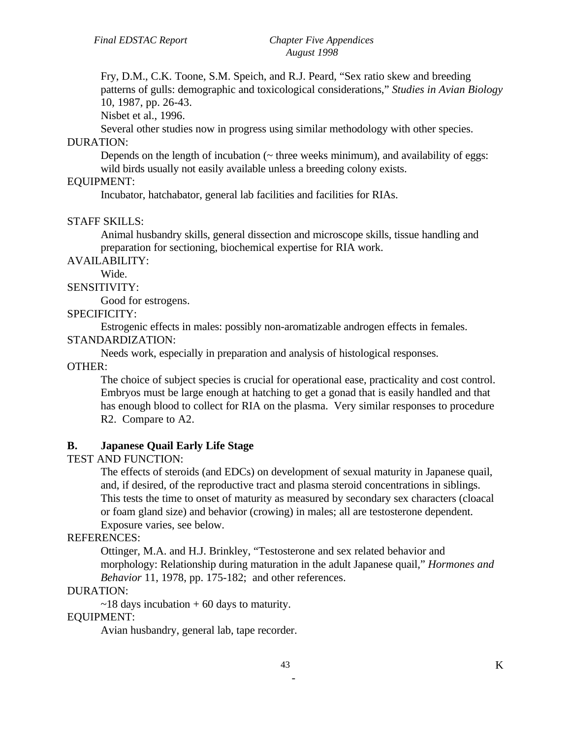Fry, D.M., C.K. Toone, S.M. Speich, and R.J. Peard, "Sex ratio skew and breeding patterns of gulls: demographic and toxicological considerations," *Studies in Avian Biology* 10, 1987, pp. 26-43.

Nisbet et al., 1996.

Several other studies now in progress using similar methodology with other species.

DURATION:

Depends on the length of incubation (~ three weeks minimum), and availability of eggs: wild birds usually not easily available unless a breeding colony exists.

EQUIPMENT:

Incubator, hatchabator, general lab facilities and facilities for RIAs.

STAFF SKILLS:

Animal husbandry skills, general dissection and microscope skills, tissue handling and preparation for sectioning, biochemical expertise for RIA work.

AVAILABILITY:

Wide.

SENSITIVITY:

Good for estrogens.

SPECIFICITY:

Estrogenic effects in males: possibly non-aromatizable androgen effects in females.

STANDARDIZATION:

Needs work, especially in preparation and analysis of histological responses.

OTHER:

The choice of subject species is crucial for operational ease, practicality and cost control. Embryos must be large enough at hatching to get a gonad that is easily handled and that has enough blood to collect for RIA on the plasma. Very similar responses to procedure R2. Compare to A2.

**B. Japanese Quail Early Life Stage**

TEST AND FUNCTION:

The effects of steroids (and EDCs) on development of sexual maturity in Japanese quail, and, if desired, of the reproductive tract and plasma steroid concentrations in siblings. This tests the time to onset of maturity as measured by secondary sex characters (cloacal or foam gland size) and behavior (crowing) in males; all are testosterone dependent. Exposure varies, see below.

REFERENCES:

Ottinger, M.A. and H.J. Brinkley, "Testosterone and sex related behavior and morphology: Relationship during maturation in the adult Japanese quail," *Hormones and Behavior* 11, 1978, pp. 175-182; and other references.

DURATION:

~18 days incubation + 60 days to maturity.

EQUIPMENT:

Avian husbandry, general lab, tape recorder.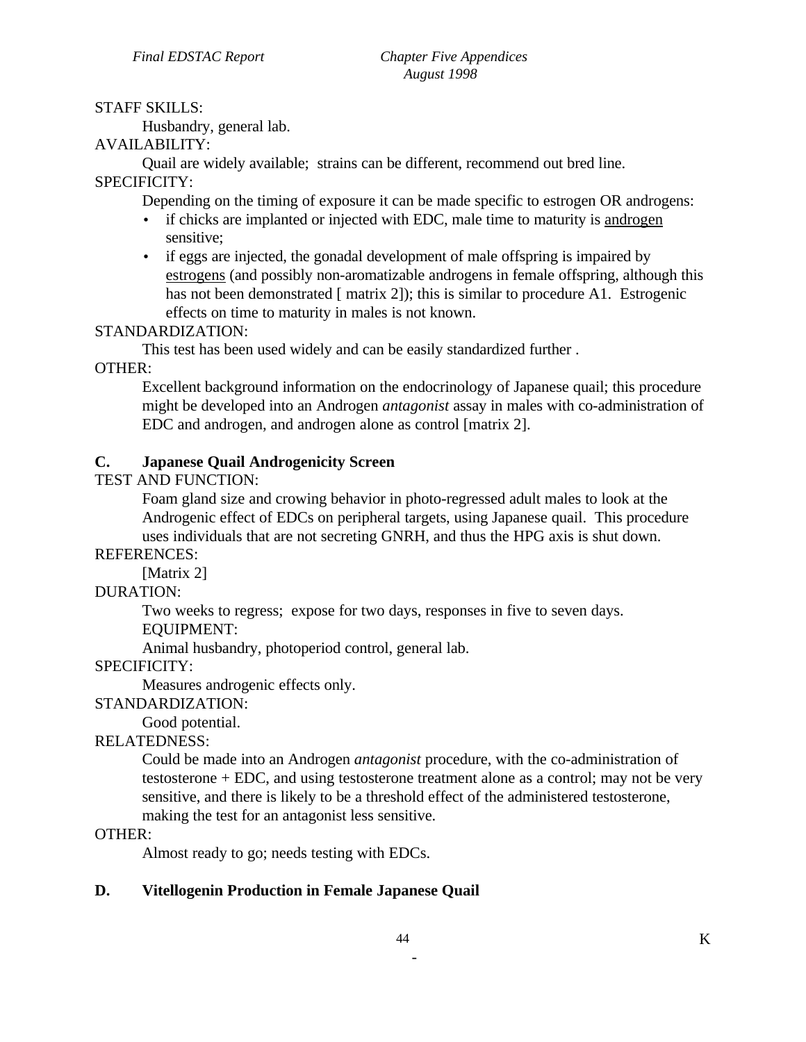STAFF SKILLS:

Husbandry, general lab.

AVAILABILITY:

Quail are widely available; strains can be different, recommend out bred line.

SPECIFICITY:

Depending on the timing of exposure it can be made specific to estrogen OR androgens:

- if chicks are implanted or injected with EDC, male time to maturity is androgen sensitive;
- if eggs are injected, the gonadal development of male offspring is impaired by estrogens (and possibly non-aromatizable androgens in female offspring, although this has not been demonstrated [ matrix 2]); this is similar to procedure A1. Estrogenic effects on time to maturity in males is not known.

STANDARDIZATION:

This test has been used widely and can be easily standardized further .

OTHER:

Excellent background information on the endocrinology of Japanese quail; this procedure might be developed into an Androgen *antagonist* assay in males with co-administration of EDC and androgen, and androgen alone as control [matrix 2].

**C. Japanese Quail Androgenicity Screen**

TEST AND FUNCTION:

Foam gland size and crowing behavior in photo-regressed adult males to look at the Androgenic effect of EDCs on peripheral targets, using Japanese quail. This procedure uses individuals that are not secreting GNRH, and thus the HPG axis is shut down.

REFERENCES:

[Matrix 2]

DURATION:

Two weeks to regress; expose for two days, responses in five to seven days.

EQUIPMENT:

Animal husbandry, photoperiod control, general lab.

SPECIFICITY:

Measures androgenic effects only.

STANDARDIZATION:

Good potential.

RELATEDNESS:

Could be made into an Androgen *antagonist* procedure, with the co-administration of testosterone + EDC, and using testosterone treatment alone as a control; may not be very sensitive, and there is likely to be a threshold effect of the administered testosterone, making the test for an antagonist less sensitive.

OTHER:

Almost ready to go; needs testing with EDCs.

**D. Vitellogenin Production in Female Japanese Quail**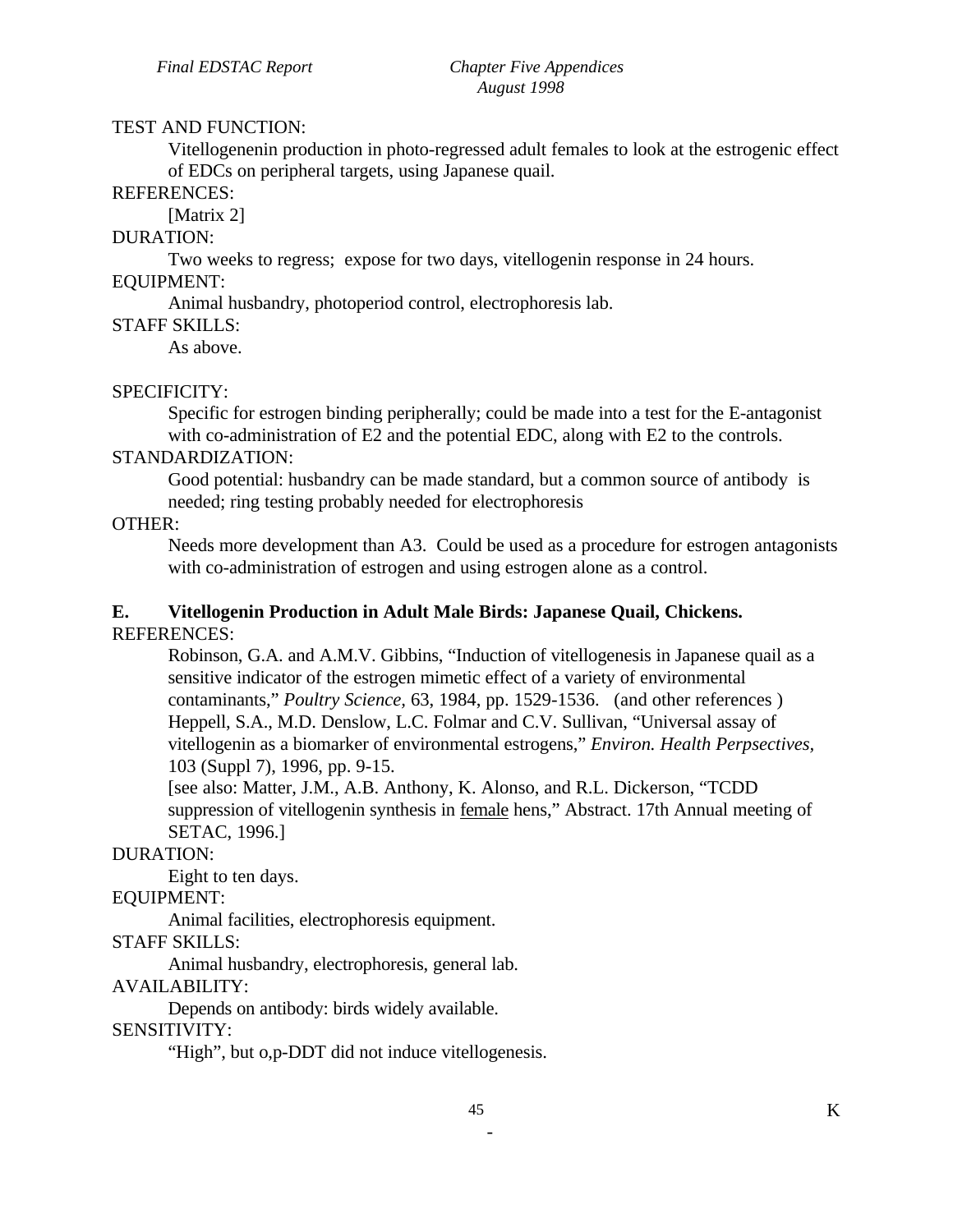TEST AND FUNCTION:

Vitellogenenin production in photo-regressed adult females to look at the estrogenic effect of EDCs on peripheral targets, using Japanese quail.

REFERENCES:

[Matrix 2]

DURATION:

Two weeks to regress;  expose for two days, vitellogenin response in 24 hours.

EQUIPMENT:

Animal husbandry, photoperiod control, electrophoresis lab.

STAFF SKILLS:

As above.

SPECIFICITY:

Specific for estrogen binding peripherally; could be made into a test for the E-antagonist with co-administration of E2 and the potential EDC, along with E2 to the controls.

STANDARDIZATION:

Good potential: husbandry can be made standard, but a common source of antibody  is needed; ring testing probably needed for electrophoresis

OTHER:

Needs more development than A3.  Could be used as a procedure for estrogen antagonists with co-administration of estrogen and using estrogen alone as a control.

**E. Vitellogenin Production in Adult Male Birds: Japanese Quail, Chickens.**

REFERENCES:

Robinson, G.A. and A.M.V. Gibbins, “Induction of vitellogenesis in Japanese quail as a sensitive indicator of the estrogen mimetic effect of a variety of environmental contaminants,” *Poultry Science,* 63, 1984, pp. 1529-1536.   (and other references )

Heppell, S.A., M.D. Denslow, L.C. Folmar and C.V. Sullivan, “Universal assay of vitellogenin as a biomarker of environmental estrogens,” *Environ. Health Perpsectives,* 103 (Suppl 7), 1996, pp. 9-15.

[see also: Matter, J.M., A.B. Anthony, K. Alonso, and R.L. Dickerson, “TCDD suppression of vitellogenin synthesis in <u>female</u> hens,” Abstract. 17th Annual meeting of SETAC, 1996.]

DURATION:

Eight to ten days.

EQUIPMENT:

Animal facilities, electrophoresis equipment.

STAFF SKILLS:

Animal husbandry, electrophoresis, general lab.

AVAILABILITY:

Depends on antibody: birds widely available.

SENSITIVITY:

“High”, but o,p-DDT did not induce vitellogenesis.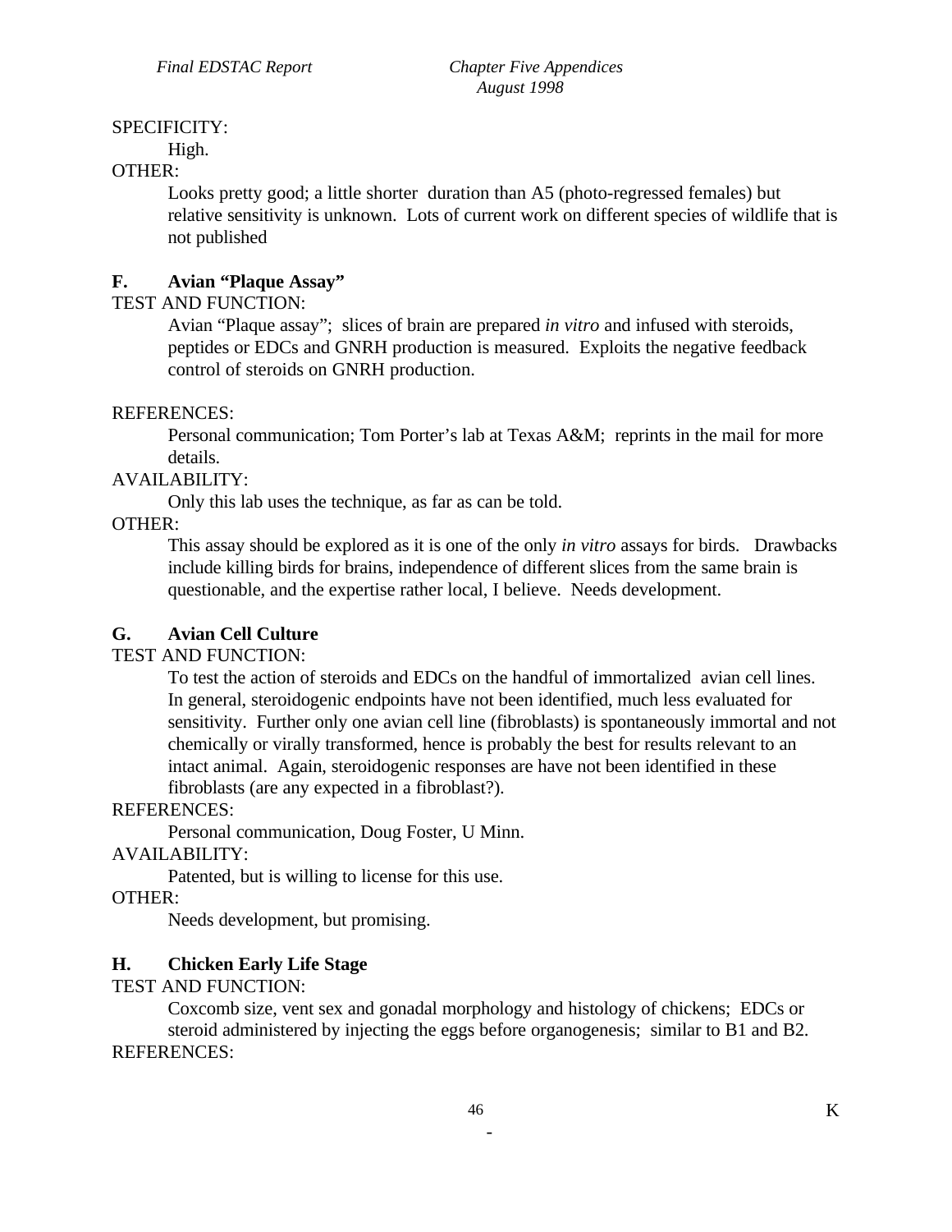SPECIFICITY:

High.

OTHER:

Looks pretty good; a little shorter duration than A5 (photo-regressed females) but relative sensitivity is unknown. Lots of current work on different species of wildlife that is not published

**F. Avian "Plaque Assay"**

TEST AND FUNCTION:

Avian "Plaque assay"; slices of brain are prepared *in vitro* and infused with steroids, peptides or EDCs and GNRH production is measured. Exploits the negative feedback control of steroids on GNRH production.

REFERENCES:

Personal communication; Tom Porter's lab at Texas A&M; reprints in the mail for more details.

AVAILABILITY:

Only this lab uses the technique, as far as can be told.

OTHER:

This assay should be explored as it is one of the only *in vitro* assays for birds. Drawbacks include killing birds for brains, independence of different slices from the same brain is questionable, and the expertise rather local, I believe. Needs development.

**G. Avian Cell Culture**

TEST AND FUNCTION:

To test the action of steroids and EDCs on the handful of immortalized avian cell lines. In general, steroidogenic endpoints have not been identified, much less evaluated for sensitivity. Further only one avian cell line (fibroblasts) is spontaneously immortal and not chemically or virally transformed, hence is probably the best for results relevant to an intact animal. Again, steroidogenic responses are have not been identified in these fibroblasts (are any expected in a fibroblast?).

REFERENCES:

Personal communication, Doug Foster, U Minn.

AVAILABILITY:

Patented, but is willing to license for this use.

OTHER:

Needs development, but promising.

**H. Chicken Early Life Stage**

TEST AND FUNCTION:

Coxcomb size, vent sex and gonadal morphology and histology of chickens; EDCs or steroid administered by injecting the eggs before organogenesis; similar to B1 and B2.

REFERENCES: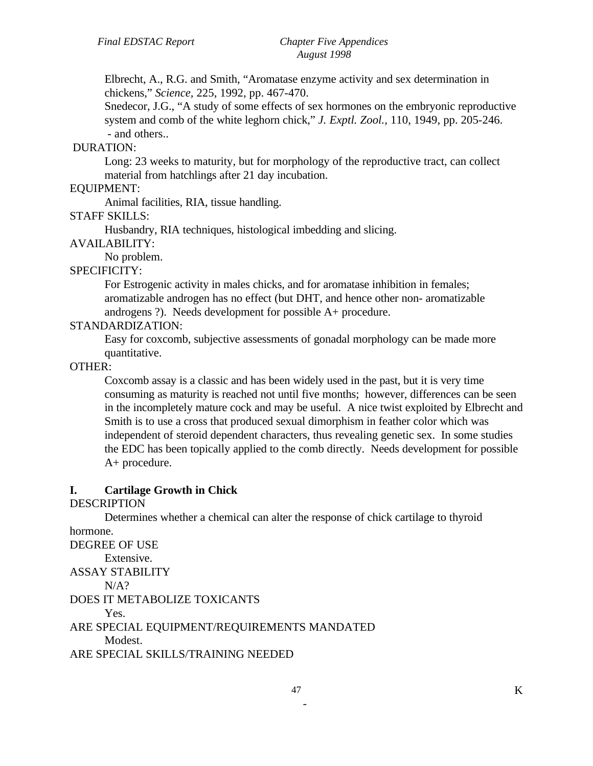Elbrecht, A., R.G. and Smith, "Aromatase enzyme activity and sex determination in chickens," *Science*, 225, 1992, pp. 467-470.
Snedecor, J.G., "A study of some effects of sex hormones on the embryonic reproductive system and comb of the white leghorn chick," *J. Exptl. Zool.*, 110, 1949, pp. 205-246.
- and others..

DURATION:
Long: 23 weeks to maturity, but for morphology of the reproductive tract, can collect material from hatchlings after 21 day incubation.

EQUIPMENT:
Animal facilities, RIA, tissue handling.

STAFF SKILLS:
Husbandry, RIA techniques, histological imbedding and slicing.

AVAILABILITY:
No problem.

SPECIFICITY:
For Estrogenic activity in males chicks, and for aromatase inhibition in females; aromatizable androgen has no effect (but DHT, and hence other non- aromatizable androgens ?). Needs development for possible A+ procedure.

STANDARDIZATION:
Easy for coxcomb, subjective assessments of gonadal morphology can be made more quantitative.

OTHER:
Coxcomb assay is a classic and has been widely used in the past, but it is very time consuming as maturity is reached not until five months; however, differences can be seen in the incompletely mature cock and may be useful. A nice twist exploited by Elbrecht and Smith is to use a cross that produced sexual dimorphism in feather color which was independent of steroid dependent characters, thus revealing genetic sex. In some studies the EDC has been topically applied to the comb directly. Needs development for possible A+ procedure.

## I. Cartilage Growth in Chick

DESCRIPTION
Determines whether a chemical can alter the response of chick cartilage to thyroid hormone.

DEGREE OF USE
Extensive.

ASSAY STABILITY
N/A?

DOES IT METABOLIZE TOXICANTS
Yes.

ARE SPECIAL EQUIPMENT/REQUIREMENTS MANDATED
Modest.

ARE SPECIAL SKILLS/TRAINING NEEDED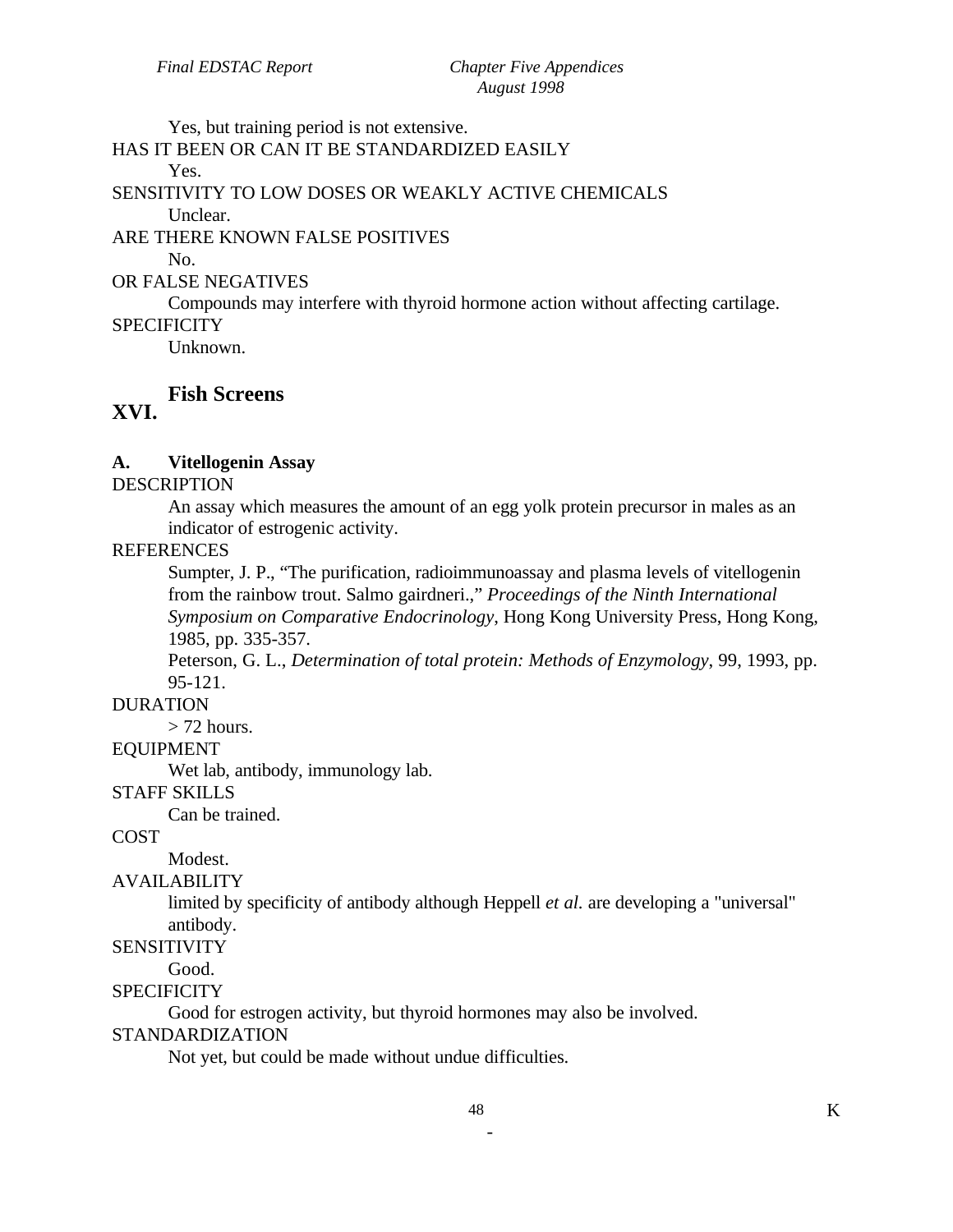Yes, but training period is not extensive.

HAS IT BEEN OR CAN IT BE STANDARDIZED EASILY

Yes.

SENSITIVITY TO LOW DOSES OR WEAKLY ACTIVE CHEMICALS

Unclear.

ARE THERE KNOWN FALSE POSITIVES

No.

OR FALSE NEGATIVES

Compounds may interfere with thyroid hormone action without affecting cartilage.

SPECIFICITY

Unknown.

## XVI. Fish Screens

### A. Vitellogenin Assay

DESCRIPTION

An assay which measures the amount of an egg yolk protein precursor in males as an indicator of estrogenic activity.

REFERENCES

Sumpter, J. P., "The purification, radioimmunoassay and plasma levels of vitellogenin from the rainbow trout. Salmo gairdneri.," *Proceedings of the Ninth International Symposium on Comparative Endocrinology*, Hong Kong University Press, Hong Kong, 1985, pp. 335-357.

Peterson, G. L., *Determination of total protein: Methods of Enzymology*, 99, 1993, pp. 95-121.

DURATION

> 72 hours.

EQUIPMENT

Wet lab, antibody, immunology lab.

STAFF SKILLS

Can be trained.

COST

Modest.

AVAILABILITY

limited by specificity of antibody although Heppell *et al.* are developing a "universal" antibody.

SENSITIVITY

Good.

SPECIFICITY

Good for estrogen activity, but thyroid hormones may also be involved.

STANDARDIZATION

Not yet, but could be made without undue difficulties.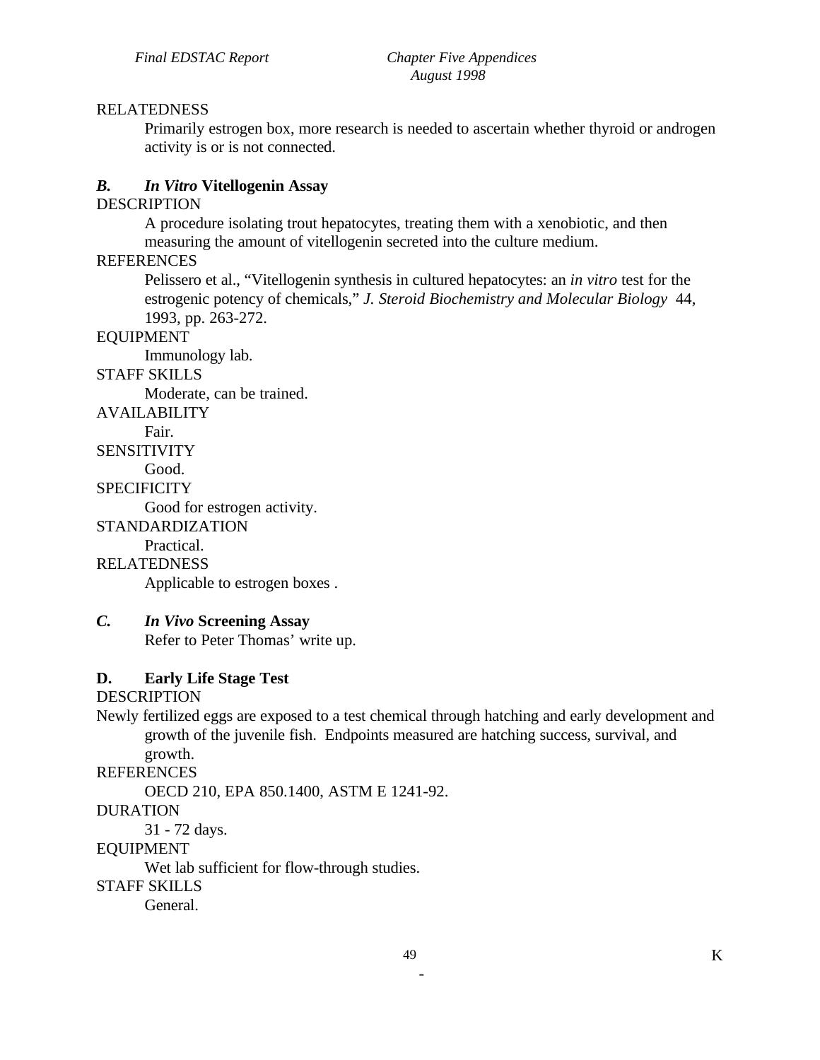RELATEDNESS

Primarily estrogen box, more research is needed to ascertain whether thyroid or androgen activity is or is not connected.

### *B. In Vitro* Vitellogenin Assay

DESCRIPTION

A procedure isolating trout hepatocytes, treating them with a xenobiotic, and then measuring the amount of vitellogenin secreted into the culture medium.

REFERENCES

Pelissero et al., "Vitellogenin synthesis in cultured hepatocytes: an *in vitro* test for the estrogenic potency of chemicals," *J. Steroid Biochemistry and Molecular Biology* 44, 1993, pp. 263-272.

EQUIPMENT

Immunology lab.

STAFF SKILLS

Moderate, can be trained.

AVAILABILITY

Fair.

SENSITIVITY

Good.

SPECIFICITY

Good for estrogen activity.

STANDARDIZATION

Practical.

RELATEDNESS

Applicable to estrogen boxes .

### *C. In Vivo* Screening Assay

Refer to Peter Thomas' write up.

### D. Early Life Stage Test

DESCRIPTION

Newly fertilized eggs are exposed to a test chemical through hatching and early development and growth of the juvenile fish. Endpoints measured are hatching success, survival, and growth.

REFERENCES

OECD 210, EPA 850.1400, ASTM E 1241-92.

DURATION

31 - 72 days.

EQUIPMENT

Wet lab sufficient for flow-through studies.

STAFF SKILLS

General.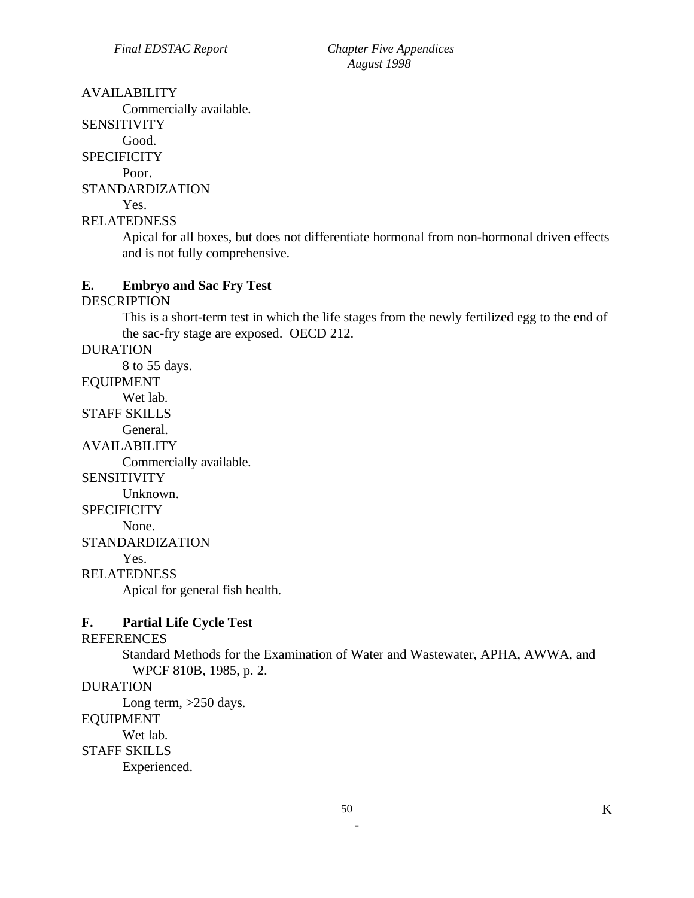AVAILABILITY

Commercially available.

SENSITIVITY

Good.

SPECIFICITY

Poor.

STANDARDIZATION

Yes.

RELATEDNESS

Apical for all boxes, but does not differentiate hormonal from non-hormonal driven effects and is not fully comprehensive.

**E. Embryo and Sac Fry Test**

DESCRIPTION

This is a short-term test in which the life stages from the newly fertilized egg to the end of the sac-fry stage are exposed. OECD 212.

DURATION

8 to 55 days.

EQUIPMENT

Wet lab.

STAFF SKILLS

General.

AVAILABILITY

Commercially available.

SENSITIVITY

Unknown.

SPECIFICITY

None.

STANDARDIZATION

Yes.

RELATEDNESS

Apical for general fish health.

**F. Partial Life Cycle Test**

REFERENCES

Standard Methods for the Examination of Water and Wastewater, APHA, AWWA, and WPCF 810B, 1985, p. 2.

DURATION

Long term, >250 days.

EQUIPMENT

Wet lab.

STAFF SKILLS

Experienced.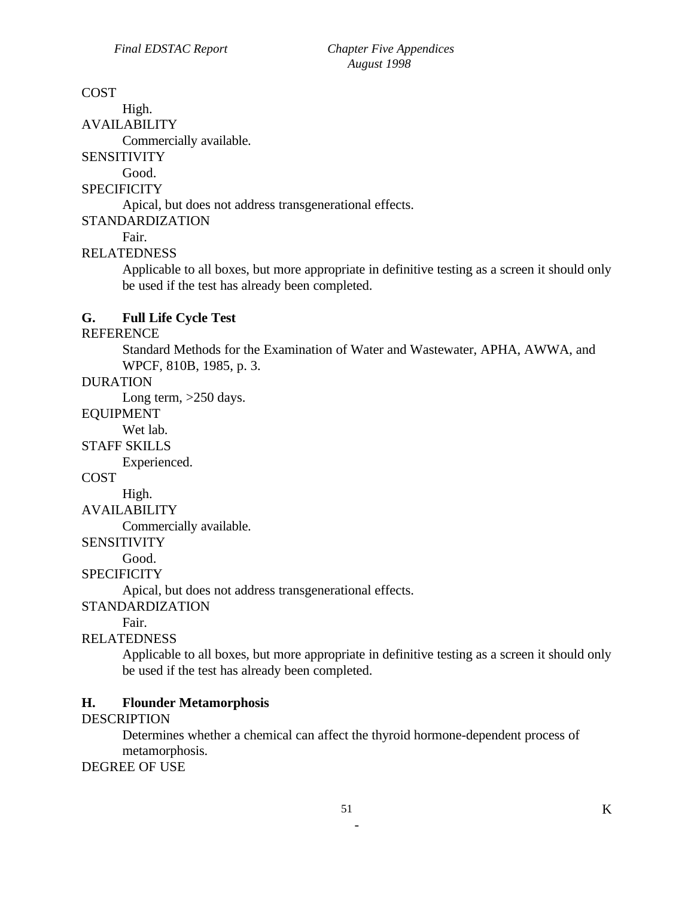COST

High.

AVAILABILITY

Commercially available.

SENSITIVITY

Good.

SPECIFICITY

Apical, but does not address transgenerational effects.

STANDARDIZATION

Fair.

RELATEDNESS

Applicable to all boxes, but more appropriate in definitive testing as a screen it should only be used if the test has already been completed.

**G. Full Life Cycle Test**

REFERENCE

Standard Methods for the Examination of Water and Wastewater, APHA, AWWA, and WPCF, 810B, 1985, p. 3.

DURATION

Long term, >250 days.

EQUIPMENT

Wet lab.

STAFF SKILLS

Experienced.

COST

High.

AVAILABILITY

Commercially available.

SENSITIVITY

Good.

SPECIFICITY

Apical, but does not address transgenerational effects.

STANDARDIZATION

Fair.

RELATEDNESS

Applicable to all boxes, but more appropriate in definitive testing as a screen it should only be used if the test has already been completed.

**H. Flounder Metamorphosis**

DESCRIPTION

Determines whether a chemical can affect the thyroid hormone-dependent process of metamorphosis.

DEGREE OF USE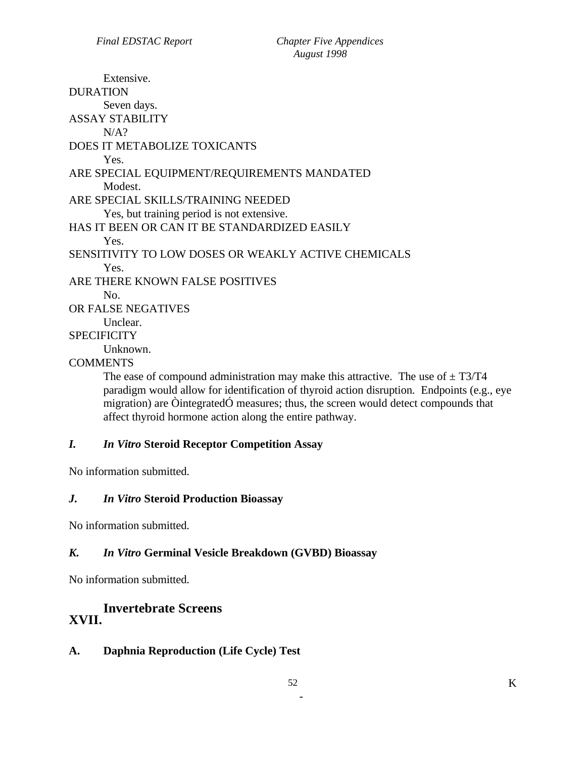Extensive.

DURATION

Seven days.

ASSAY STABILITY

N/A?

DOES IT METABOLIZE TOXICANTS

Yes.

ARE SPECIAL EQUIPMENT/REQUIREMENTS MANDATED

Modest.

ARE SPECIAL SKILLS/TRAINING NEEDED

Yes, but training period is not extensive.

HAS IT BEEN OR CAN IT BE STANDARDIZED EASILY

Yes.

SENSITIVITY TO LOW DOSES OR WEAKLY ACTIVE CHEMICALS

Yes.

ARE THERE KNOWN FALSE POSITIVES

No.

OR FALSE NEGATIVES

Unclear.

SPECIFICITY

Unknown.

COMMENTS

The ease of compound administration may make this attractive. The use of ± T3/T4 paradigm would allow for identification of thyroid action disruption. Endpoints (e.g., eye migration) are ÒintegratedÓ measures; thus, the screen would detect compounds that affect thyroid hormone action along the entire pathway.

### *I. In Vitro* Steroid Receptor Competition Assay

No information submitted.

### *J. In Vitro* Steroid Production Bioassay

No information submitted.

### *K. In Vitro* Germinal Vesicle Breakdown (GVBD) Bioassay

No information submitted.

## XVII. Invertebrate Screens

### A. Daphnia Reproduction (Life Cycle) Test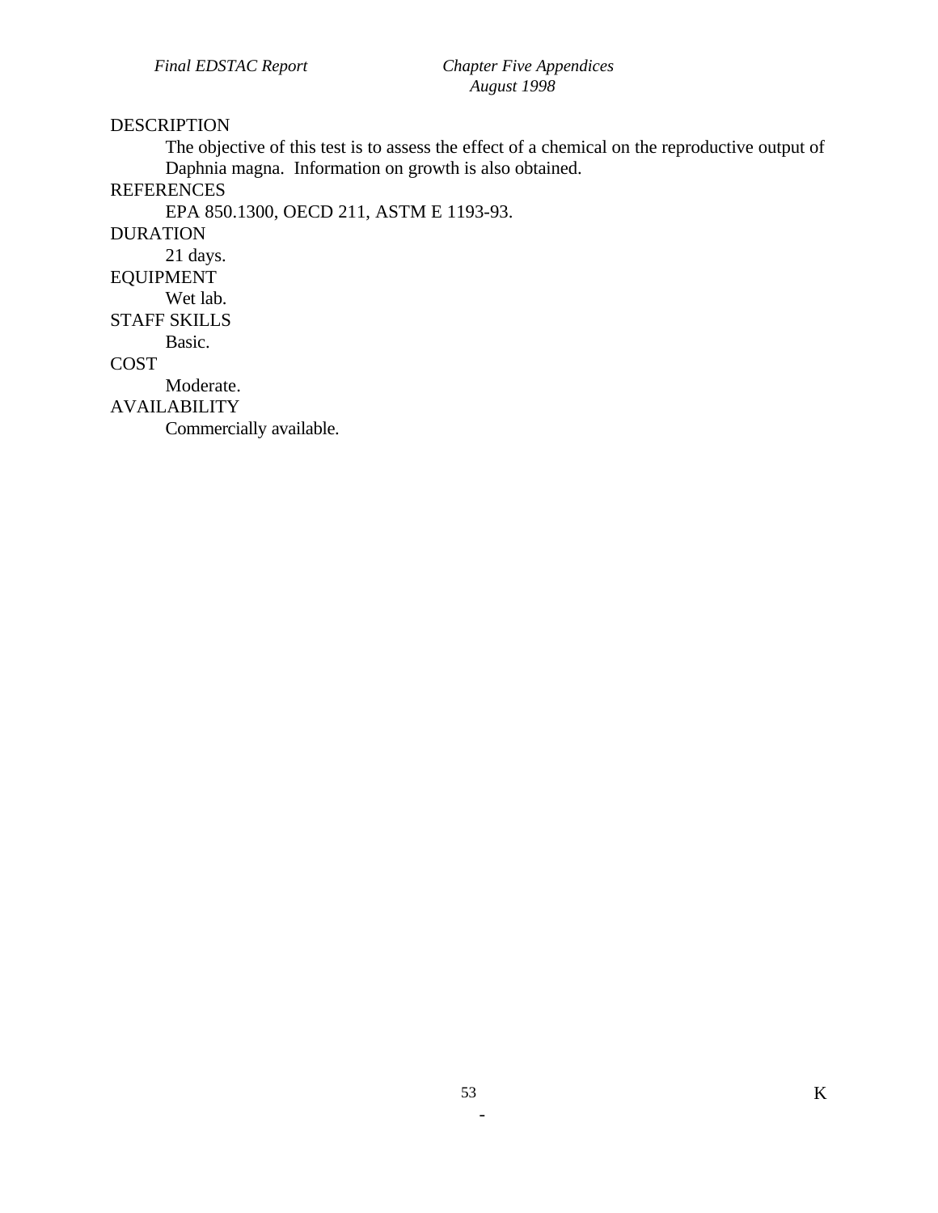DESCRIPTION

The objective of this test is to assess the effect of a chemical on the reproductive output of Daphnia magna. Information on growth is also obtained.

REFERENCES

EPA 850.1300, OECD 211, ASTM E 1193-93.

DURATION

21 days.

EQUIPMENT

Wet lab.

STAFF SKILLS

Basic.

COST

Moderate.

AVAILABILITY

Commercially available.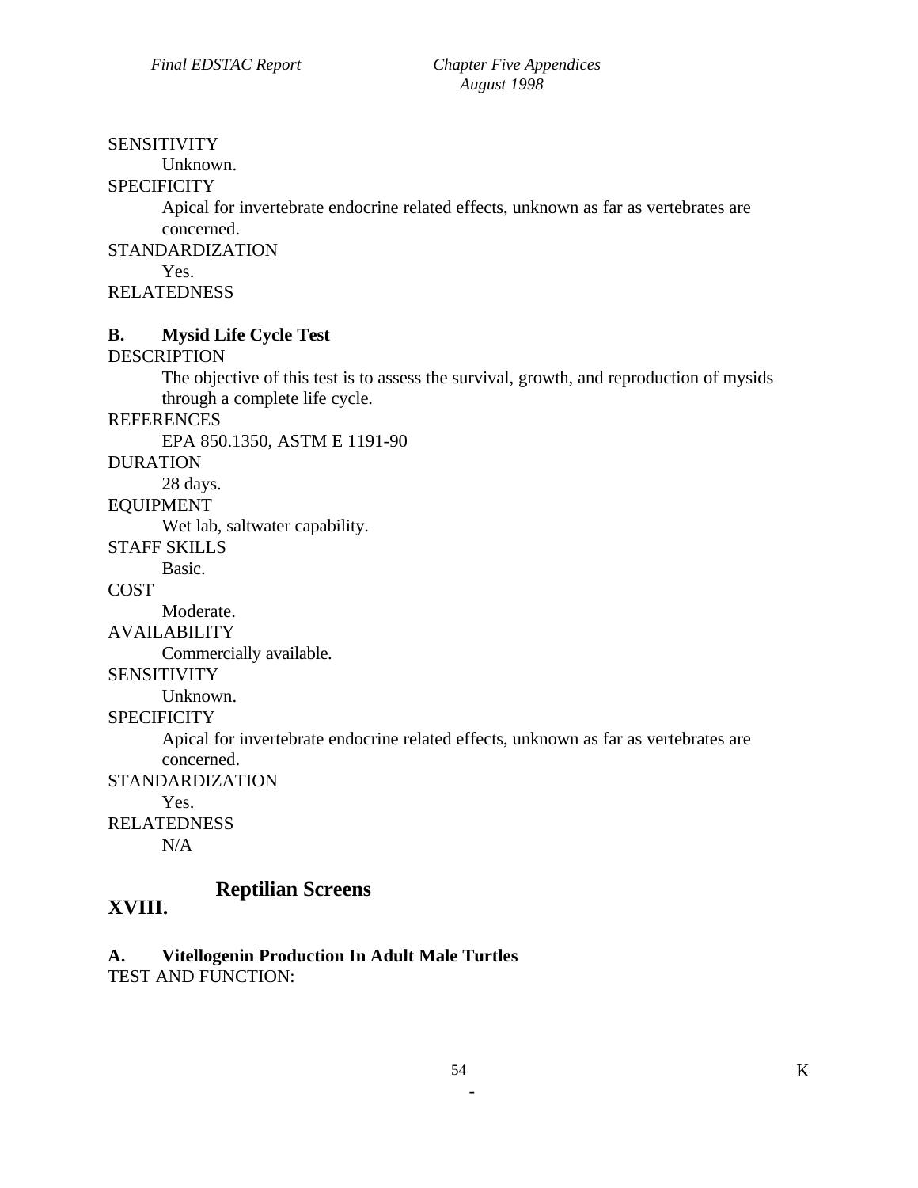SENSITIVITY

Unknown.

SPECIFICITY

Apical for invertebrate endocrine related effects, unknown as far as vertebrates are concerned.

STANDARDIZATION

Yes.

RELATEDNESS

**B. Mysid Life Cycle Test**

DESCRIPTION

The objective of this test is to assess the survival, growth, and reproduction of mysids through a complete life cycle.

REFERENCES

EPA 850.1350, ASTM E 1191-90

DURATION

28 days.

EQUIPMENT

Wet lab, saltwater capability.

STAFF SKILLS

Basic.

COST

Moderate.

AVAILABILITY

Commercially available.

SENSITIVITY

Unknown.

SPECIFICITY

Apical for invertebrate endocrine related effects, unknown as far as vertebrates are concerned.

STANDARDIZATION

Yes.

RELATEDNESS

N/A

## XVIII. Reptilian Screens

**A. Vitellogenin Production In Adult Male Turtles**

TEST AND FUNCTION: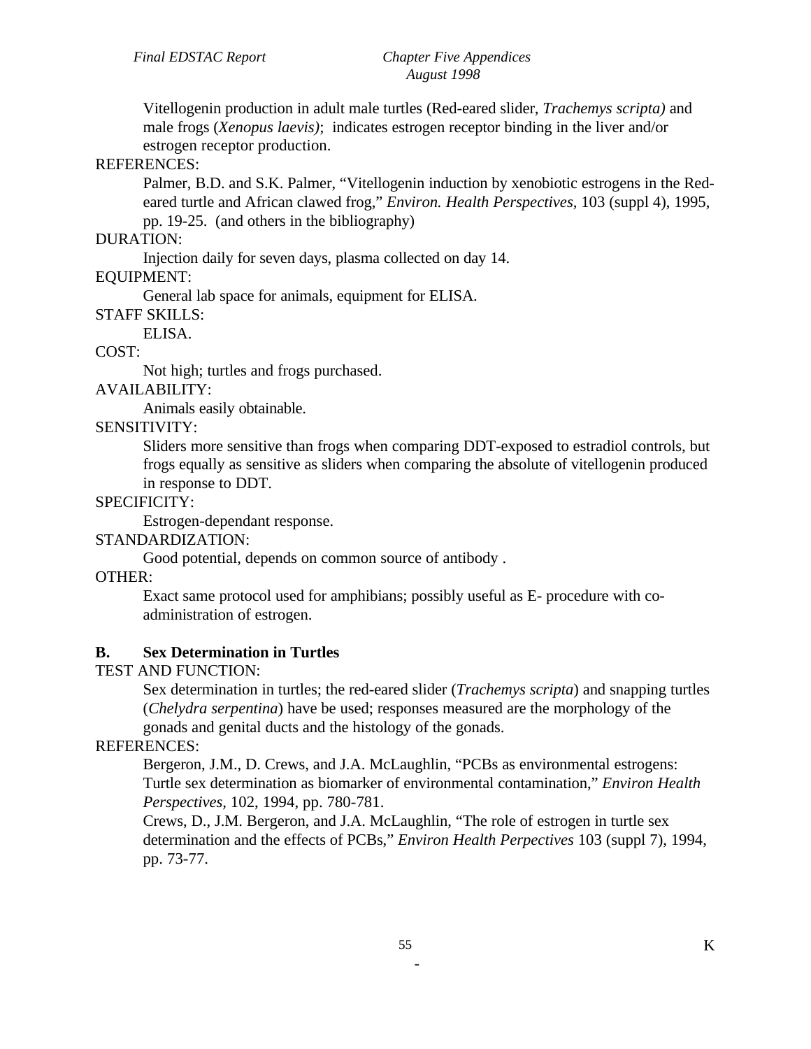Vitellogenin production in adult male turtles (Red-eared slider, *Trachemys scripta)* and male frogs (*Xenopus laevis)*; indicates estrogen receptor binding in the liver and/or estrogen receptor production.

REFERENCES:

Palmer, B.D. and S.K. Palmer, "Vitellogenin induction by xenobiotic estrogens in the Red-eared turtle and African clawed frog," *Environ. Health Perspectives,* 103 (suppl 4), 1995, pp. 19-25. (and others in the bibliography)

DURATION:

Injection daily for seven days, plasma collected on day 14.

EQUIPMENT:

General lab space for animals, equipment for ELISA.

STAFF SKILLS:

ELISA.

COST:

Not high; turtles and frogs purchased.

AVAILABILITY:

Animals easily obtainable.

SENSITIVITY:

Sliders more sensitive than frogs when comparing DDT-exposed to estradiol controls, but frogs equally as sensitive as sliders when comparing the absolute of vitellogenin produced in response to DDT.

SPECIFICITY:

Estrogen-dependant response.

STANDARDIZATION:

Good potential, depends on common source of antibody .

OTHER:

Exact same protocol used for amphibians; possibly useful as E- procedure with co-administration of estrogen.

**B. Sex Determination in Turtles**

TEST AND FUNCTION:

Sex determination in turtles; the red-eared slider (*Trachemys scripta*) and snapping turtles (*Chelydra serpentina*) have be used; responses measured are the morphology of the gonads and genital ducts and the histology of the gonads.

REFERENCES:

Bergeron, J.M., D. Crews, and J.A. McLaughlin, "PCBs as environmental estrogens: Turtle sex determination as biomarker of environmental contamination," *Environ Health Perspectives,* 102, 1994, pp. 780-781.

Crews, D., J.M. Bergeron, and J.A. McLaughlin, "The role of estrogen in turtle sex determination and the effects of PCBs," *Environ Health Perpectives* 103 (suppl 7), 1994, pp. 73-77.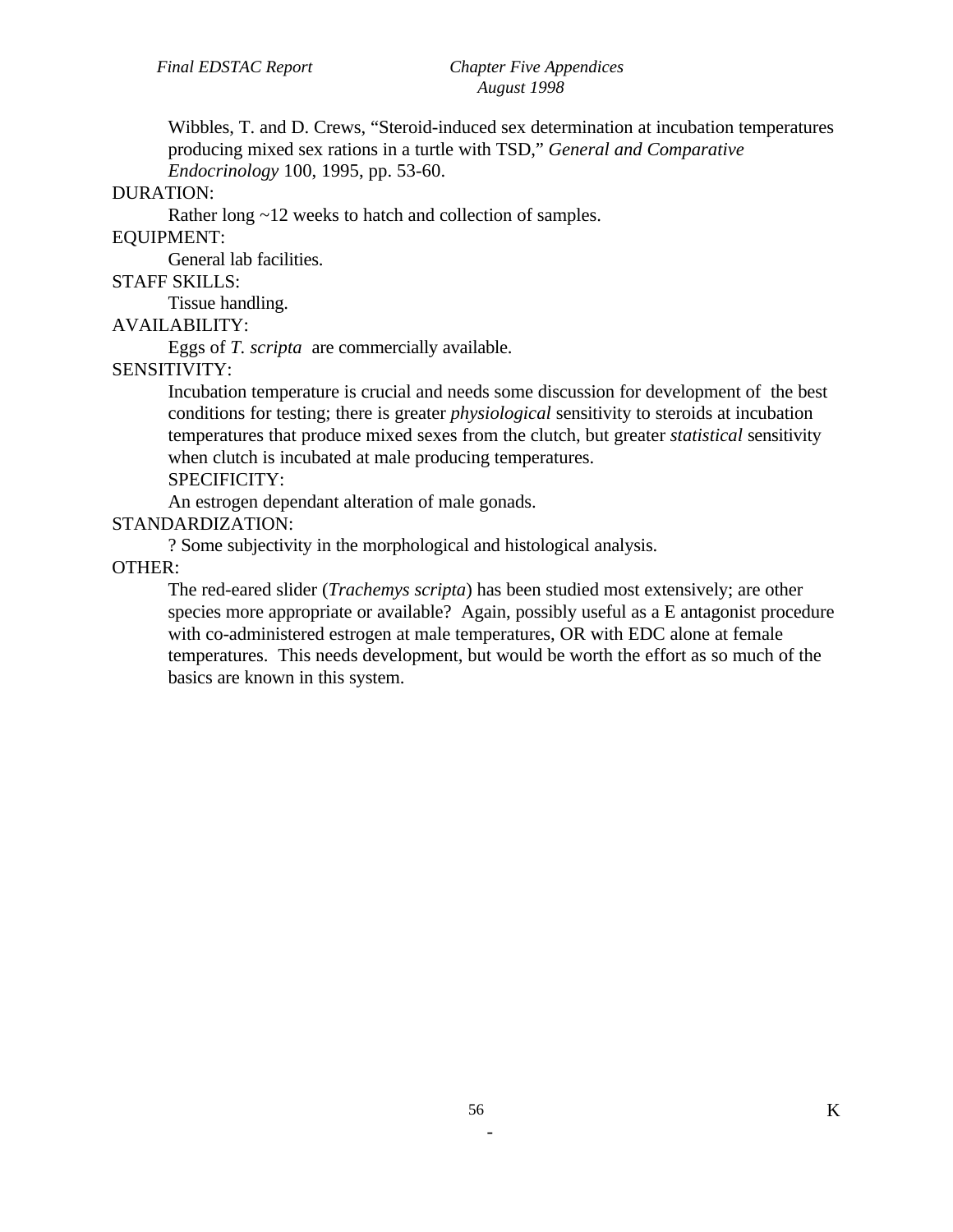Wibbles, T. and D. Crews, "Steroid-induced sex determination at incubation temperatures producing mixed sex rations in a turtle with TSD," *General and Comparative Endocrinology* 100, 1995, pp. 53-60.

DURATION:

Rather long ~12 weeks to hatch and collection of samples.

EQUIPMENT:

General lab facilities.

STAFF SKILLS:

Tissue handling.

AVAILABILITY:

Eggs of *T. scripta* are commercially available.

SENSITIVITY:

Incubation temperature is crucial and needs some discussion for development of the best conditions for testing; there is greater *physiological* sensitivity to steroids at incubation temperatures that produce mixed sexes from the clutch, but greater *statistical* sensitivity when clutch is incubated at male producing temperatures.

SPECIFICITY:

An estrogen dependant alteration of male gonads.

STANDARDIZATION:

? Some subjectivity in the morphological and histological analysis.

OTHER:

The red-eared slider (*Trachemys scripta*) has been studied most extensively; are other species more appropriate or available? Again, possibly useful as a E antagonist procedure with co-administered estrogen at male temperatures, OR with EDC alone at female temperatures. This needs development, but would be worth the effort as so much of the basics are known in this system.